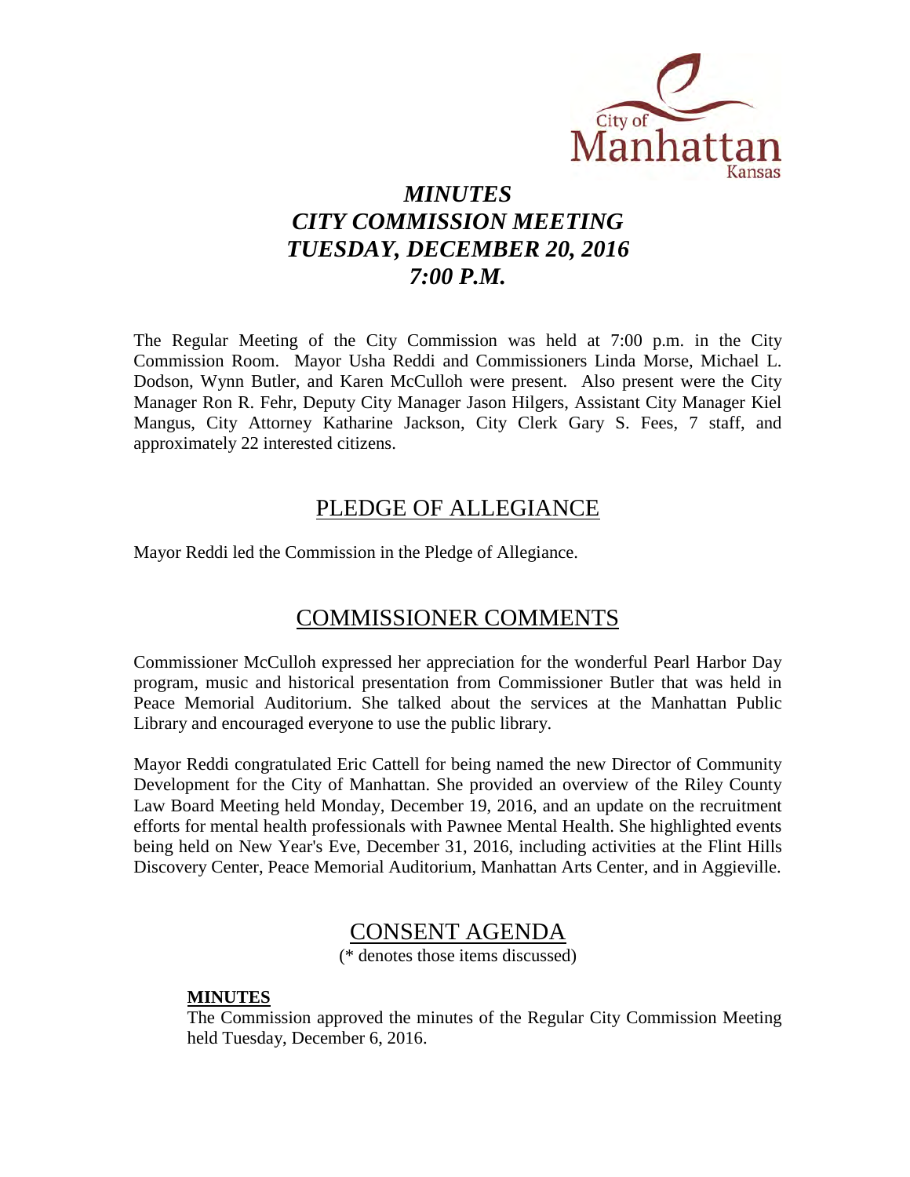# *MINUTES*
# *CITY COMMISSION MEETING*
# *TUESDAY, DECEMBER 20, 2016*
# *7:00 P.M.*

The Regular Meeting of the City Commission was held at 7:00 p.m. in the City Commission Room. Mayor Usha Reddi and Commissioners Linda Morse, Michael L. Dodson, Wynn Butler, and Karen McCulloh were present. Also present were the City Manager Ron R. Fehr, Deputy City Manager Jason Hilgers, Assistant City Manager Kiel Mangus, City Attorney Katharine Jackson, City Clerk Gary S. Fees, 7 staff, and approximately 22 interested citizens.

## PLEDGE OF ALLEGIANCE

Mayor Reddi led the Commission in the Pledge of Allegiance.

## COMMISSIONER COMMENTS

Commissioner McCulloh expressed her appreciation for the wonderful Pearl Harbor Day program, music and historical presentation from Commissioner Butler that was held in Peace Memorial Auditorium. She talked about the services at the Manhattan Public Library and encouraged everyone to use the public library.

Mayor Reddi congratulated Eric Cattell for being named the new Director of Community Development for the City of Manhattan. She provided an overview of the Riley County Law Board Meeting held Monday, December 19, 2016, and an update on the recruitment efforts for mental health professionals with Pawnee Mental Health. She highlighted events being held on New Year's Eve, December 31, 2016, including activities at the Flint Hills Discovery Center, Peace Memorial Auditorium, Manhattan Arts Center, and in Aggieville.

## CONSENT AGENDA

(* denotes those items discussed)

**MINUTES**

The Commission approved the minutes of the Regular City Commission Meeting held Tuesday, December 6, 2016.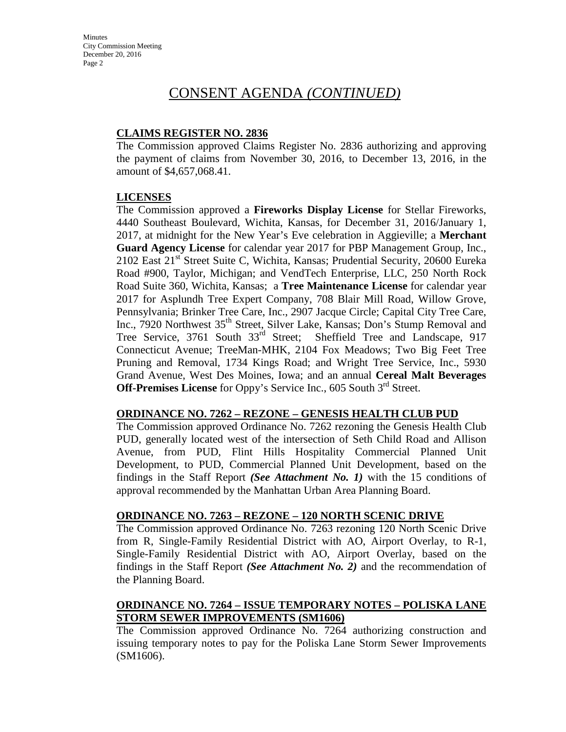# CONSENT AGENDA *(CONTINUED)*

## CLAIMS REGISTER NO. 2836

The Commission approved Claims Register No. 2836 authorizing and approving the payment of claims from November 30, 2016, to December 13, 2016, in the amount of $4,657,068.41.

## LICENSES

The Commission approved a **Fireworks Display License** for Stellar Fireworks, 4440 Southeast Boulevard, Wichita, Kansas, for December 31, 2016/January 1, 2017, at midnight for the New Year's Eve celebration in Aggieville; a **Merchant Guard Agency License** for calendar year 2017 for PBP Management Group, Inc., 2102 East 21st Street Suite C, Wichita, Kansas; Prudential Security, 20600 Eureka Road #900, Taylor, Michigan; and VendTech Enterprise, LLC, 250 North Rock Road Suite 360, Wichita, Kansas; a **Tree Maintenance License** for calendar year 2017 for Asplundh Tree Expert Company, 708 Blair Mill Road, Willow Grove, Pennsylvania; Brinker Tree Care, Inc., 2907 Jacque Circle; Capital City Tree Care, Inc., 7920 Northwest 35th Street, Silver Lake, Kansas; Don's Stump Removal and Tree Service, 3761 South 33rd Street; Sheffield Tree and Landscape, 917 Connecticut Avenue; TreeMan-MHK, 2104 Fox Meadows; Two Big Feet Tree Pruning and Removal, 1734 Kings Road; and Wright Tree Service, Inc., 5930 Grand Avenue, West Des Moines, Iowa; and an annual **Cereal Malt Beverages Off-Premises License** for Oppy's Service Inc., 605 South 3rd Street.

## ORDINANCE NO. 7262 – REZONE – GENESIS HEALTH CLUB PUD

The Commission approved Ordinance No. 7262 rezoning the Genesis Health Club PUD, generally located west of the intersection of Seth Child Road and Allison Avenue, from PUD, Flint Hills Hospitality Commercial Planned Unit Development, to PUD, Commercial Planned Unit Development, based on the findings in the Staff Report ***(See Attachment No. 1)*** with the 15 conditions of approval recommended by the Manhattan Urban Area Planning Board.

## ORDINANCE NO. 7263 – REZONE – 120 NORTH SCENIC DRIVE

The Commission approved Ordinance No. 7263 rezoning 120 North Scenic Drive from R, Single-Family Residential District with AO, Airport Overlay, to R-1, Single-Family Residential District with AO, Airport Overlay, based on the findings in the Staff Report ***(See Attachment No. 2)*** and the recommendation of the Planning Board.

## ORDINANCE NO. 7264 – ISSUE TEMPORARY NOTES – POLISKA LANE STORM SEWER IMPROVEMENTS (SM1606)

The Commission approved Ordinance No. 7264 authorizing construction and issuing temporary notes to pay for the Poliska Lane Storm Sewer Improvements (SM1606).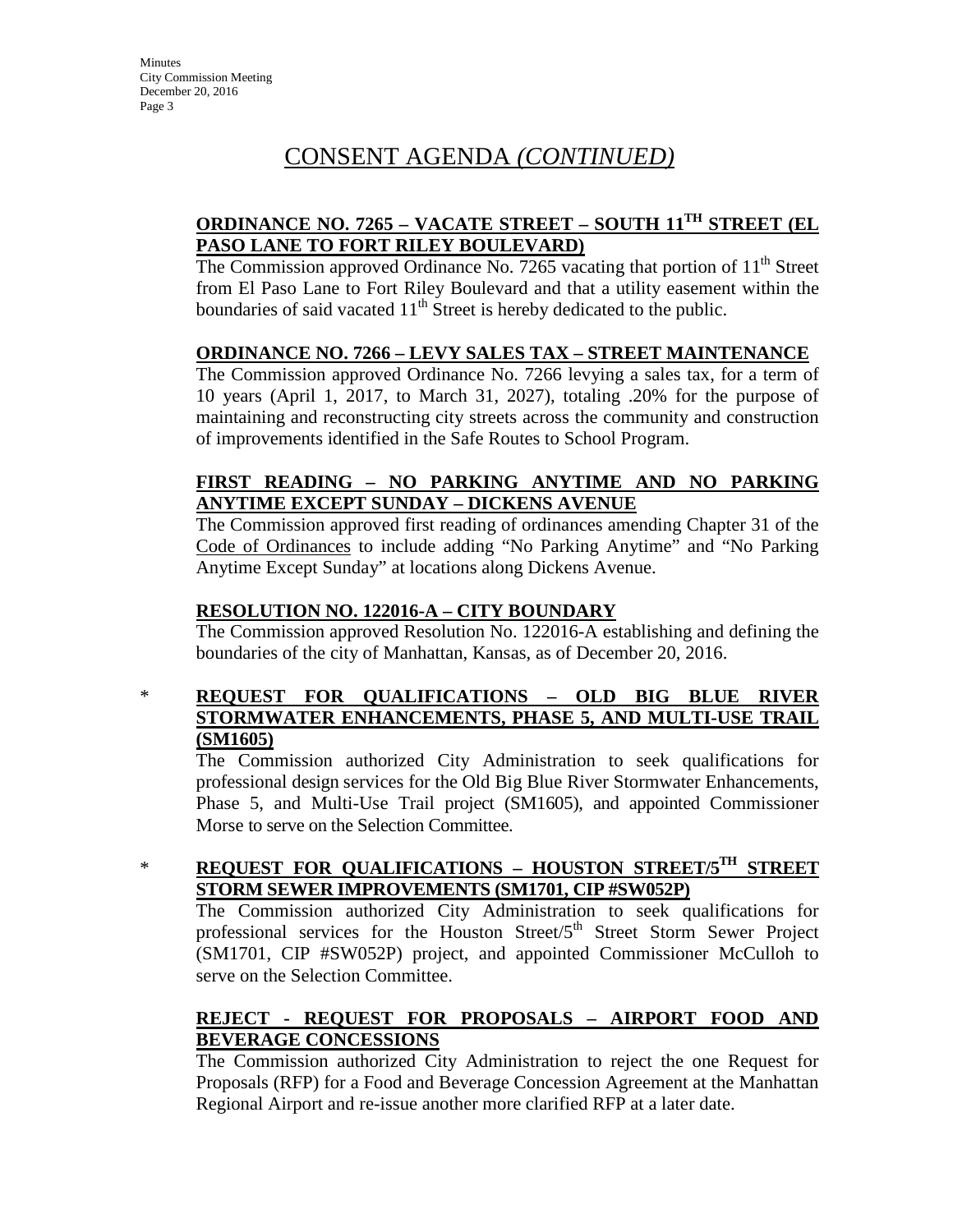# CONSENT AGENDA *(CONTINUED)*

**ORDINANCE NO. 7265 – VACATE STREET – SOUTH 11TH STREET (EL PASO LANE TO FORT RILEY BOULEVARD)**

The Commission approved Ordinance No. 7265 vacating that portion of 11th Street from El Paso Lane to Fort Riley Boulevard and that a utility easement within the boundaries of said vacated 11th Street is hereby dedicated to the public.

**ORDINANCE NO. 7266 – LEVY SALES TAX – STREET MAINTENANCE**

The Commission approved Ordinance No. 7266 levying a sales tax, for a term of 10 years (April 1, 2017, to March 31, 2027), totaling .20% for the purpose of maintaining and reconstructing city streets across the community and construction of improvements identified in the Safe Routes to School Program.

**FIRST READING – NO PARKING ANYTIME AND NO PARKING ANYTIME EXCEPT SUNDAY – DICKENS AVENUE**

The Commission approved first reading of ordinances amending Chapter 31 of the Code of Ordinances to include adding "No Parking Anytime" and "No Parking Anytime Except Sunday" at locations along Dickens Avenue.

**RESOLUTION NO. 122016-A – CITY BOUNDARY**

The Commission approved Resolution No. 122016-A establishing and defining the boundaries of the city of Manhattan, Kansas, as of December 20, 2016.

\* **REQUEST FOR QUALIFICATIONS – OLD BIG BLUE RIVER STORMWATER ENHANCEMENTS, PHASE 5, AND MULTI-USE TRAIL (SM1605)**

The Commission authorized City Administration to seek qualifications for professional design services for the Old Big Blue River Stormwater Enhancements, Phase 5, and Multi-Use Trail project (SM1605), and appointed Commissioner Morse to serve on the Selection Committee.

\* **REQUEST FOR QUALIFICATIONS – HOUSTON STREET/5TH STREET STORM SEWER IMPROVEMENTS (SM1701, CIP #SW052P)**

The Commission authorized City Administration to seek qualifications for professional services for the Houston Street/5th Street Storm Sewer Project (SM1701, CIP #SW052P) project, and appointed Commissioner McCulloh to serve on the Selection Committee.

**REJECT - REQUEST FOR PROPOSALS – AIRPORT FOOD AND BEVERAGE CONCESSIONS**

The Commission authorized City Administration to reject the one Request for Proposals (RFP) for a Food and Beverage Concession Agreement at the Manhattan Regional Airport and re-issue another more clarified RFP at a later date.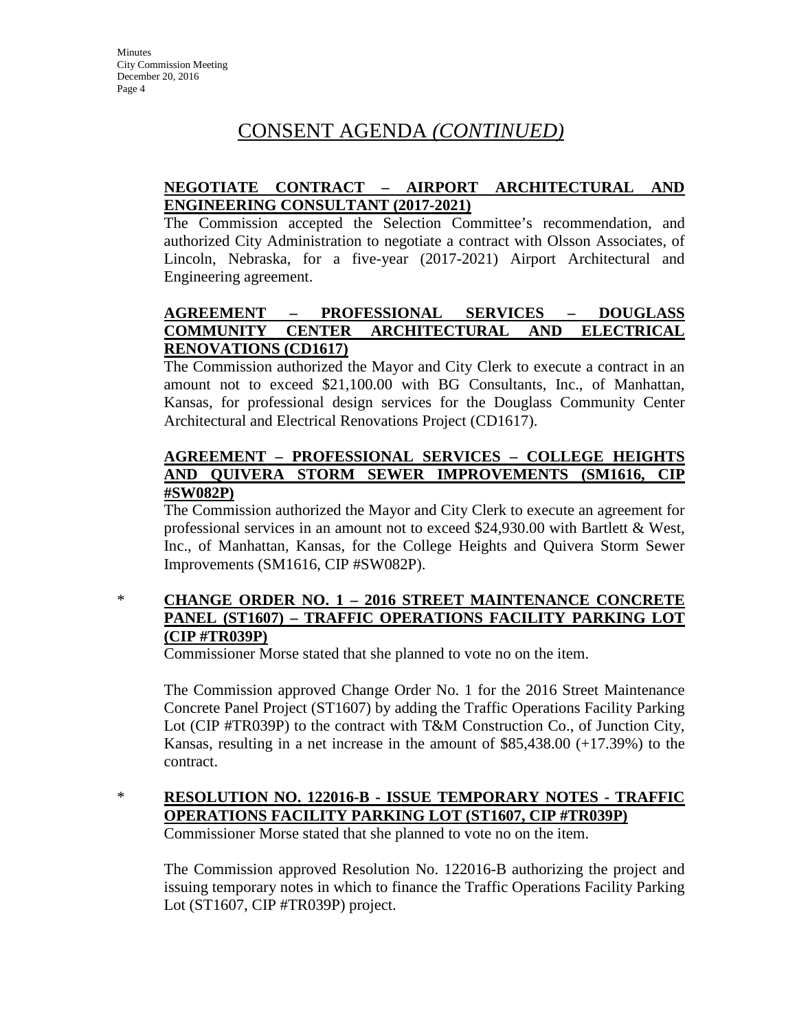## CONSENT AGENDA *(CONTINUED)*

**NEGOTIATE CONTRACT – AIRPORT ARCHITECTURAL AND ENGINEERING CONSULTANT (2017-2021)**

The Commission accepted the Selection Committee's recommendation, and authorized City Administration to negotiate a contract with Olsson Associates, of Lincoln, Nebraska, for a five-year (2017-2021) Airport Architectural and Engineering agreement.

**AGREEMENT – PROFESSIONAL SERVICES – DOUGLASS COMMUNITY CENTER ARCHITECTURAL AND ELECTRICAL RENOVATIONS (CD1617)**

The Commission authorized the Mayor and City Clerk to execute a contract in an amount not to exceed $21,100.00 with BG Consultants, Inc., of Manhattan, Kansas, for professional design services for the Douglass Community Center Architectural and Electrical Renovations Project (CD1617).

**AGREEMENT – PROFESSIONAL SERVICES – COLLEGE HEIGHTS AND QUIVERA STORM SEWER IMPROVEMENTS (SM1616, CIP #SW082P)**

The Commission authorized the Mayor and City Clerk to execute an agreement for professional services in an amount not to exceed $24,930.00 with Bartlett & West, Inc., of Manhattan, Kansas, for the College Heights and Quivera Storm Sewer Improvements (SM1616, CIP #SW082P).

\* **CHANGE ORDER NO. 1 – 2016 STREET MAINTENANCE CONCRETE PANEL (ST1607) – TRAFFIC OPERATIONS FACILITY PARKING LOT (CIP #TR039P)**

Commissioner Morse stated that she planned to vote no on the item.

The Commission approved Change Order No. 1 for the 2016 Street Maintenance Concrete Panel Project (ST1607) by adding the Traffic Operations Facility Parking Lot (CIP #TR039P) to the contract with T&M Construction Co., of Junction City, Kansas, resulting in a net increase in the amount of $85,438.00 (+17.39%) to the contract.

\* **RESOLUTION NO. 122016-B - ISSUE TEMPORARY NOTES - TRAFFIC OPERATIONS FACILITY PARKING LOT (ST1607, CIP #TR039P)**

Commissioner Morse stated that she planned to vote no on the item.

The Commission approved Resolution No. 122016-B authorizing the project and issuing temporary notes in which to finance the Traffic Operations Facility Parking Lot (ST1607, CIP #TR039P) project.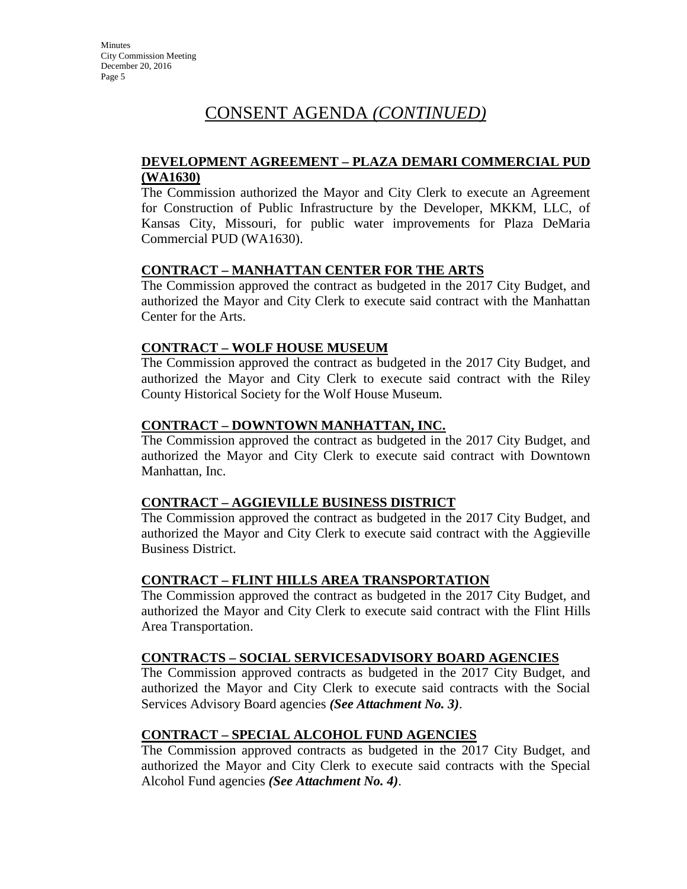# CONSENT AGENDA *(CONTINUED)*

**DEVELOPMENT AGREEMENT – PLAZA DEMARI COMMERCIAL PUD (WA1630)**

The Commission authorized the Mayor and City Clerk to execute an Agreement for Construction of Public Infrastructure by the Developer, MKKM, LLC, of Kansas City, Missouri, for public water improvements for Plaza DeMaria Commercial PUD (WA1630).

**CONTRACT – MANHATTAN CENTER FOR THE ARTS**

The Commission approved the contract as budgeted in the 2017 City Budget, and authorized the Mayor and City Clerk to execute said contract with the Manhattan Center for the Arts.

**CONTRACT – WOLF HOUSE MUSEUM**

The Commission approved the contract as budgeted in the 2017 City Budget, and authorized the Mayor and City Clerk to execute said contract with the Riley County Historical Society for the Wolf House Museum.

**CONTRACT – DOWNTOWN MANHATTAN, INC.**

The Commission approved the contract as budgeted in the 2017 City Budget, and authorized the Mayor and City Clerk to execute said contract with Downtown Manhattan, Inc.

**CONTRACT – AGGIEVILLE BUSINESS DISTRICT**

The Commission approved the contract as budgeted in the 2017 City Budget, and authorized the Mayor and City Clerk to execute said contract with the Aggieville Business District.

**CONTRACT – FLINT HILLS AREA TRANSPORTATION**

The Commission approved the contract as budgeted in the 2017 City Budget, and authorized the Mayor and City Clerk to execute said contract with the Flint Hills Area Transportation.

**CONTRACTS – SOCIAL SERVICESADVISORY BOARD AGENCIES**

The Commission approved contracts as budgeted in the 2017 City Budget, and authorized the Mayor and City Clerk to execute said contracts with the Social Services Advisory Board agencies ***(See Attachment No. 3)***.

**CONTRACT – SPECIAL ALCOHOL FUND AGENCIES**

The Commission approved contracts as budgeted in the 2017 City Budget, and authorized the Mayor and City Clerk to execute said contracts with the Special Alcohol Fund agencies ***(See Attachment No. 4)***.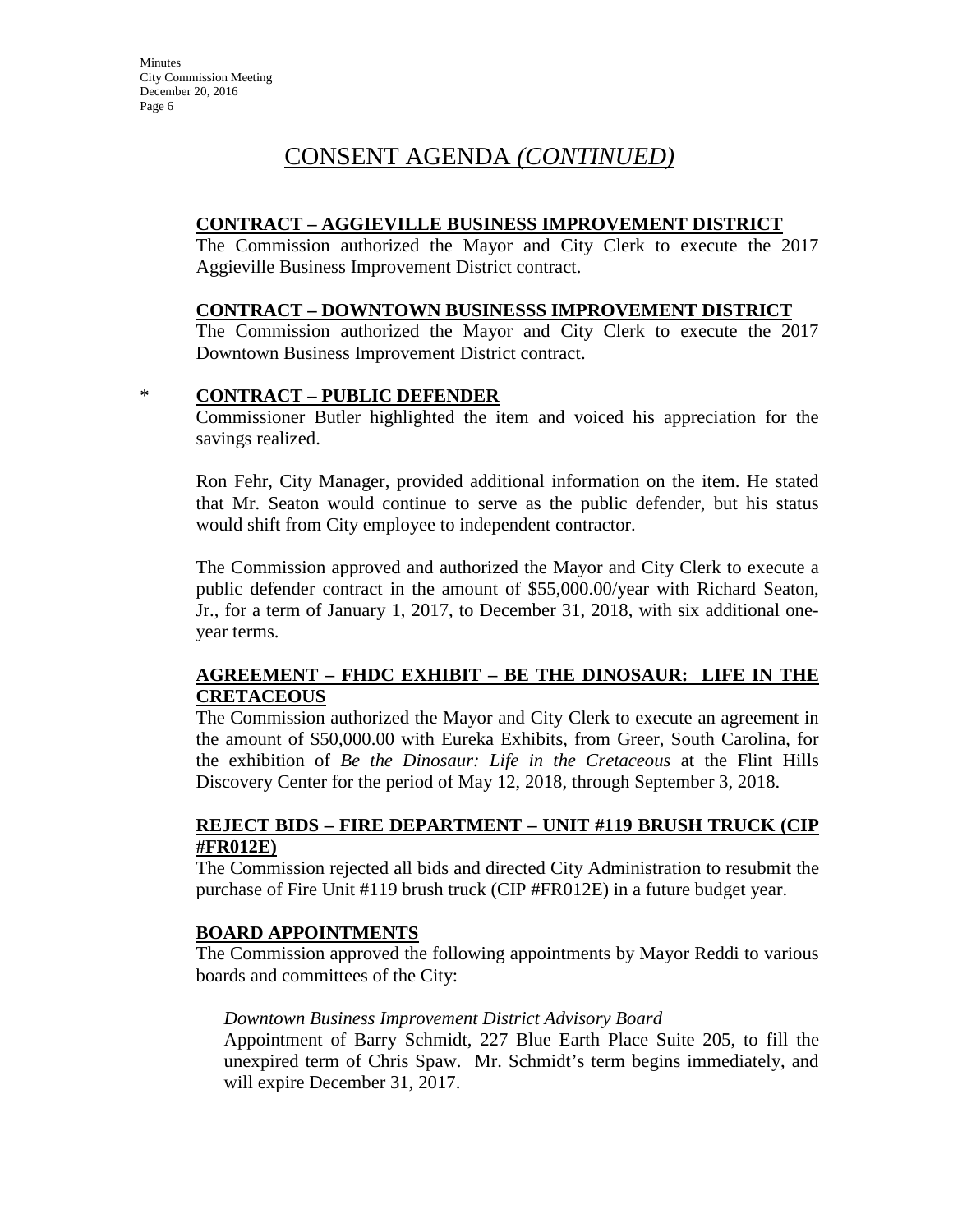# CONSENT AGENDA *(CONTINUED)*

**CONTRACT – AGGIEVILLE BUSINESS IMPROVEMENT DISTRICT**

The Commission authorized the Mayor and City Clerk to execute the 2017 Aggieville Business Improvement District contract.

**CONTRACT – DOWNTOWN BUSINESSS IMPROVEMENT DISTRICT**

The Commission authorized the Mayor and City Clerk to execute the 2017 Downtown Business Improvement District contract.

\* **CONTRACT – PUBLIC DEFENDER**

Commissioner Butler highlighted the item and voiced his appreciation for the savings realized.

Ron Fehr, City Manager, provided additional information on the item. He stated that Mr. Seaton would continue to serve as the public defender, but his status would shift from City employee to independent contractor.

The Commission approved and authorized the Mayor and City Clerk to execute a public defender contract in the amount of $55,000.00/year with Richard Seaton, Jr., for a term of January 1, 2017, to December 31, 2018, with six additional one-year terms.

**AGREEMENT – FHDC EXHIBIT – BE THE DINOSAUR: LIFE IN THE CRETACEOUS**

The Commission authorized the Mayor and City Clerk to execute an agreement in the amount of $50,000.00 with Eureka Exhibits, from Greer, South Carolina, for the exhibition of *Be the Dinosaur: Life in the Cretaceous* at the Flint Hills Discovery Center for the period of May 12, 2018, through September 3, 2018.

**REJECT BIDS – FIRE DEPARTMENT – UNIT #119 BRUSH TRUCK (CIP #FR012E)**

The Commission rejected all bids and directed City Administration to resubmit the purchase of Fire Unit #119 brush truck (CIP #FR012E) in a future budget year.

**BOARD APPOINTMENTS**

The Commission approved the following appointments by Mayor Reddi to various boards and committees of the City:

*Downtown Business Improvement District Advisory Board*

Appointment of Barry Schmidt, 227 Blue Earth Place Suite 205, to fill the unexpired term of Chris Spaw. Mr. Schmidt's term begins immediately, and will expire December 31, 2017.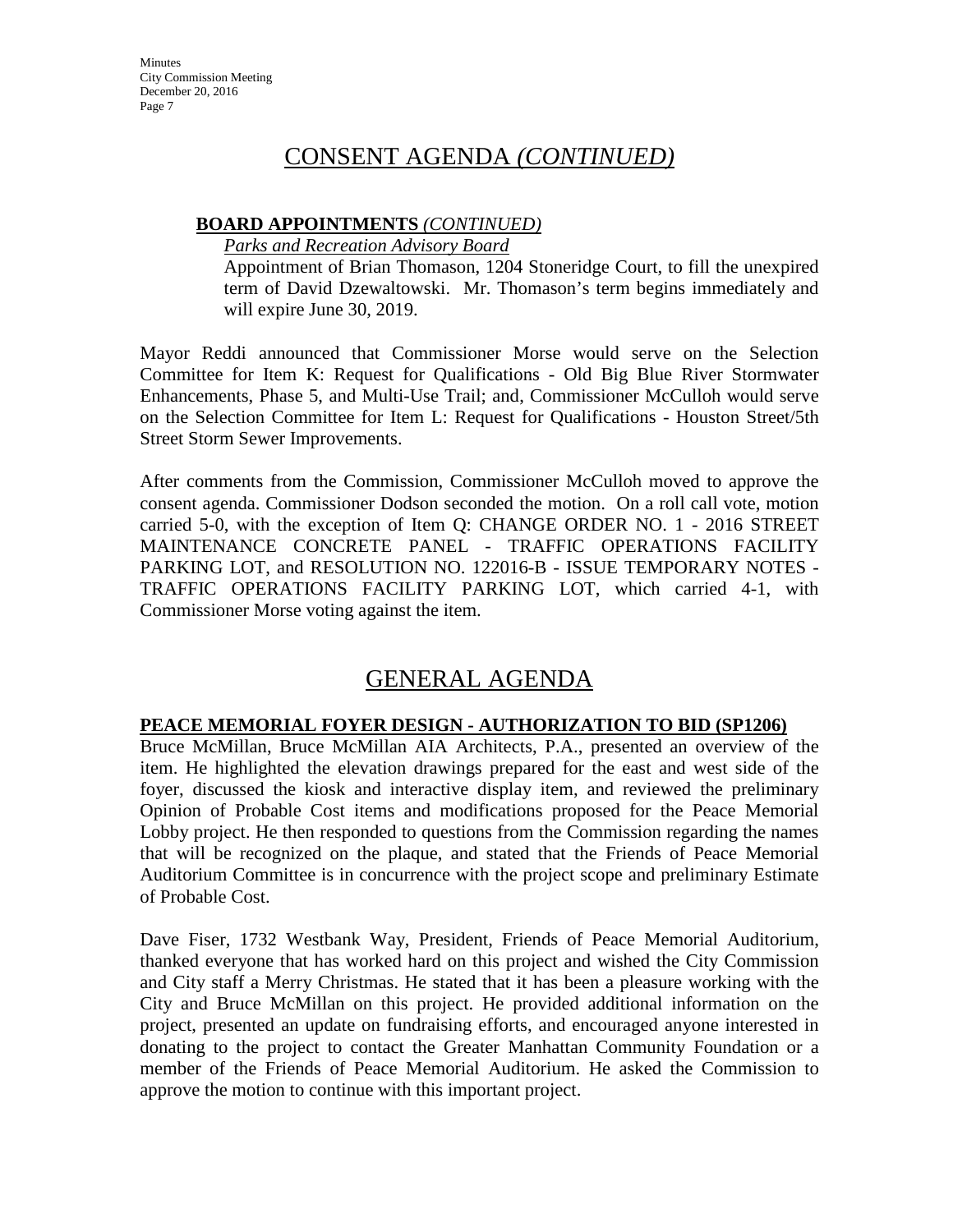# CONSENT AGENDA *(CONTINUED)*

**BOARD APPOINTMENTS** *(CONTINUED)*

*Parks and Recreation Advisory Board*

Appointment of Brian Thomason, 1204 Stoneridge Court, to fill the unexpired term of David Dzewaltowski. Mr. Thomason's term begins immediately and will expire June 30, 2019.

Mayor Reddi announced that Commissioner Morse would serve on the Selection Committee for Item K: Request for Qualifications - Old Big Blue River Stormwater Enhancements, Phase 5, and Multi-Use Trail; and, Commissioner McCulloh would serve on the Selection Committee for Item L: Request for Qualifications - Houston Street/5th Street Storm Sewer Improvements.

After comments from the Commission, Commissioner McCulloh moved to approve the consent agenda. Commissioner Dodson seconded the motion. On a roll call vote, motion carried 5-0, with the exception of Item Q: CHANGE ORDER NO. 1 - 2016 STREET MAINTENANCE CONCRETE PANEL - TRAFFIC OPERATIONS FACILITY PARKING LOT, and RESOLUTION NO. 122016-B - ISSUE TEMPORARY NOTES - TRAFFIC OPERATIONS FACILITY PARKING LOT, which carried 4-1, with Commissioner Morse voting against the item.

# GENERAL AGENDA

**PEACE MEMORIAL FOYER DESIGN - AUTHORIZATION TO BID (SP1206)**

Bruce McMillan, Bruce McMillan AIA Architects, P.A., presented an overview of the item. He highlighted the elevation drawings prepared for the east and west side of the foyer, discussed the kiosk and interactive display item, and reviewed the preliminary Opinion of Probable Cost items and modifications proposed for the Peace Memorial Lobby project. He then responded to questions from the Commission regarding the names that will be recognized on the plaque, and stated that the Friends of Peace Memorial Auditorium Committee is in concurrence with the project scope and preliminary Estimate of Probable Cost.

Dave Fiser, 1732 Westbank Way, President, Friends of Peace Memorial Auditorium, thanked everyone that has worked hard on this project and wished the City Commission and City staff a Merry Christmas. He stated that it has been a pleasure working with the City and Bruce McMillan on this project. He provided additional information on the project, presented an update on fundraising efforts, and encouraged anyone interested in donating to the project to contact the Greater Manhattan Community Foundation or a member of the Friends of Peace Memorial Auditorium. He asked the Commission to approve the motion to continue with this important project.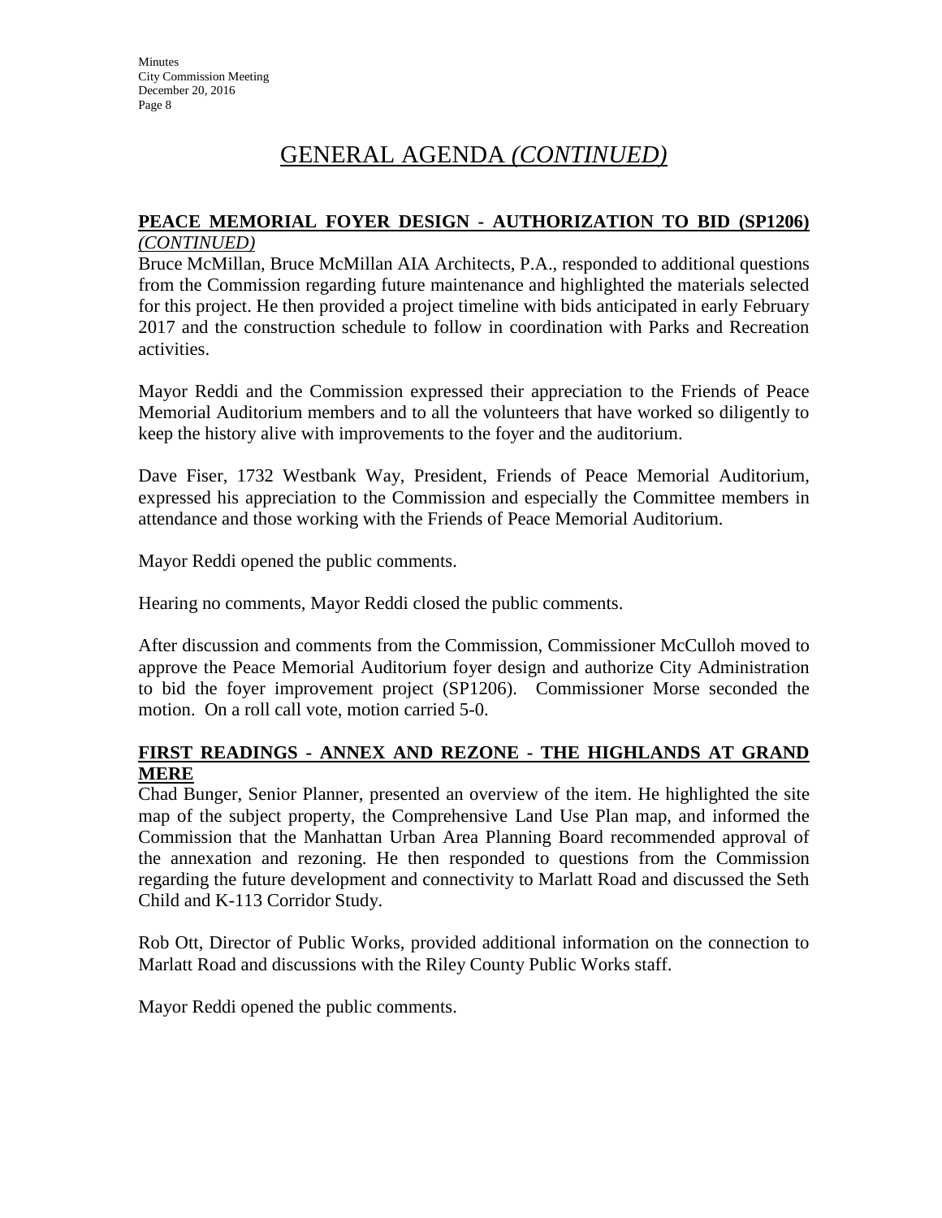# GENERAL AGENDA *(CONTINUED)*

**PEACE MEMORIAL FOYER DESIGN - AUTHORIZATION TO BID (SP1206)** *(CONTINUED)*

Bruce McMillan, Bruce McMillan AIA Architects, P.A., responded to additional questions from the Commission regarding future maintenance and highlighted the materials selected for this project. He then provided a project timeline with bids anticipated in early February 2017 and the construction schedule to follow in coordination with Parks and Recreation activities.

Mayor Reddi and the Commission expressed their appreciation to the Friends of Peace Memorial Auditorium members and to all the volunteers that have worked so diligently to keep the history alive with improvements to the foyer and the auditorium.

Dave Fiser, 1732 Westbank Way, President, Friends of Peace Memorial Auditorium, expressed his appreciation to the Commission and especially the Committee members in attendance and those working with the Friends of Peace Memorial Auditorium.

Mayor Reddi opened the public comments.

Hearing no comments, Mayor Reddi closed the public comments.

After discussion and comments from the Commission, Commissioner McCulloh moved to approve the Peace Memorial Auditorium foyer design and authorize City Administration to bid the foyer improvement project (SP1206). Commissioner Morse seconded the motion. On a roll call vote, motion carried 5-0.

**FIRST READINGS - ANNEX AND REZONE - THE HIGHLANDS AT GRAND MERE**

Chad Bunger, Senior Planner, presented an overview of the item. He highlighted the site map of the subject property, the Comprehensive Land Use Plan map, and informed the Commission that the Manhattan Urban Area Planning Board recommended approval of the annexation and rezoning. He then responded to questions from the Commission regarding the future development and connectivity to Marlatt Road and discussed the Seth Child and K-113 Corridor Study.

Rob Ott, Director of Public Works, provided additional information on the connection to Marlatt Road and discussions with the Riley County Public Works staff.

Mayor Reddi opened the public comments.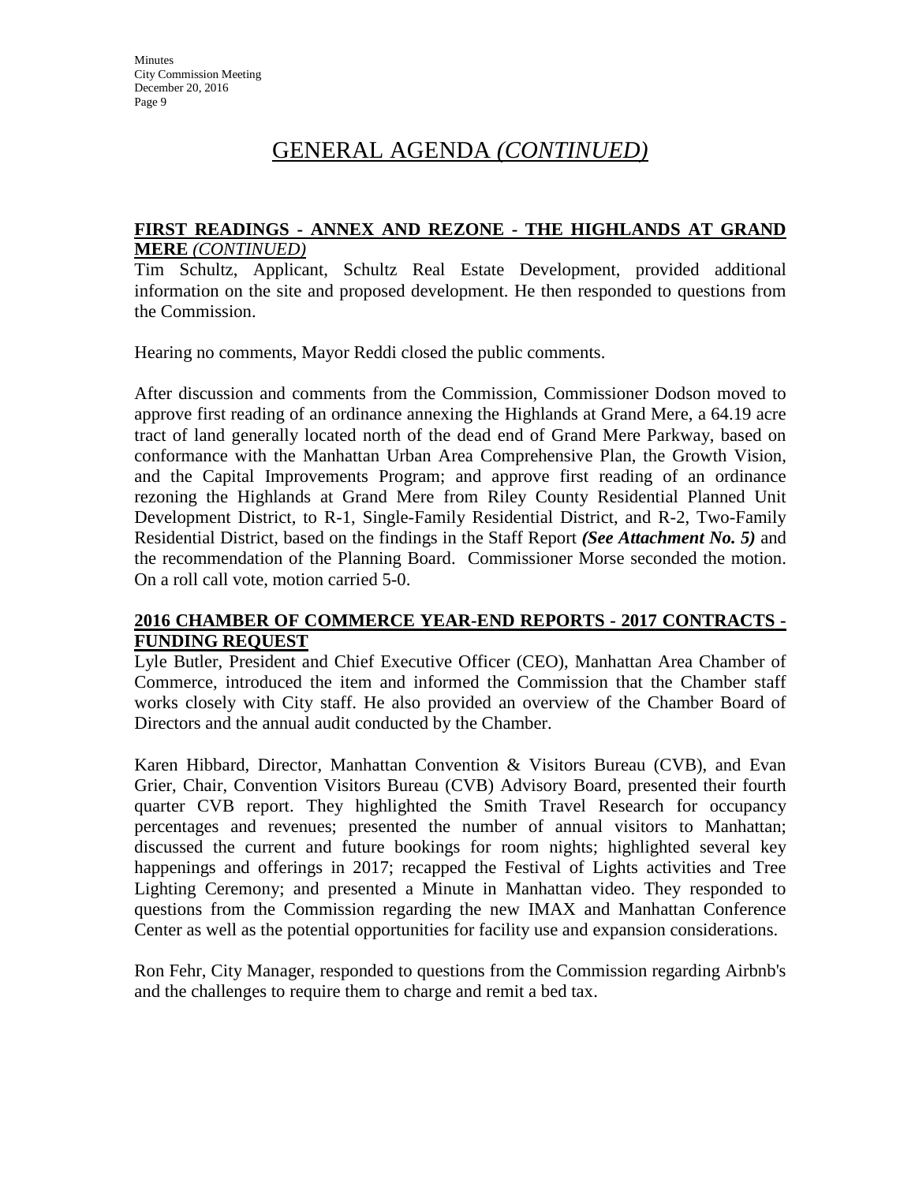# GENERAL AGENDA *(CONTINUED)*

**FIRST READINGS - ANNEX AND REZONE - THE HIGHLANDS AT GRAND MERE** ***(CONTINUED)***

Tim Schultz, Applicant, Schultz Real Estate Development, provided additional information on the site and proposed development. He then responded to questions from the Commission.

Hearing no comments, Mayor Reddi closed the public comments.

After discussion and comments from the Commission, Commissioner Dodson moved to approve first reading of an ordinance annexing the Highlands at Grand Mere, a 64.19 acre tract of land generally located north of the dead end of Grand Mere Parkway, based on conformance with the Manhattan Urban Area Comprehensive Plan, the Growth Vision, and the Capital Improvements Program; and approve first reading of an ordinance rezoning the Highlands at Grand Mere from Riley County Residential Planned Unit Development District, to R-1, Single-Family Residential District, and R-2, Two-Family Residential District, based on the findings in the Staff Report ***(See Attachment No. 5)*** and the recommendation of the Planning Board. Commissioner Morse seconded the motion. On a roll call vote, motion carried 5-0.

**2016 CHAMBER OF COMMERCE YEAR-END REPORTS - 2017 CONTRACTS - FUNDING REQUEST**

Lyle Butler, President and Chief Executive Officer (CEO), Manhattan Area Chamber of Commerce, introduced the item and informed the Commission that the Chamber staff works closely with City staff. He also provided an overview of the Chamber Board of Directors and the annual audit conducted by the Chamber.

Karen Hibbard, Director, Manhattan Convention & Visitors Bureau (CVB), and Evan Grier, Chair, Convention Visitors Bureau (CVB) Advisory Board, presented their fourth quarter CVB report. They highlighted the Smith Travel Research for occupancy percentages and revenues; presented the number of annual visitors to Manhattan; discussed the current and future bookings for room nights; highlighted several key happenings and offerings in 2017; recapped the Festival of Lights activities and Tree Lighting Ceremony; and presented a Minute in Manhattan video. They responded to questions from the Commission regarding the new IMAX and Manhattan Conference Center as well as the potential opportunities for facility use and expansion considerations.

Ron Fehr, City Manager, responded to questions from the Commission regarding Airbnb's and the challenges to require them to charge and remit a bed tax.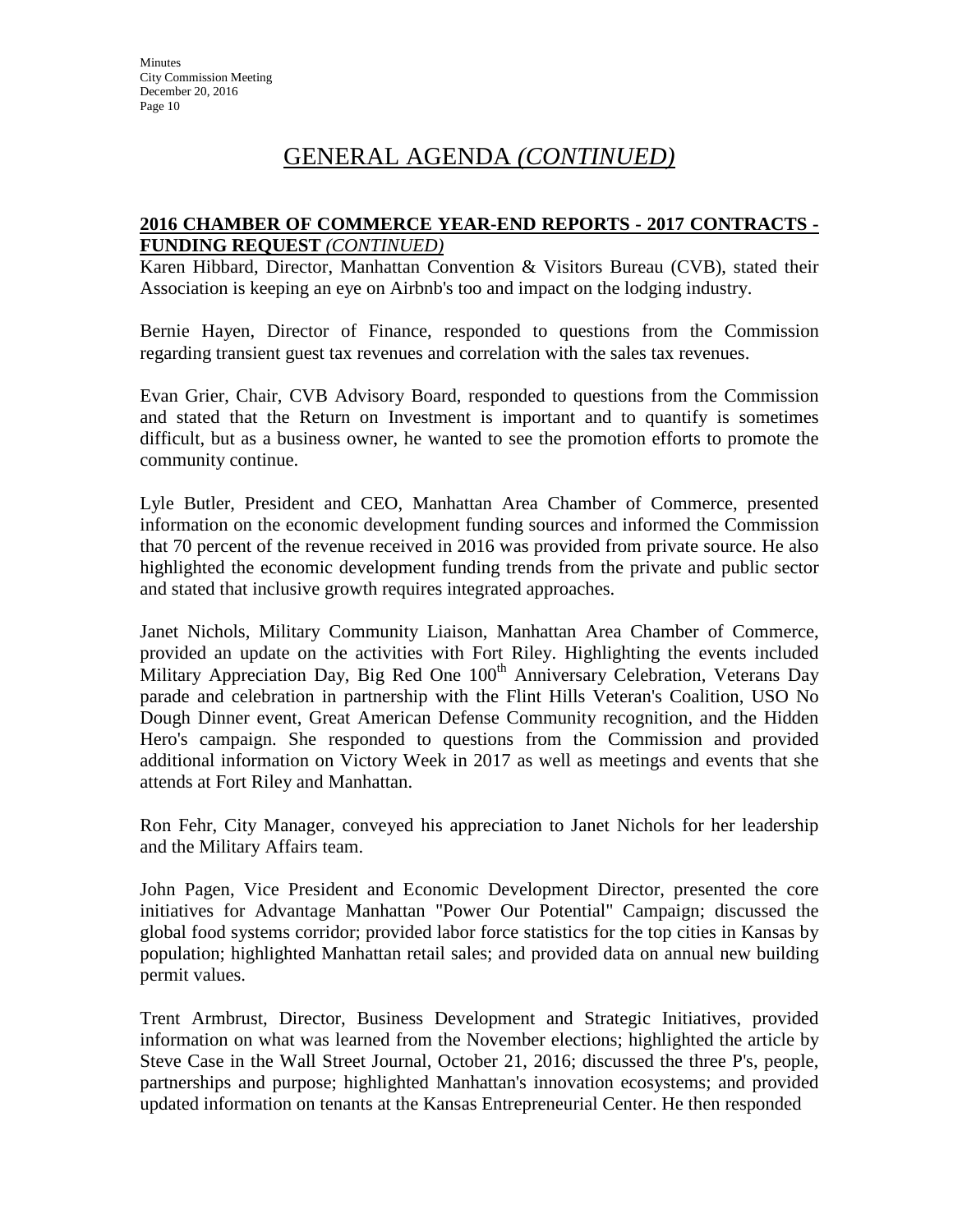# GENERAL AGENDA *(CONTINUED)*

**2016 CHAMBER OF COMMERCE YEAR-END REPORTS - 2017 CONTRACTS - FUNDING REQUEST** ***(CONTINUED)***

Karen Hibbard, Director, Manhattan Convention & Visitors Bureau (CVB), stated their Association is keeping an eye on Airbnb's too and impact on the lodging industry.

Bernie Hayen, Director of Finance, responded to questions from the Commission regarding transient guest tax revenues and correlation with the sales tax revenues.

Evan Grier, Chair, CVB Advisory Board, responded to questions from the Commission and stated that the Return on Investment is important and to quantify is sometimes difficult, but as a business owner, he wanted to see the promotion efforts to promote the community continue.

Lyle Butler, President and CEO, Manhattan Area Chamber of Commerce, presented information on the economic development funding sources and informed the Commission that 70 percent of the revenue received in 2016 was provided from private source. He also highlighted the economic development funding trends from the private and public sector and stated that inclusive growth requires integrated approaches.

Janet Nichols, Military Community Liaison, Manhattan Area Chamber of Commerce, provided an update on the activities with Fort Riley. Highlighting the events included Military Appreciation Day, Big Red One 100th Anniversary Celebration, Veterans Day parade and celebration in partnership with the Flint Hills Veteran's Coalition, USO No Dough Dinner event, Great American Defense Community recognition, and the Hidden Hero's campaign. She responded to questions from the Commission and provided additional information on Victory Week in 2017 as well as meetings and events that she attends at Fort Riley and Manhattan.

Ron Fehr, City Manager, conveyed his appreciation to Janet Nichols for her leadership and the Military Affairs team.

John Pagen, Vice President and Economic Development Director, presented the core initiatives for Advantage Manhattan "Power Our Potential" Campaign; discussed the global food systems corridor; provided labor force statistics for the top cities in Kansas by population; highlighted Manhattan retail sales; and provided data on annual new building permit values.

Trent Armbrust, Director, Business Development and Strategic Initiatives, provided information on what was learned from the November elections; highlighted the article by Steve Case in the Wall Street Journal, October 21, 2016; discussed the three P's, people, partnerships and purpose; highlighted Manhattan's innovation ecosystems; and provided updated information on tenants at the Kansas Entrepreneurial Center. He then responded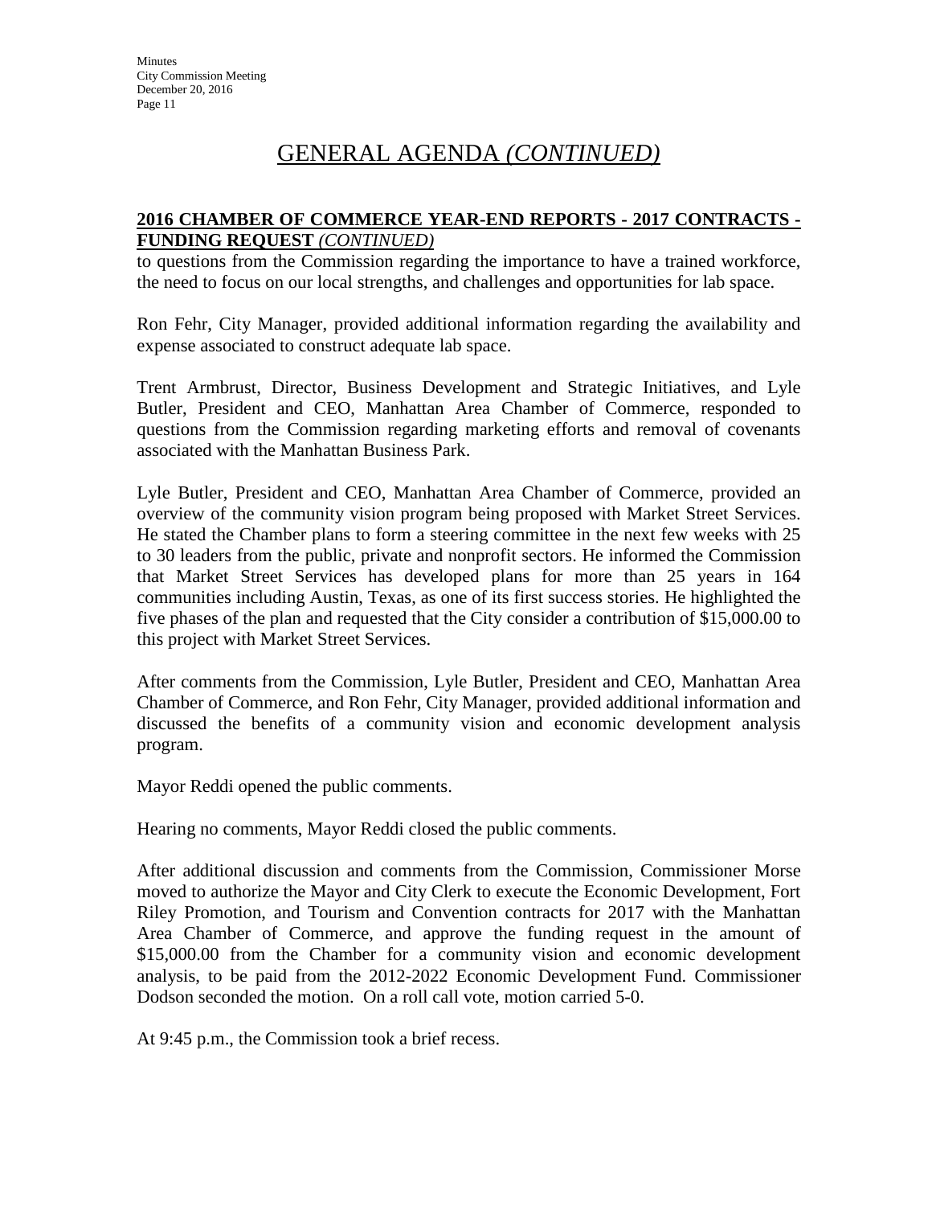# GENERAL AGENDA *(CONTINUED)*

**2016 CHAMBER OF COMMERCE YEAR-END REPORTS - 2017 CONTRACTS - FUNDING REQUEST** ***(CONTINUED)***

to questions from the Commission regarding the importance to have a trained workforce, the need to focus on our local strengths, and challenges and opportunities for lab space.

Ron Fehr, City Manager, provided additional information regarding the availability and expense associated to construct adequate lab space.

Trent Armbrust, Director, Business Development and Strategic Initiatives, and Lyle Butler, President and CEO, Manhattan Area Chamber of Commerce, responded to questions from the Commission regarding marketing efforts and removal of covenants associated with the Manhattan Business Park.

Lyle Butler, President and CEO, Manhattan Area Chamber of Commerce, provided an overview of the community vision program being proposed with Market Street Services. He stated the Chamber plans to form a steering committee in the next few weeks with 25 to 30 leaders from the public, private and nonprofit sectors. He informed the Commission that Market Street Services has developed plans for more than 25 years in 164 communities including Austin, Texas, as one of its first success stories. He highlighted the five phases of the plan and requested that the City consider a contribution of $15,000.00 to this project with Market Street Services.

After comments from the Commission, Lyle Butler, President and CEO, Manhattan Area Chamber of Commerce, and Ron Fehr, City Manager, provided additional information and discussed the benefits of a community vision and economic development analysis program.

Mayor Reddi opened the public comments.

Hearing no comments, Mayor Reddi closed the public comments.

After additional discussion and comments from the Commission, Commissioner Morse moved to authorize the Mayor and City Clerk to execute the Economic Development, Fort Riley Promotion, and Tourism and Convention contracts for 2017 with the Manhattan Area Chamber of Commerce, and approve the funding request in the amount of $15,000.00 from the Chamber for a community vision and economic development analysis, to be paid from the 2012-2022 Economic Development Fund. Commissioner Dodson seconded the motion. On a roll call vote, motion carried 5-0.

At 9:45 p.m., the Commission took a brief recess.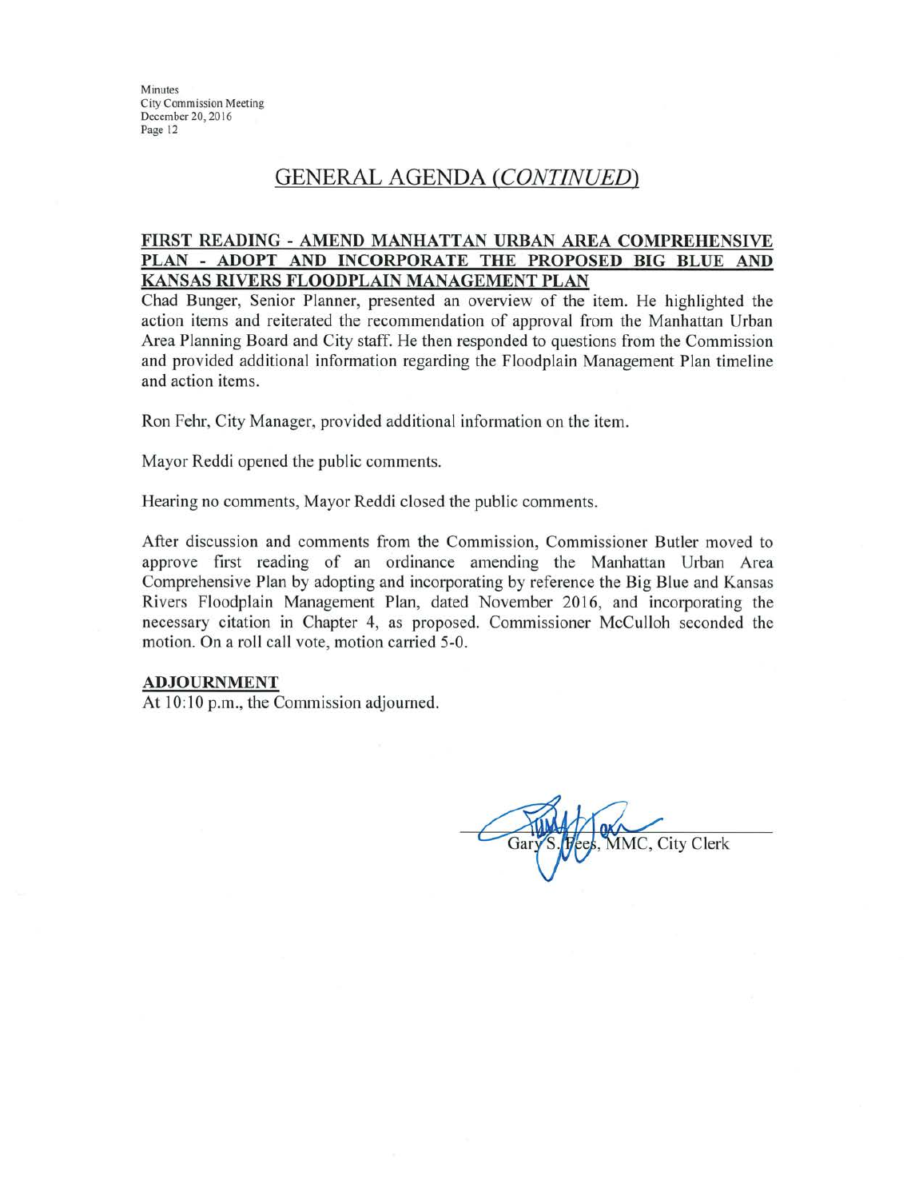## GENERAL AGENDA *(CONTINUED)*

**FIRST READING - AMEND MANHATTAN URBAN AREA COMPREHENSIVE PLAN - ADOPT AND INCORPORATE THE PROPOSED BIG BLUE AND KANSAS RIVERS FLOODPLAIN MANAGEMENT PLAN**

Chad Bunger, Senior Planner, presented an overview of the item. He highlighted the action items and reiterated the recommendation of approval from the Manhattan Urban Area Planning Board and City staff. He then responded to questions from the Commission and provided additional information regarding the Floodplain Management Plan timeline and action items.

Ron Fehr, City Manager, provided additional information on the item.

Mayor Reddi opened the public comments.

Hearing no comments, Mayor Reddi closed the public comments.

After discussion and comments from the Commission, Commissioner Butler moved to approve first reading of an ordinance amending the Manhattan Urban Area Comprehensive Plan by adopting and incorporating by reference the Big Blue and Kansas Rivers Floodplain Management Plan, dated November 2016, and incorporating the necessary citation in Chapter 4, as proposed. Commissioner McCulloh seconded the motion. On a roll call vote, motion carried 5-0.

**ADJOURNMENT**

At 10:10 p.m., the Commission adjourned.

Gary S. Fees, MMC, City Clerk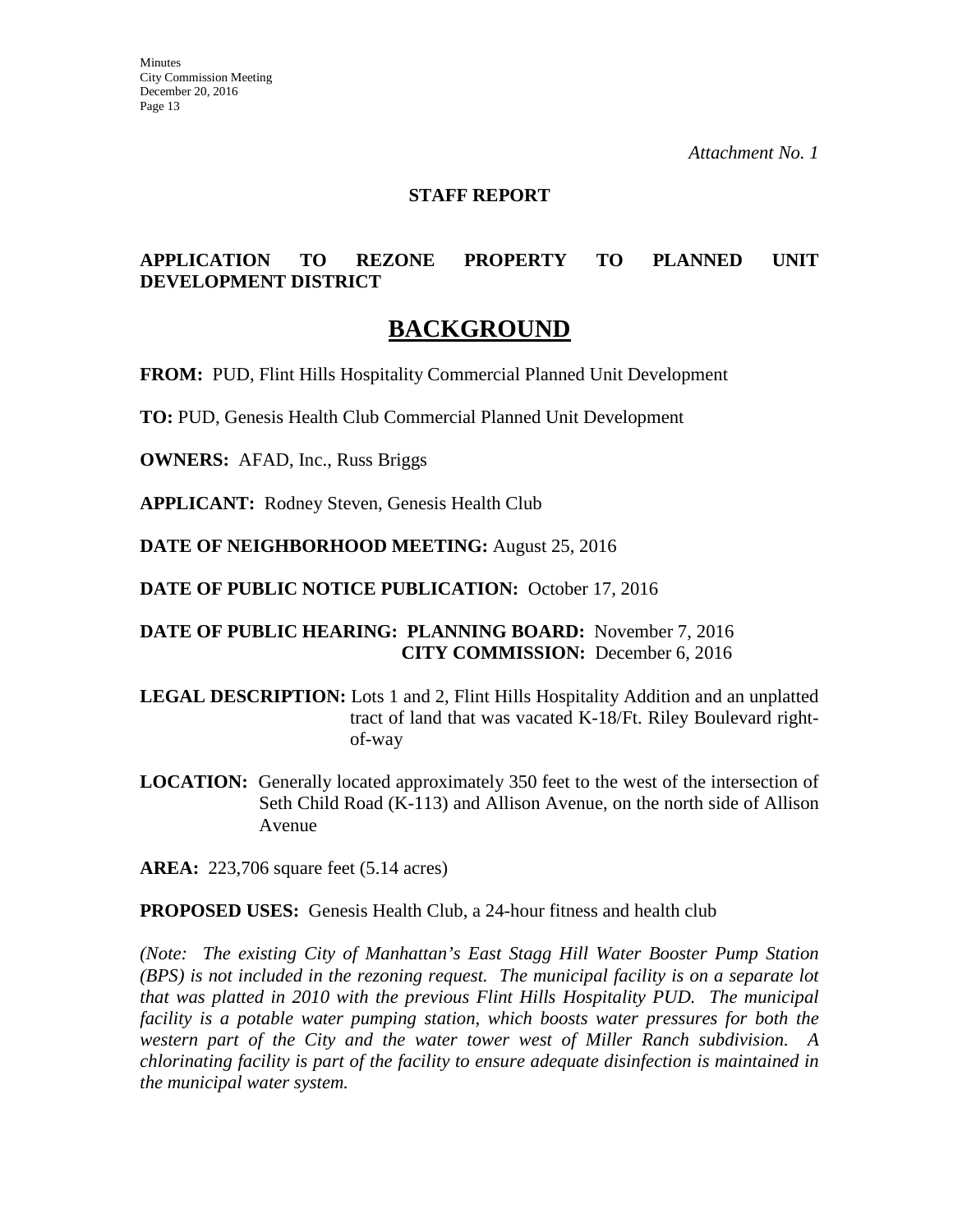*Attachment No. 1*

**STAFF REPORT**

**APPLICATION TO REZONE PROPERTY TO PLANNED UNIT DEVELOPMENT DISTRICT**

# BACKGROUND

**FROM:** PUD, Flint Hills Hospitality Commercial Planned Unit Development

**TO:** PUD, Genesis Health Club Commercial Planned Unit Development

**OWNERS:** AFAD, Inc., Russ Briggs

**APPLICANT:** Rodney Steven, Genesis Health Club

**DATE OF NEIGHBORHOOD MEETING:** August 25, 2016

**DATE OF PUBLIC NOTICE PUBLICATION:** October 17, 2016

**DATE OF PUBLIC HEARING: PLANNING BOARD:** November 7, 2016
**CITY COMMISSION:** December 6, 2016

**LEGAL DESCRIPTION:** Lots 1 and 2, Flint Hills Hospitality Addition and an unplatted tract of land that was vacated K-18/Ft. Riley Boulevard right-of-way

**LOCATION:** Generally located approximately 350 feet to the west of the intersection of Seth Child Road (K-113) and Allison Avenue, on the north side of Allison Avenue

**AREA:** 223,706 square feet (5.14 acres)

**PROPOSED USES:** Genesis Health Club, a 24-hour fitness and health club

*(Note: The existing City of Manhattan's East Stagg Hill Water Booster Pump Station (BPS) is not included in the rezoning request. The municipal facility is on a separate lot that was platted in 2010 with the previous Flint Hills Hospitality PUD. The municipal facility is a potable water pumping station, which boosts water pressures for both the western part of the City and the water tower west of Miller Ranch subdivision. A chlorinating facility is part of the facility to ensure adequate disinfection is maintained in the municipal water system.*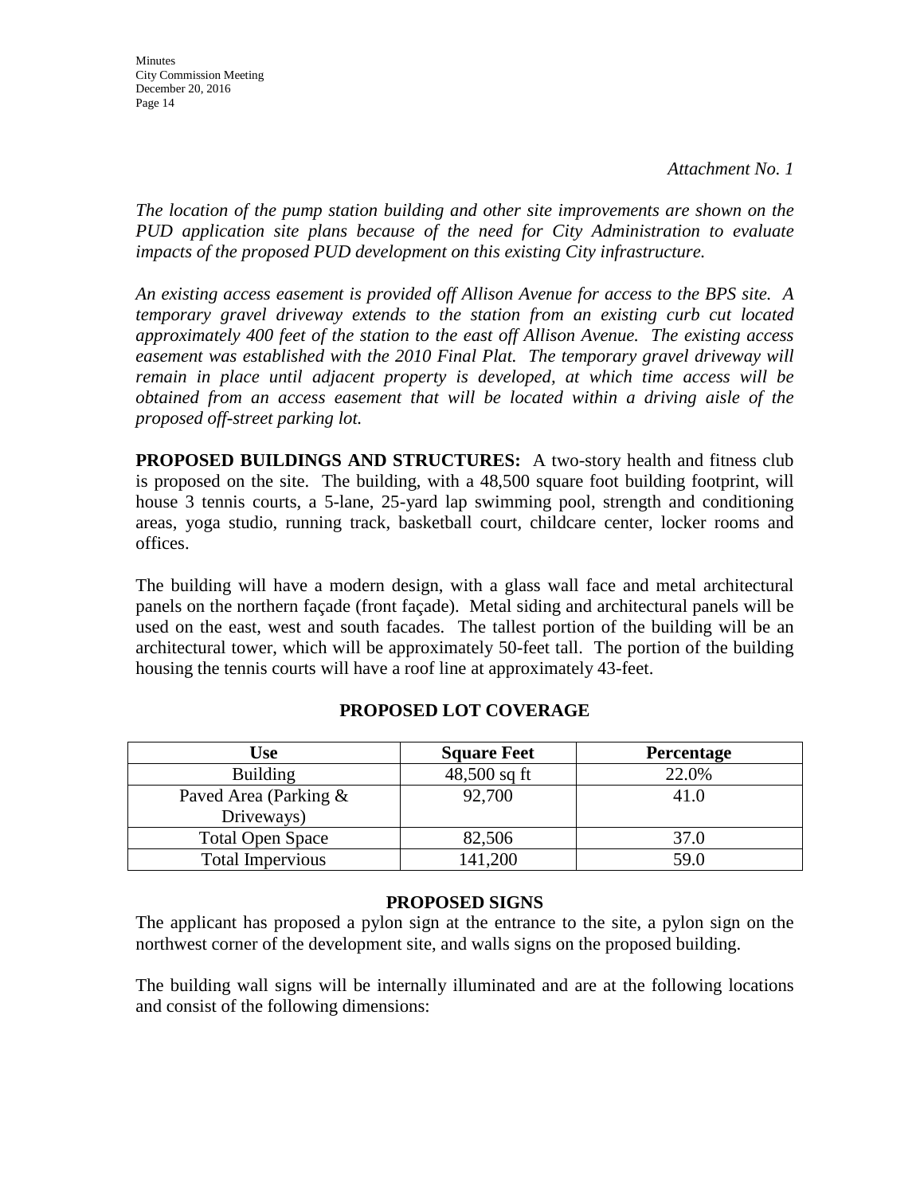*Attachment No. 1*

*The location of the pump station building and other site improvements are shown on the PUD application site plans because of the need for City Administration to evaluate impacts of the proposed PUD development on this existing City infrastructure.*

*An existing access easement is provided off Allison Avenue for access to the BPS site. A temporary gravel driveway extends to the station from an existing curb cut located approximately 400 feet of the station to the east off Allison Avenue. The existing access easement was established with the 2010 Final Plat. The temporary gravel driveway will remain in place until adjacent property is developed, at which time access will be obtained from an access easement that will be located within a driving aisle of the proposed off-street parking lot.*

**PROPOSED BUILDINGS AND STRUCTURES:** A two-story health and fitness club is proposed on the site. The building, with a 48,500 square foot building footprint, will house 3 tennis courts, a 5-lane, 25-yard lap swimming pool, strength and conditioning areas, yoga studio, running track, basketball court, childcare center, locker rooms and offices.

The building will have a modern design, with a glass wall face and metal architectural panels on the northern façade (front façade). Metal siding and architectural panels will be used on the east, west and south facades. The tallest portion of the building will be an architectural tower, which will be approximately 50-feet tall. The portion of the building housing the tennis courts will have a roof line at approximately 43-feet.

**PROPOSED LOT COVERAGE**

| Use | Square Feet | Percentage |
|---|---|---|
| Building | 48,500 sq ft | 22.0% |
| Paved Area (Parking & Driveways) | 92,700 | 41.0 |
| Total Open Space | 82,506 | 37.0 |
| Total Impervious | 141,200 | 59.0 |

**PROPOSED SIGNS**

The applicant has proposed a pylon sign at the entrance to the site, a pylon sign on the northwest corner of the development site, and walls signs on the proposed building.

The building wall signs will be internally illuminated and are at the following locations and consist of the following dimensions: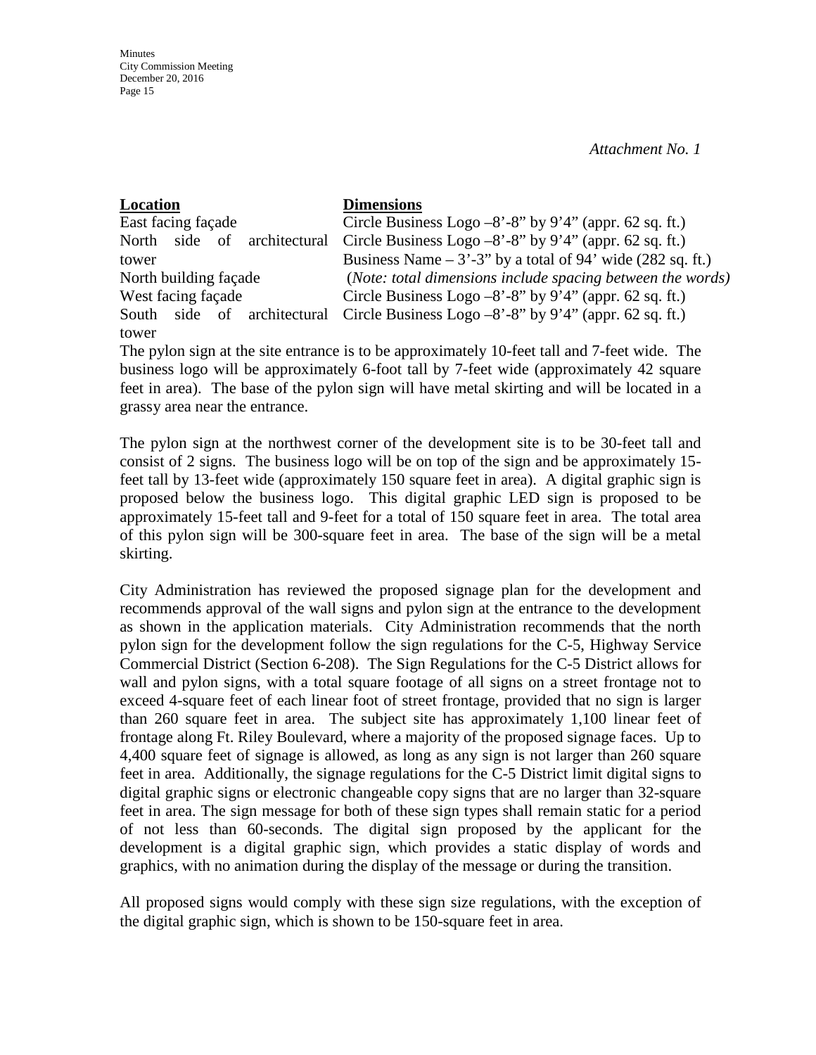*Attachment No. 1*

| Location | Dimensions |
|---|---|
| East facing façade | Circle Business Logo –8’-8” by 9’4” (appr. 62 sq. ft.) |
| North side of architectural tower | Circle Business Logo –8’-8” by 9’4” (appr. 62 sq. ft.) |
| North building façade | Business Name – 3’-3” by a total of 94’ wide (282 sq. ft.) (*Note: total dimensions include spacing between the words)* |
| West facing façade | Circle Business Logo –8’-8” by 9’4” (appr. 62 sq. ft.) |
| South side of architectural tower | Circle Business Logo –8’-8” by 9’4” (appr. 62 sq. ft.) |

The pylon sign at the site entrance is to be approximately 10-feet tall and 7-feet wide. The business logo will be approximately 6-foot tall by 7-feet wide (approximately 42 square feet in area). The base of the pylon sign will have metal skirting and will be located in a grassy area near the entrance.

The pylon sign at the northwest corner of the development site is to be 30-feet tall and consist of 2 signs. The business logo will be on top of the sign and be approximately 15-feet tall by 13-feet wide (approximately 150 square feet in area). A digital graphic sign is proposed below the business logo. This digital graphic LED sign is proposed to be approximately 15-feet tall and 9-feet for a total of 150 square feet in area. The total area of this pylon sign will be 300-square feet in area. The base of the sign will be a metal skirting.

City Administration has reviewed the proposed signage plan for the development and recommends approval of the wall signs and pylon sign at the entrance to the development as shown in the application materials. City Administration recommends that the north pylon sign for the development follow the sign regulations for the C-5, Highway Service Commercial District (Section 6-208). The Sign Regulations for the C-5 District allows for wall and pylon signs, with a total square footage of all signs on a street frontage not to exceed 4-square feet of each linear foot of street frontage, provided that no sign is larger than 260 square feet in area. The subject site has approximately 1,100 linear feet of frontage along Ft. Riley Boulevard, where a majority of the proposed signage faces. Up to 4,400 square feet of signage is allowed, as long as any sign is not larger than 260 square feet in area. Additionally, the signage regulations for the C-5 District limit digital signs to digital graphic signs or electronic changeable copy signs that are no larger than 32-square feet in area. The sign message for both of these sign types shall remain static for a period of not less than 60-seconds. The digital sign proposed by the applicant for the development is a digital graphic sign, which provides a static display of words and graphics, with no animation during the display of the message or during the transition.

All proposed signs would comply with these sign size regulations, with the exception of the digital graphic sign, which is shown to be 150-square feet in area.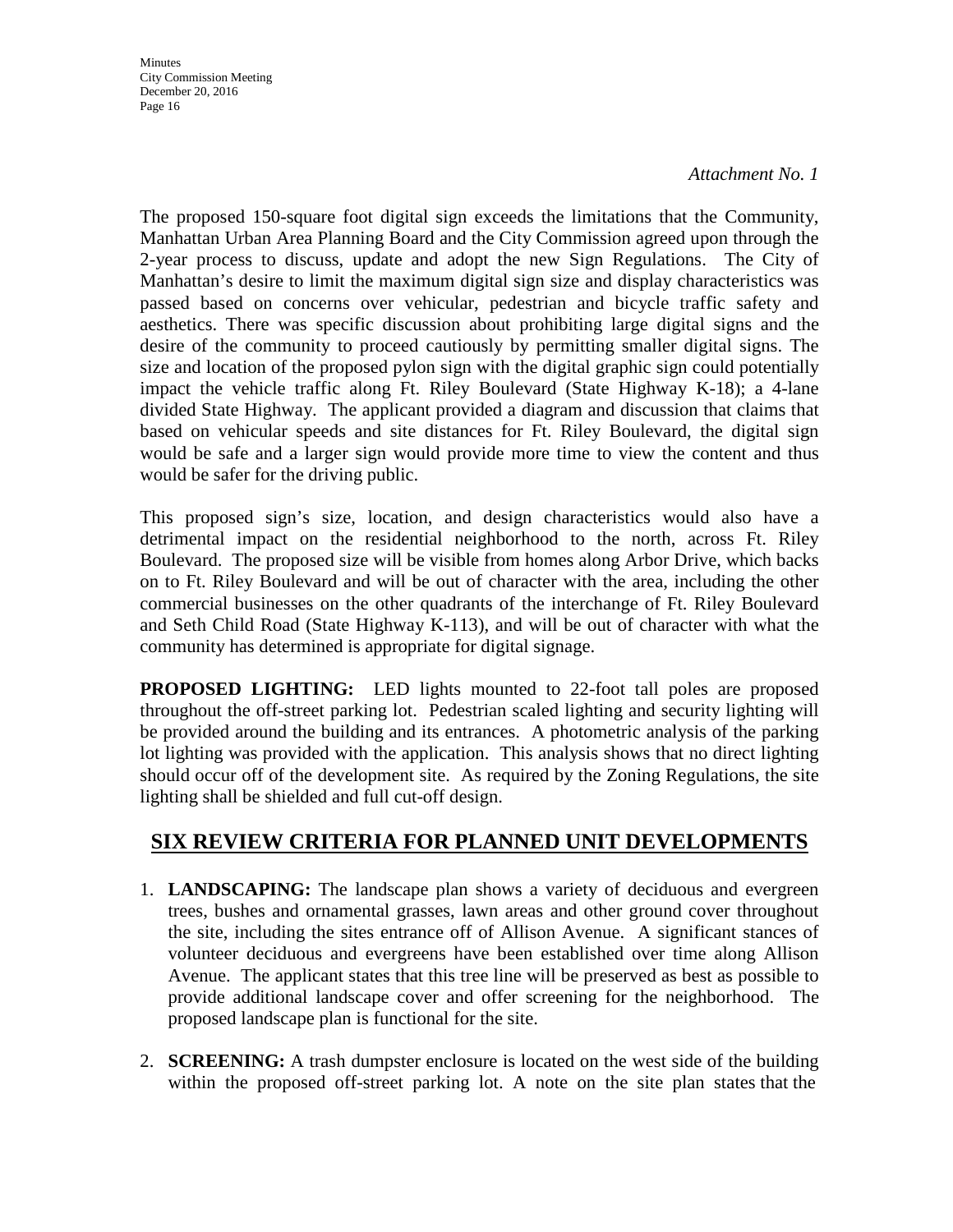*Attachment No. 1*

The proposed 150-square foot digital sign exceeds the limitations that the Community, Manhattan Urban Area Planning Board and the City Commission agreed upon through the 2-year process to discuss, update and adopt the new Sign Regulations. The City of Manhattan's desire to limit the maximum digital sign size and display characteristics was passed based on concerns over vehicular, pedestrian and bicycle traffic safety and aesthetics. There was specific discussion about prohibiting large digital signs and the desire of the community to proceed cautiously by permitting smaller digital signs. The size and location of the proposed pylon sign with the digital graphic sign could potentially impact the vehicle traffic along Ft. Riley Boulevard (State Highway K-18); a 4-lane divided State Highway. The applicant provided a diagram and discussion that claims that based on vehicular speeds and site distances for Ft. Riley Boulevard, the digital sign would be safe and a larger sign would provide more time to view the content and thus would be safer for the driving public.

This proposed sign's size, location, and design characteristics would also have a detrimental impact on the residential neighborhood to the north, across Ft. Riley Boulevard. The proposed size will be visible from homes along Arbor Drive, which backs on to Ft. Riley Boulevard and will be out of character with the area, including the other commercial businesses on the other quadrants of the interchange of Ft. Riley Boulevard and Seth Child Road (State Highway K-113), and will be out of character with what the community has determined is appropriate for digital signage.

**PROPOSED LIGHTING:** LED lights mounted to 22-foot tall poles are proposed throughout the off-street parking lot. Pedestrian scaled lighting and security lighting will be provided around the building and its entrances. A photometric analysis of the parking lot lighting was provided with the application. This analysis shows that no direct lighting should occur off of the development site. As required by the Zoning Regulations, the site lighting shall be shielded and full cut-off design.

## SIX REVIEW CRITERIA FOR PLANNED UNIT DEVELOPMENTS

1. **LANDSCAPING:** The landscape plan shows a variety of deciduous and evergreen trees, bushes and ornamental grasses, lawn areas and other ground cover throughout the site, including the sites entrance off of Allison Avenue. A significant stances of volunteer deciduous and evergreens have been established over time along Allison Avenue. The applicant states that this tree line will be preserved as best as possible to provide additional landscape cover and offer screening for the neighborhood. The proposed landscape plan is functional for the site.

2. **SCREENING:** A trash dumpster enclosure is located on the west side of the building within the proposed off-street parking lot. A note on the site plan states that the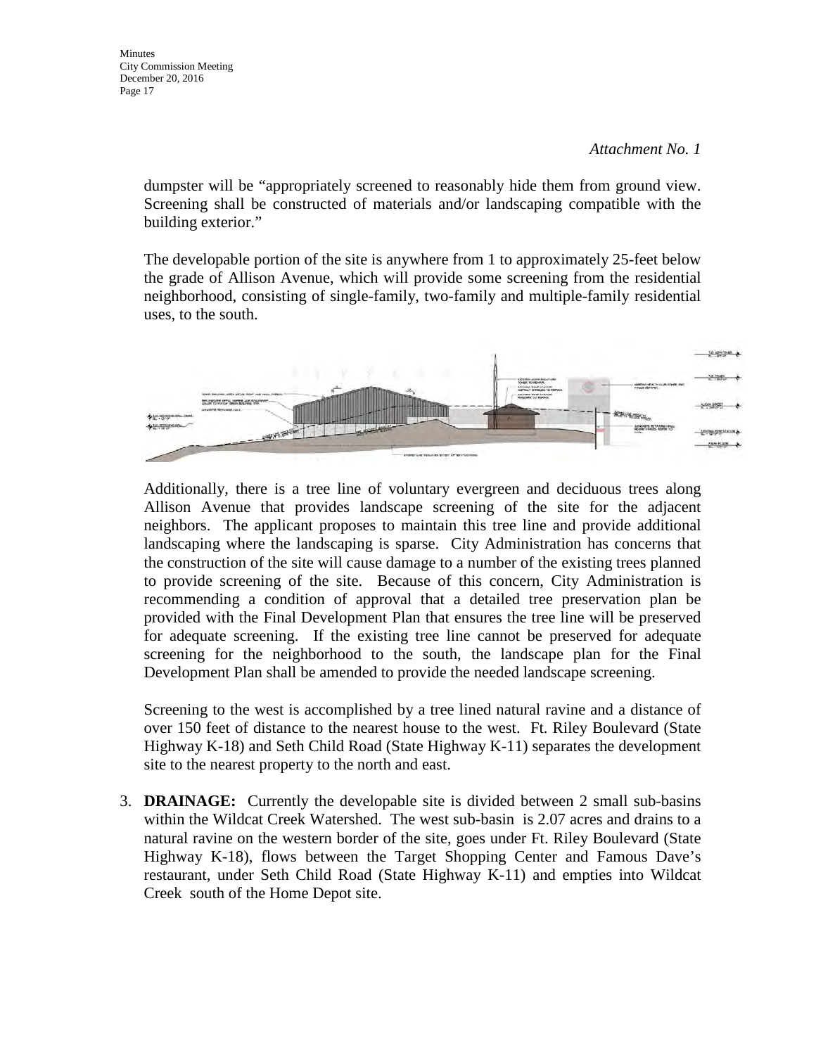*Attachment No. 1*

dumpster will be "appropriately screened to reasonably hide them from ground view. Screening shall be constructed of materials and/or landscaping compatible with the building exterior."

The developable portion of the site is anywhere from 1 to approximately 25-feet below the grade of Allison Avenue, which will provide some screening from the residential neighborhood, consisting of single-family, two-family and multiple-family residential uses, to the south.

Additionally, there is a tree line of voluntary evergreen and deciduous trees along Allison Avenue that provides landscape screening of the site for the adjacent neighbors. The applicant proposes to maintain this tree line and provide additional landscaping where the landscaping is sparse. City Administration has concerns that the construction of the site will cause damage to a number of the existing trees planned to provide screening of the site. Because of this concern, City Administration is recommending a condition of approval that a detailed tree preservation plan be provided with the Final Development Plan that ensures the tree line will be preserved for adequate screening. If the existing tree line cannot be preserved for adequate screening for the neighborhood to the south, the landscape plan for the Final Development Plan shall be amended to provide the needed landscape screening.

Screening to the west is accomplished by a tree lined natural ravine and a distance of over 150 feet of distance to the nearest house to the west. Ft. Riley Boulevard (State Highway K-18) and Seth Child Road (State Highway K-11) separates the development site to the nearest property to the north and east.

3. **DRAINAGE:** Currently the developable site is divided between 2 small sub-basins within the Wildcat Creek Watershed. The west sub-basin is 2.07 acres and drains to a natural ravine on the western border of the site, goes under Ft. Riley Boulevard (State Highway K-18), flows between the Target Shopping Center and Famous Dave's restaurant, under Seth Child Road (State Highway K-11) and empties into Wildcat Creek south of the Home Depot site.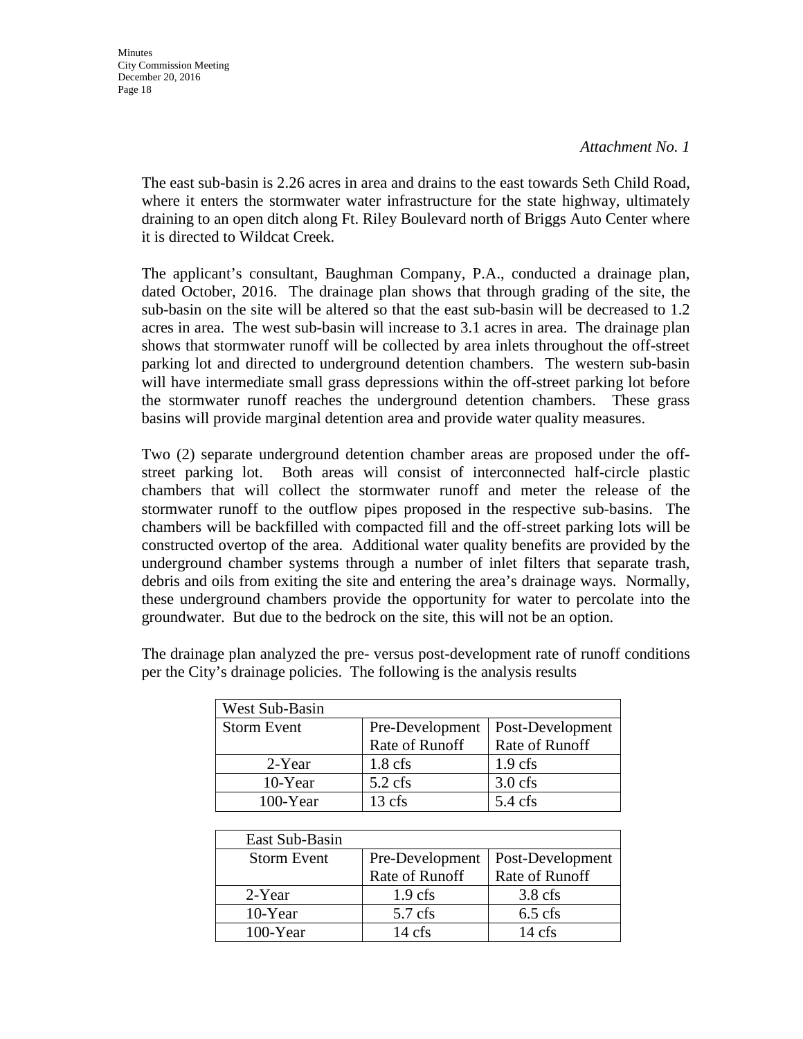*Attachment No. 1*

The east sub-basin is 2.26 acres in area and drains to the east towards Seth Child Road, where it enters the stormwater water infrastructure for the state highway, ultimately draining to an open ditch along Ft. Riley Boulevard north of Briggs Auto Center where it is directed to Wildcat Creek.

The applicant's consultant, Baughman Company, P.A., conducted a drainage plan, dated October, 2016. The drainage plan shows that through grading of the site, the sub-basin on the site will be altered so that the east sub-basin will be decreased to 1.2 acres in area. The west sub-basin will increase to 3.1 acres in area. The drainage plan shows that stormwater runoff will be collected by area inlets throughout the off-street parking lot and directed to underground detention chambers. The western sub-basin will have intermediate small grass depressions within the off-street parking lot before the stormwater runoff reaches the underground detention chambers. These grass basins will provide marginal detention area and provide water quality measures.

Two (2) separate underground detention chamber areas are proposed under the off-street parking lot. Both areas will consist of interconnected half-circle plastic chambers that will collect the stormwater runoff and meter the release of the stormwater runoff to the outflow pipes proposed in the respective sub-basins. The chambers will be backfilled with compacted fill and the off-street parking lots will be constructed overtop of the area. Additional water quality benefits are provided by the underground chamber systems through a number of inlet filters that separate trash, debris and oils from exiting the site and entering the area's drainage ways. Normally, these underground chambers provide the opportunity for water to percolate into the groundwater. But due to the bedrock on the site, this will not be an option.

The drainage plan analyzed the pre- versus post-development rate of runoff conditions per the City's drainage policies. The following is the analysis results

| West Sub-Basin | | |
|---|---|---|
| Storm Event | Pre-Development Rate of Runoff | Post-Development Rate of Runoff |
| 2-Year | 1.8 cfs | 1.9 cfs |
| 10-Year | 5.2 cfs | 3.0 cfs |
| 100-Year | 13 cfs | 5.4 cfs |

| East Sub-Basin | | |
|---|---|---|
| Storm Event | Pre-Development Rate of Runoff | Post-Development Rate of Runoff |
| 2-Year | 1.9 cfs | 3.8 cfs |
| 10-Year | 5.7 cfs | 6.5 cfs |
| 100-Year | 14 cfs | 14 cfs |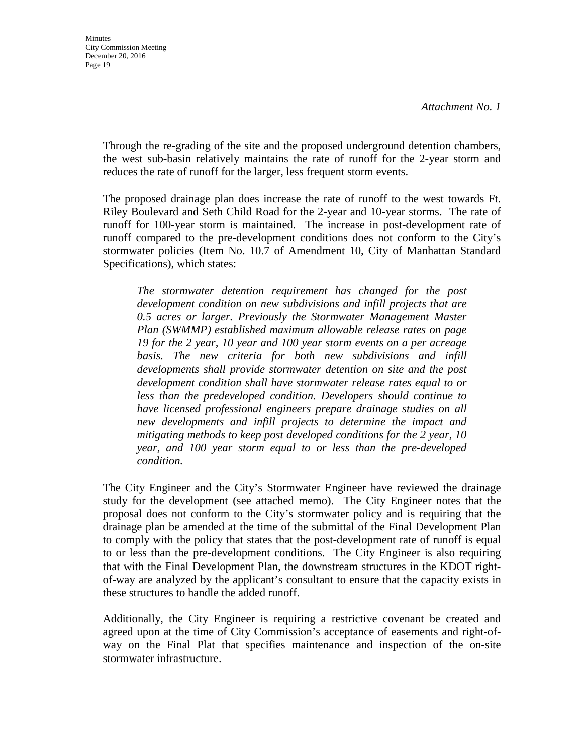*Attachment No. 1*

Through the re-grading of the site and the proposed underground detention chambers, the west sub-basin relatively maintains the rate of runoff for the 2-year storm and reduces the rate of runoff for the larger, less frequent storm events.

The proposed drainage plan does increase the rate of runoff to the west towards Ft. Riley Boulevard and Seth Child Road for the 2-year and 10-year storms. The rate of runoff for 100-year storm is maintained. The increase in post-development rate of runoff compared to the pre-development conditions does not conform to the City's stormwater policies (Item No. 10.7 of Amendment 10, City of Manhattan Standard Specifications), which states:

> *The stormwater detention requirement has changed for the post development condition on new subdivisions and infill projects that are 0.5 acres or larger. Previously the Stormwater Management Master Plan (SWMMP) established maximum allowable release rates on page 19 for the 2 year, 10 year and 100 year storm events on a per acreage basis. The new criteria for both new subdivisions and infill developments shall provide stormwater detention on site and the post development condition shall have stormwater release rates equal to or less than the predeveloped condition. Developers should continue to have licensed professional engineers prepare drainage studies on all new developments and infill projects to determine the impact and mitigating methods to keep post developed conditions for the 2 year, 10 year, and 100 year storm equal to or less than the pre-developed condition.*

The City Engineer and the City's Stormwater Engineer have reviewed the drainage study for the development (see attached memo). The City Engineer notes that the proposal does not conform to the City's stormwater policy and is requiring that the drainage plan be amended at the time of the submittal of the Final Development Plan to comply with the policy that states that the post-development rate of runoff is equal to or less than the pre-development conditions. The City Engineer is also requiring that with the Final Development Plan, the downstream structures in the KDOT right-of-way are analyzed by the applicant's consultant to ensure that the capacity exists in these structures to handle the added runoff.

Additionally, the City Engineer is requiring a restrictive covenant be created and agreed upon at the time of City Commission's acceptance of easements and right-of-way on the Final Plat that specifies maintenance and inspection of the on-site stormwater infrastructure.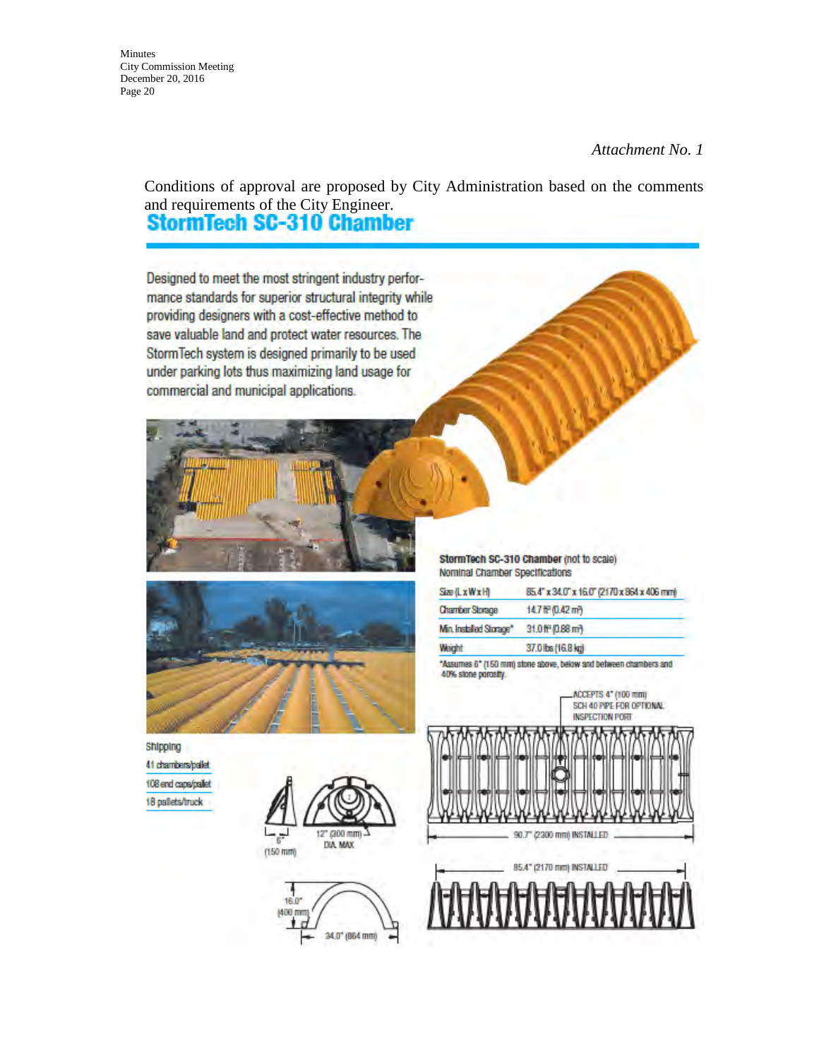*Attachment No. 1*

Conditions of approval are proposed by City Administration based on the comments and requirements of the City Engineer.

# StormTech SC-310 Chamber

Designed to meet the most stringent industry performance standards for superior structural integrity while providing designers with a cost-effective method to save valuable land and protect water resources. The StormTech system is designed primarily to be used under parking lots thus maximizing land usage for commercial and municipal applications.

**StormTech SC-310 Chamber** (not to scale)
Nominal Chamber Specifications

| | |
|---|---|
| Size (L x W x H) | 85.4" x 34.0" x 16.0" (2170 x 864 x 406 mm) |
| Chamber Storage | 14.7 ft³ (0.42 m³) |
| Min. Installed Storage* | 31.0 ft³ (0.88 m³) |
| Weight | 37.0 lbs (16.8 kg) |

*Assumes 6" (150 mm) stone above, below and between chambers and 40% stone porosity.

ACCEPTS 4" (100 mm) SCH 40 PIPE FOR OPTIONAL INSPECTION PORT

90.7" (2300 mm) INSTALLED

85.4" (2170 mm) INSTALLED

6" (150 mm)

12" (300 mm) DIA. MAX

16.0" (400 mm)

34.0" (864 mm)

Shipping
41 chambers/pallet
108 end caps/pallet
18 pallets/truck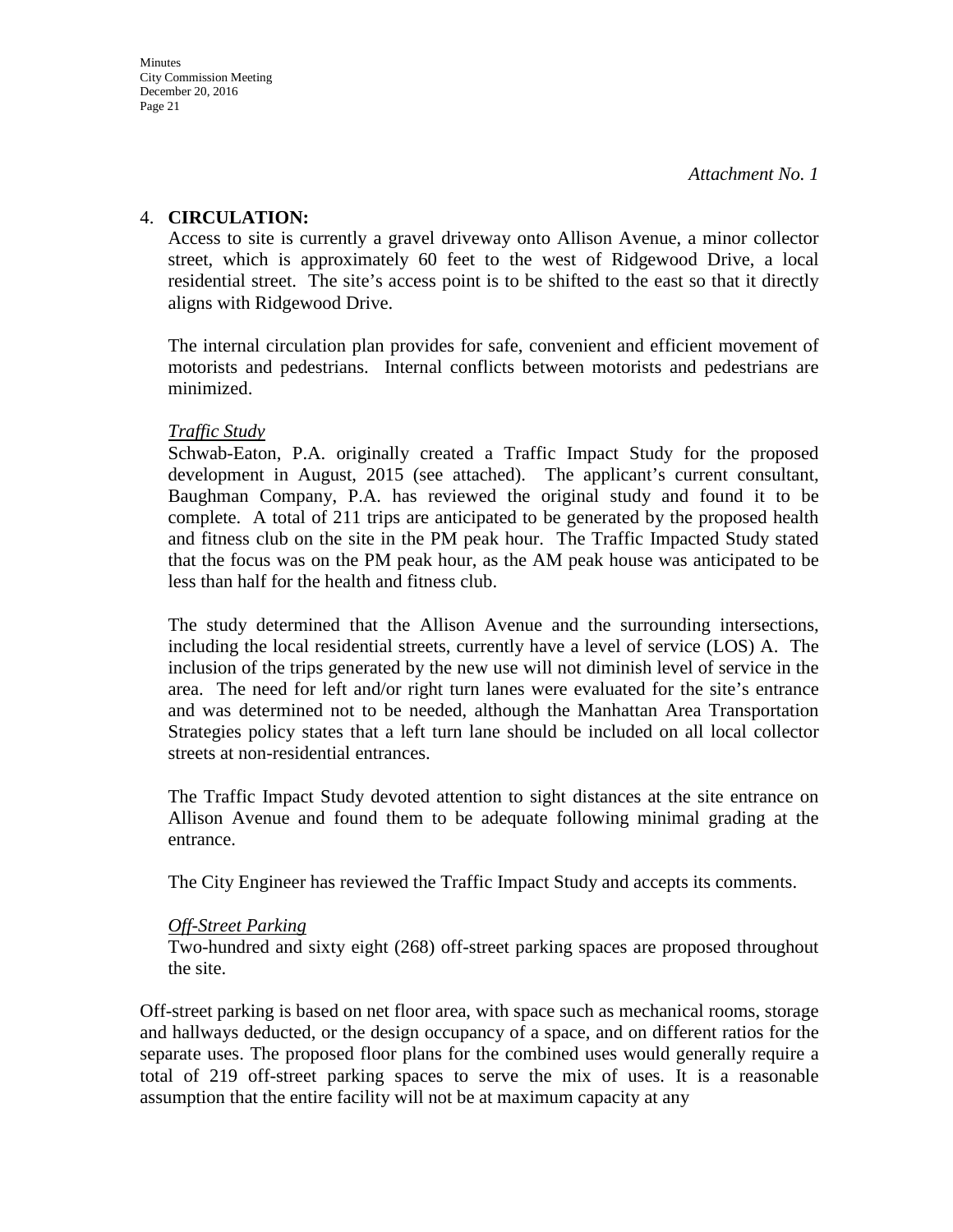*Attachment No. 1*

4. **CIRCULATION:**

   Access to site is currently a gravel driveway onto Allison Avenue, a minor collector street, which is approximately 60 feet to the west of Ridgewood Drive, a local residential street. The site's access point is to be shifted to the east so that it directly aligns with Ridgewood Drive.

   The internal circulation plan provides for safe, convenient and efficient movement of motorists and pedestrians. Internal conflicts between motorists and pedestrians are minimized.

   *Traffic Study*

   Schwab-Eaton, P.A. originally created a Traffic Impact Study for the proposed development in August, 2015 (see attached). The applicant's current consultant, Baughman Company, P.A. has reviewed the original study and found it to be complete. A total of 211 trips are anticipated to be generated by the proposed health and fitness club on the site in the PM peak hour. The Traffic Impacted Study stated that the focus was on the PM peak hour, as the AM peak house was anticipated to be less than half for the health and fitness club.

   The study determined that the Allison Avenue and the surrounding intersections, including the local residential streets, currently have a level of service (LOS) A. The inclusion of the trips generated by the new use will not diminish level of service in the area. The need for left and/or right turn lanes were evaluated for the site's entrance and was determined not to be needed, although the Manhattan Area Transportation Strategies policy states that a left turn lane should be included on all local collector streets at non-residential entrances.

   The Traffic Impact Study devoted attention to sight distances at the site entrance on Allison Avenue and found them to be adequate following minimal grading at the entrance.

   The City Engineer has reviewed the Traffic Impact Study and accepts its comments.

   *Off-Street Parking*

   Two-hundred and sixty eight (268) off-street parking spaces are proposed throughout the site.

Off-street parking is based on net floor area, with space such as mechanical rooms, storage and hallways deducted, or the design occupancy of a space, and on different ratios for the separate uses. The proposed floor plans for the combined uses would generally require a total of 219 off-street parking spaces to serve the mix of uses. It is a reasonable assumption that the entire facility will not be at maximum capacity at any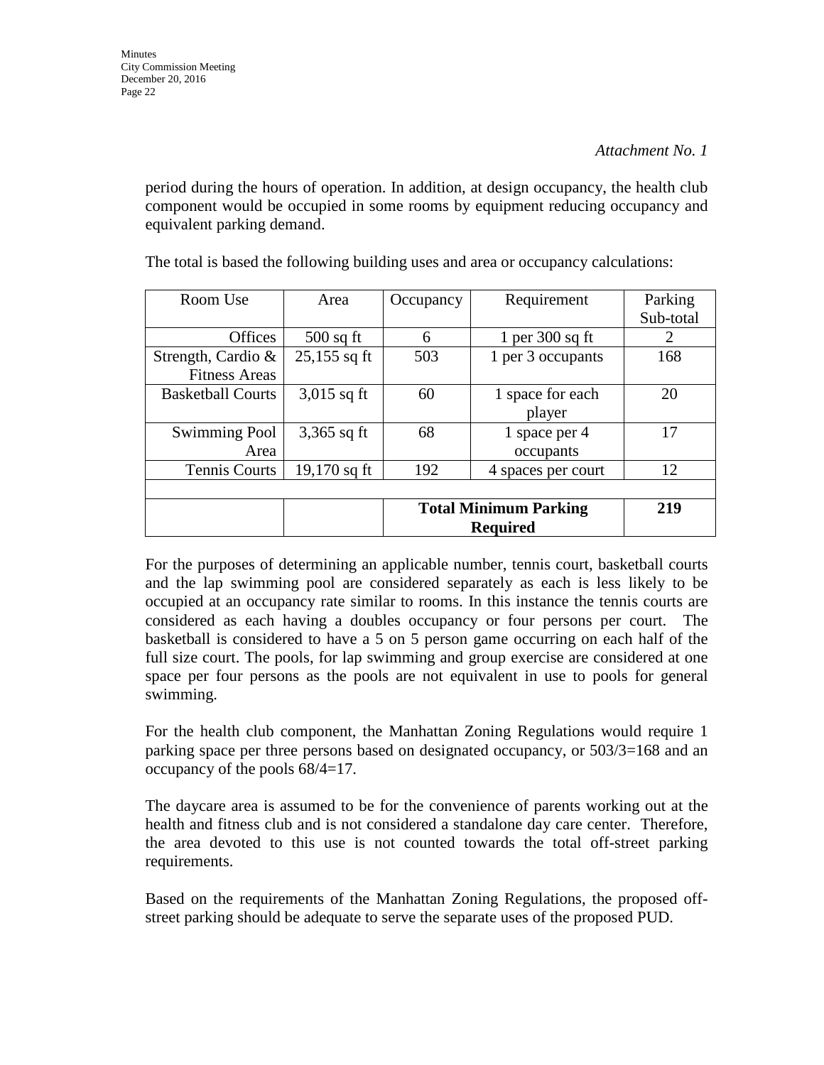*Attachment No. 1*

period during the hours of operation. In addition, at design occupancy, the health club component would be occupied in some rooms by equipment reducing occupancy and equivalent parking demand.

The total is based the following building uses and area or occupancy calculations:

| Room Use | Area | Occupancy | Requirement | Parking Sub-total |
|---|---|---|---|---|
| Offices | 500 sq ft | 6 | 1 per 300 sq ft | 2 |
| Strength, Cardio & Fitness Areas | 25,155 sq ft | 503 | 1 per 3 occupants | 168 |
| Basketball Courts | 3,015 sq ft | 60 | 1 space for each player | 20 |
| Swimming Pool Area | 3,365 sq ft | 68 | 1 space per 4 occupants | 17 |
| Tennis Courts | 19,170 sq ft | 192 | 4 spaces per court | 12 |
| | | | | |
| | | **Total Minimum Parking Required** | | **219** |

For the purposes of determining an applicable number, tennis court, basketball courts and the lap swimming pool are considered separately as each is less likely to be occupied at an occupancy rate similar to rooms. In this instance the tennis courts are considered as each having a doubles occupancy or four persons per court. The basketball is considered to have a 5 on 5 person game occurring on each half of the full size court. The pools, for lap swimming and group exercise are considered at one space per four persons as the pools are not equivalent in use to pools for general swimming.

For the health club component, the Manhattan Zoning Regulations would require 1 parking space per three persons based on designated occupancy, or 503/3=168 and an occupancy of the pools 68/4=17.

The daycare area is assumed to be for the convenience of parents working out at the health and fitness club and is not considered a standalone day care center. Therefore, the area devoted to this use is not counted towards the total off-street parking requirements.

Based on the requirements of the Manhattan Zoning Regulations, the proposed off-street parking should be adequate to serve the separate uses of the proposed PUD.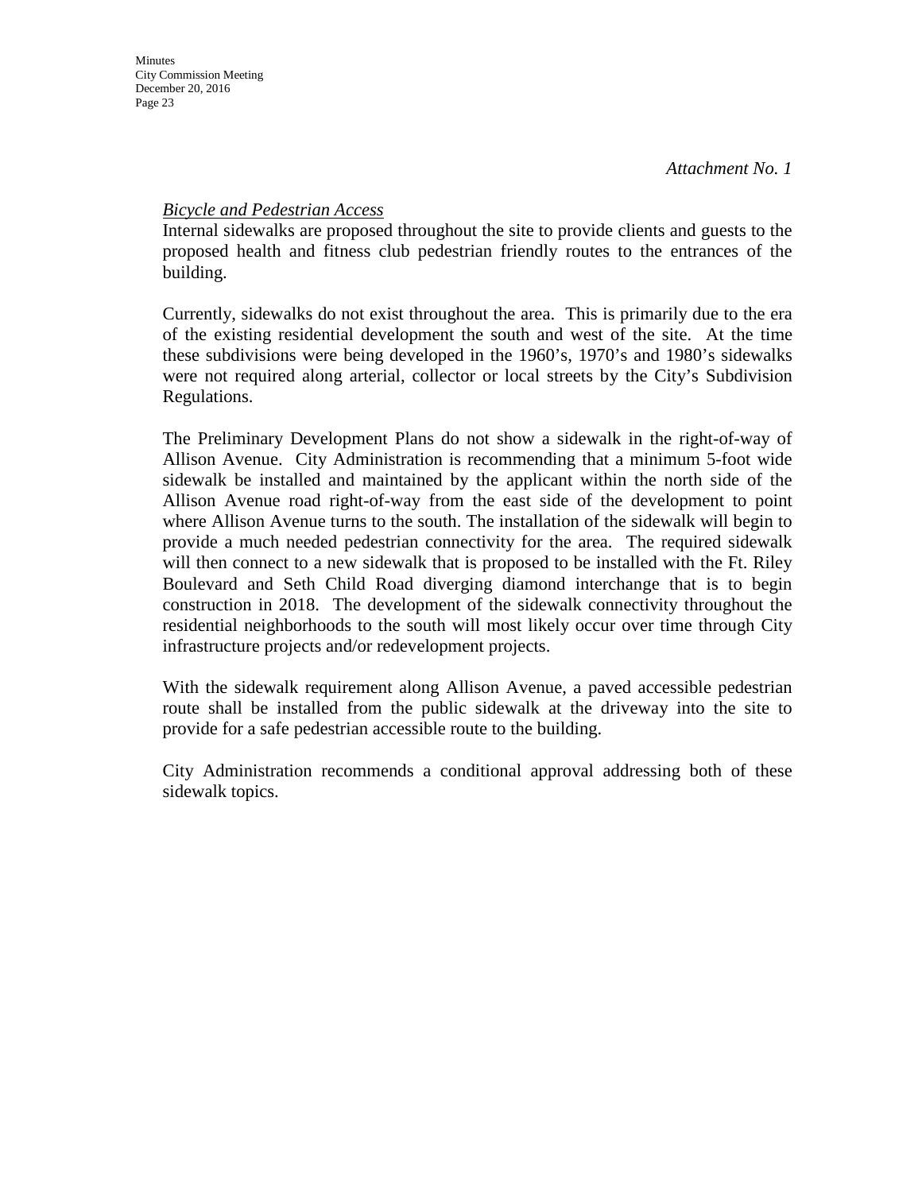*Attachment No. 1*

*Bicycle and Pedestrian Access*

Internal sidewalks are proposed throughout the site to provide clients and guests to the proposed health and fitness club pedestrian friendly routes to the entrances of the building.

Currently, sidewalks do not exist throughout the area. This is primarily due to the era of the existing residential development the south and west of the site. At the time these subdivisions were being developed in the 1960's, 1970's and 1980's sidewalks were not required along arterial, collector or local streets by the City's Subdivision Regulations.

The Preliminary Development Plans do not show a sidewalk in the right-of-way of Allison Avenue. City Administration is recommending that a minimum 5-foot wide sidewalk be installed and maintained by the applicant within the north side of the Allison Avenue road right-of-way from the east side of the development to point where Allison Avenue turns to the south. The installation of the sidewalk will begin to provide a much needed pedestrian connectivity for the area. The required sidewalk will then connect to a new sidewalk that is proposed to be installed with the Ft. Riley Boulevard and Seth Child Road diverging diamond interchange that is to begin construction in 2018. The development of the sidewalk connectivity throughout the residential neighborhoods to the south will most likely occur over time through City infrastructure projects and/or redevelopment projects.

With the sidewalk requirement along Allison Avenue, a paved accessible pedestrian route shall be installed from the public sidewalk at the driveway into the site to provide for a safe pedestrian accessible route to the building.

City Administration recommends a conditional approval addressing both of these sidewalk topics.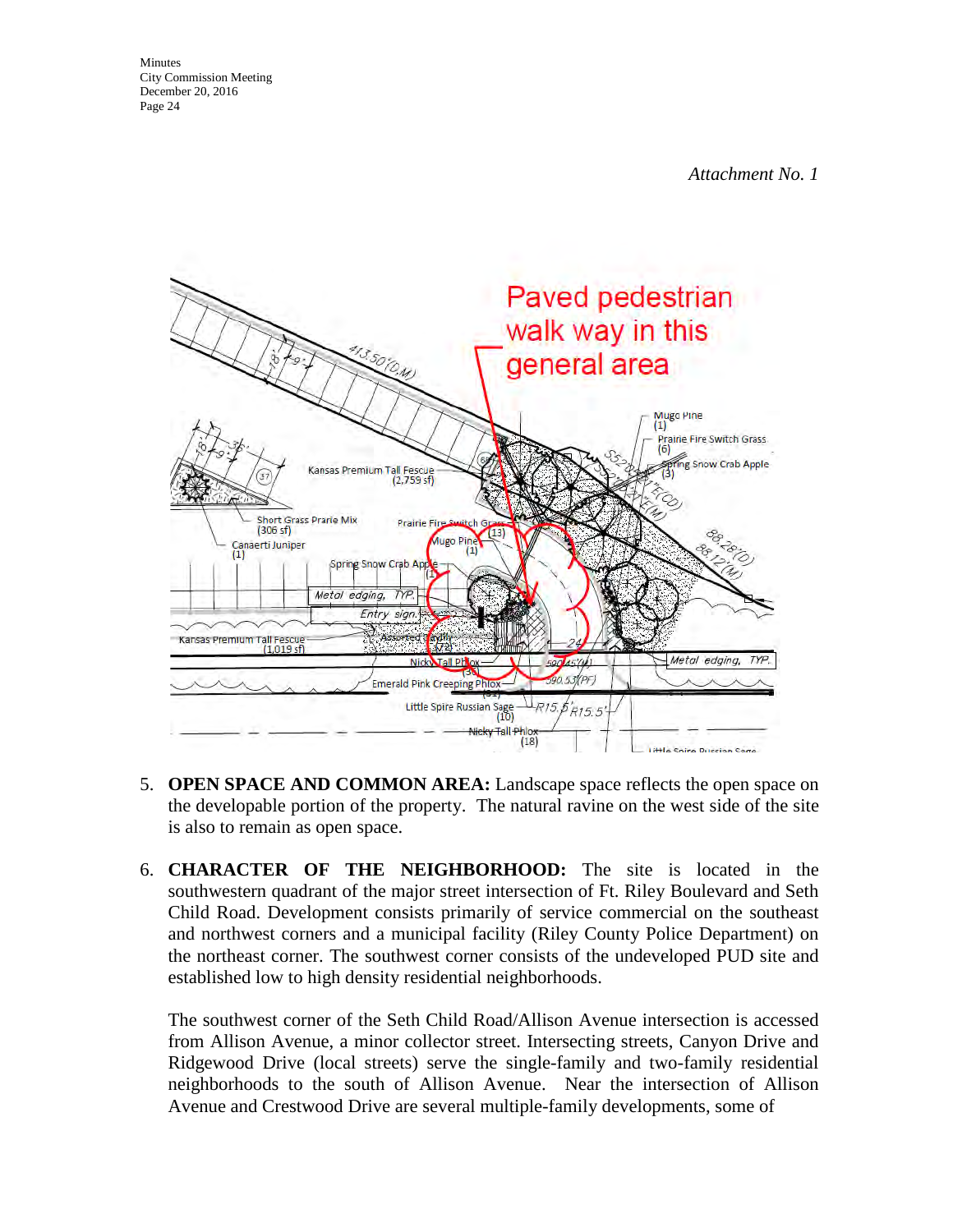*Attachment No. 1*

Paved pedestrian walk way in this general area

5. **OPEN SPACE AND COMMON AREA:** Landscape space reflects the open space on the developable portion of the property. The natural ravine on the west side of the site is also to remain as open space.

6. **CHARACTER OF THE NEIGHBORHOOD:** The site is located in the southwestern quadrant of the major street intersection of Ft. Riley Boulevard and Seth Child Road. Development consists primarily of service commercial on the southeast and northwest corners and a municipal facility (Riley County Police Department) on the northeast corner. The southwest corner consists of the undeveloped PUD site and established low to high density residential neighborhoods.

   The southwest corner of the Seth Child Road/Allison Avenue intersection is accessed from Allison Avenue, a minor collector street. Intersecting streets, Canyon Drive and Ridgewood Drive (local streets) serve the single-family and two-family residential neighborhoods to the south of Allison Avenue. Near the intersection of Allison Avenue and Crestwood Drive are several multiple-family developments, some of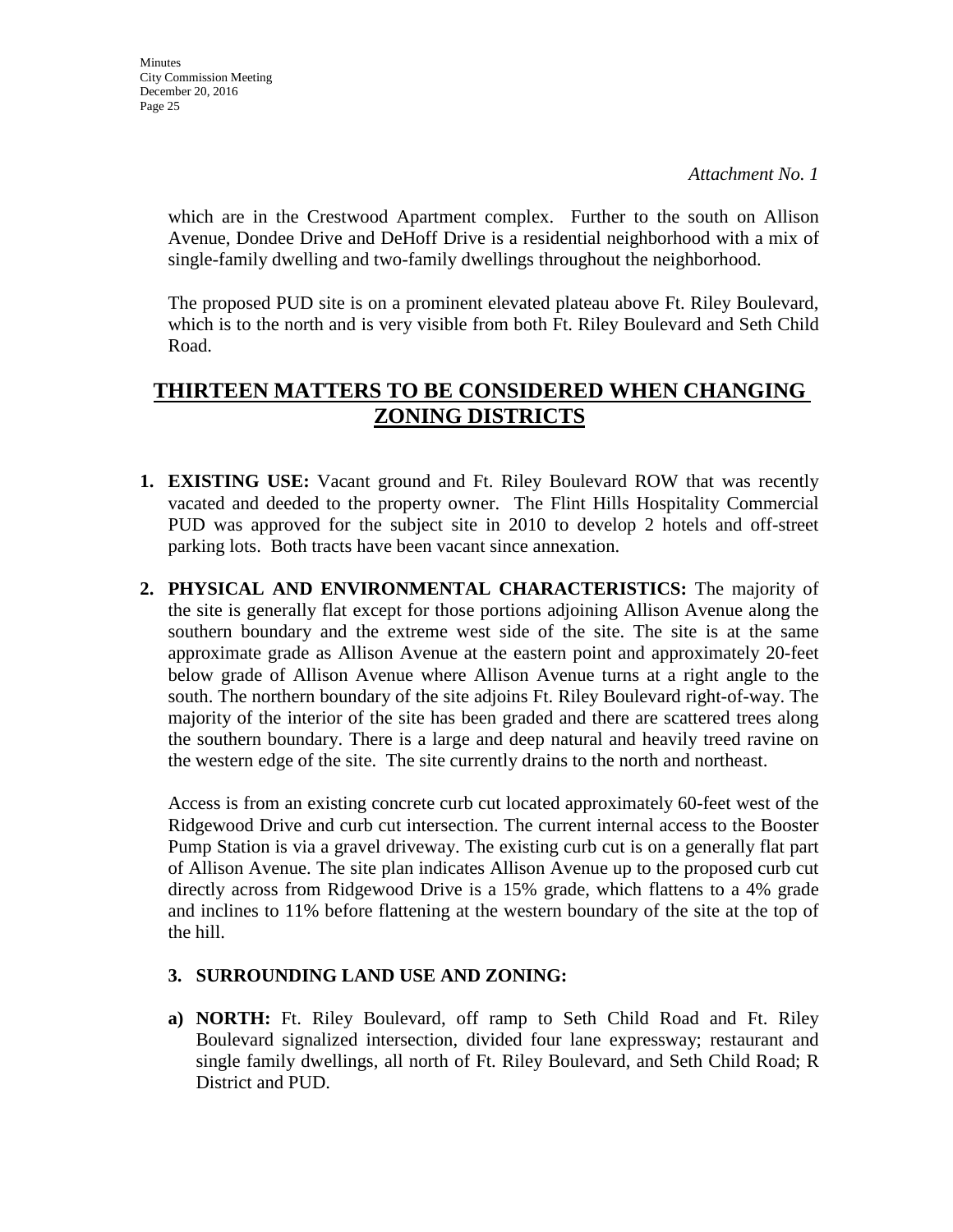*Attachment No. 1*

which are in the Crestwood Apartment complex. Further to the south on Allison Avenue, Dondee Drive and DeHoff Drive is a residential neighborhood with a mix of single-family dwelling and two-family dwellings throughout the neighborhood.

The proposed PUD site is on a prominent elevated plateau above Ft. Riley Boulevard, which is to the north and is very visible from both Ft. Riley Boulevard and Seth Child Road.

## THIRTEEN MATTERS TO BE CONSIDERED WHEN CHANGING ZONING DISTRICTS

1. **EXISTING USE:** Vacant ground and Ft. Riley Boulevard ROW that was recently vacated and deeded to the property owner. The Flint Hills Hospitality Commercial PUD was approved for the subject site in 2010 to develop 2 hotels and off-street parking lots. Both tracts have been vacant since annexation.

2. **PHYSICAL AND ENVIRONMENTAL CHARACTERISTICS:** The majority of the site is generally flat except for those portions adjoining Allison Avenue along the southern boundary and the extreme west side of the site. The site is at the same approximate grade as Allison Avenue at the eastern point and approximately 20-feet below grade of Allison Avenue where Allison Avenue turns at a right angle to the south. The northern boundary of the site adjoins Ft. Riley Boulevard right-of-way. The majority of the interior of the site has been graded and there are scattered trees along the southern boundary. There is a large and deep natural and heavily treed ravine on the western edge of the site. The site currently drains to the north and northeast.

   Access is from an existing concrete curb cut located approximately 60-feet west of the Ridgewood Drive and curb cut intersection. The current internal access to the Booster Pump Station is via a gravel driveway. The existing curb cut is on a generally flat part of Allison Avenue. The site plan indicates Allison Avenue up to the proposed curb cut directly across from Ridgewood Drive is a 15% grade, which flattens to a 4% grade and inclines to 11% before flattening at the western boundary of the site at the top of the hill.

3. **SURROUNDING LAND USE AND ZONING:**

   a) **NORTH:** Ft. Riley Boulevard, off ramp to Seth Child Road and Ft. Riley Boulevard signalized intersection, divided four lane expressway; restaurant and single family dwellings, all north of Ft. Riley Boulevard, and Seth Child Road; R District and PUD.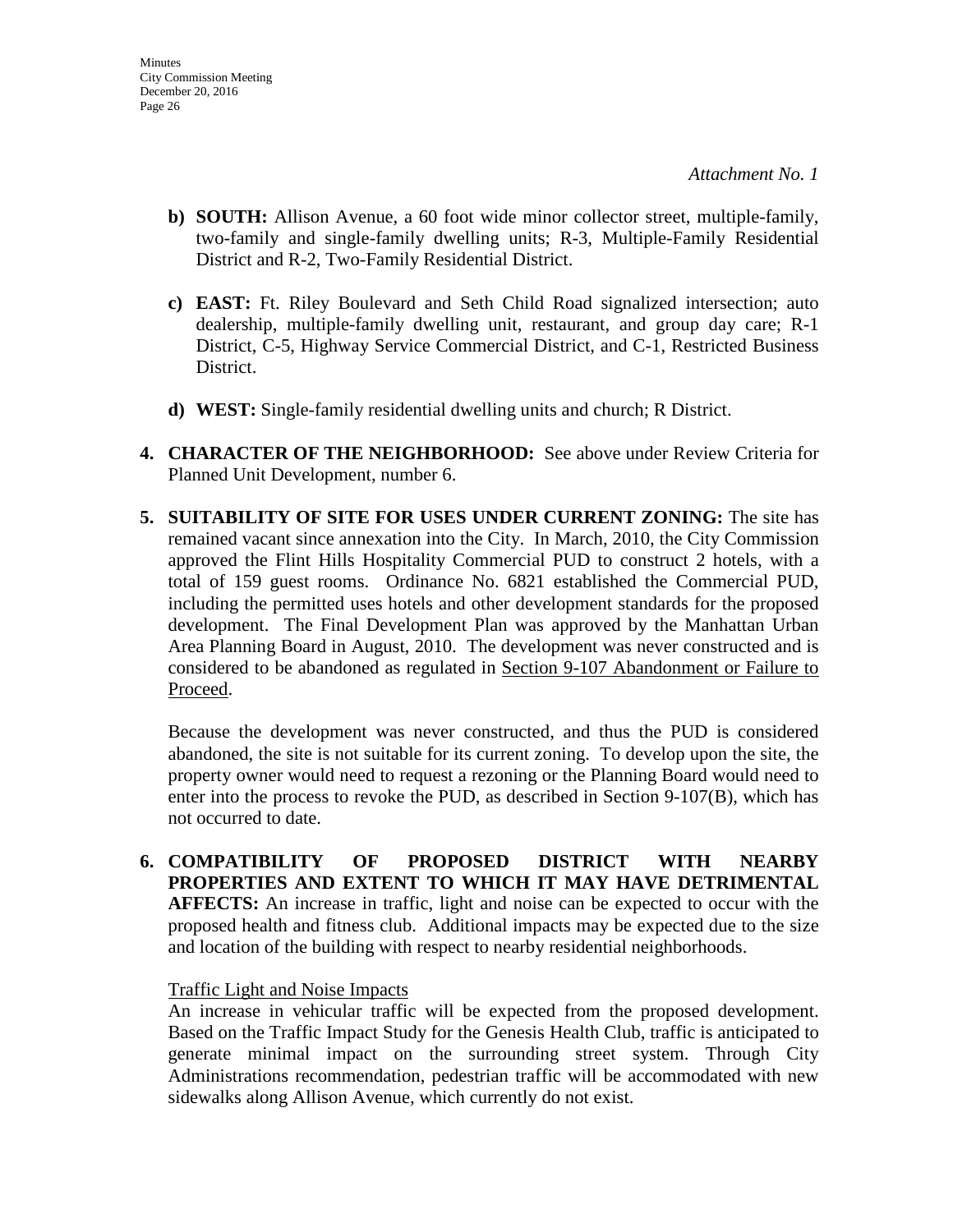*Attachment No. 1*

b) **SOUTH:** Allison Avenue, a 60 foot wide minor collector street, multiple-family, two-family and single-family dwelling units; R-3, Multiple-Family Residential District and R-2, Two-Family Residential District.

c) **EAST:** Ft. Riley Boulevard and Seth Child Road signalized intersection; auto dealership, multiple-family dwelling unit, restaurant, and group day care; R-1 District, C-5, Highway Service Commercial District, and C-1, Restricted Business District.

d) **WEST:** Single-family residential dwelling units and church; R District.

4. **CHARACTER OF THE NEIGHBORHOOD:** See above under Review Criteria for Planned Unit Development, number 6.

5. **SUITABILITY OF SITE FOR USES UNDER CURRENT ZONING:** The site has remained vacant since annexation into the City. In March, 2010, the City Commission approved the Flint Hills Hospitality Commercial PUD to construct 2 hotels, with a total of 159 guest rooms. Ordinance No. 6821 established the Commercial PUD, including the permitted uses hotels and other development standards for the proposed development. The Final Development Plan was approved by the Manhattan Urban Area Planning Board in August, 2010. The development was never constructed and is considered to be abandoned as regulated in Section 9-107 Abandonment or Failure to Proceed.

   Because the development was never constructed, and thus the PUD is considered abandoned, the site is not suitable for its current zoning. To develop upon the site, the property owner would need to request a rezoning or the Planning Board would need to enter into the process to revoke the PUD, as described in Section 9-107(B), which has not occurred to date.

6. **COMPATIBILITY OF PROPOSED DISTRICT WITH NEARBY PROPERTIES AND EXTENT TO WHICH IT MAY HAVE DETRIMENTAL AFFECTS:** An increase in traffic, light and noise can be expected to occur with the proposed health and fitness club. Additional impacts may be expected due to the size and location of the building with respect to nearby residential neighborhoods.

   Traffic Light and Noise Impacts

   An increase in vehicular traffic will be expected from the proposed development. Based on the Traffic Impact Study for the Genesis Health Club, traffic is anticipated to generate minimal impact on the surrounding street system. Through City Administrations recommendation, pedestrian traffic will be accommodated with new sidewalks along Allison Avenue, which currently do not exist.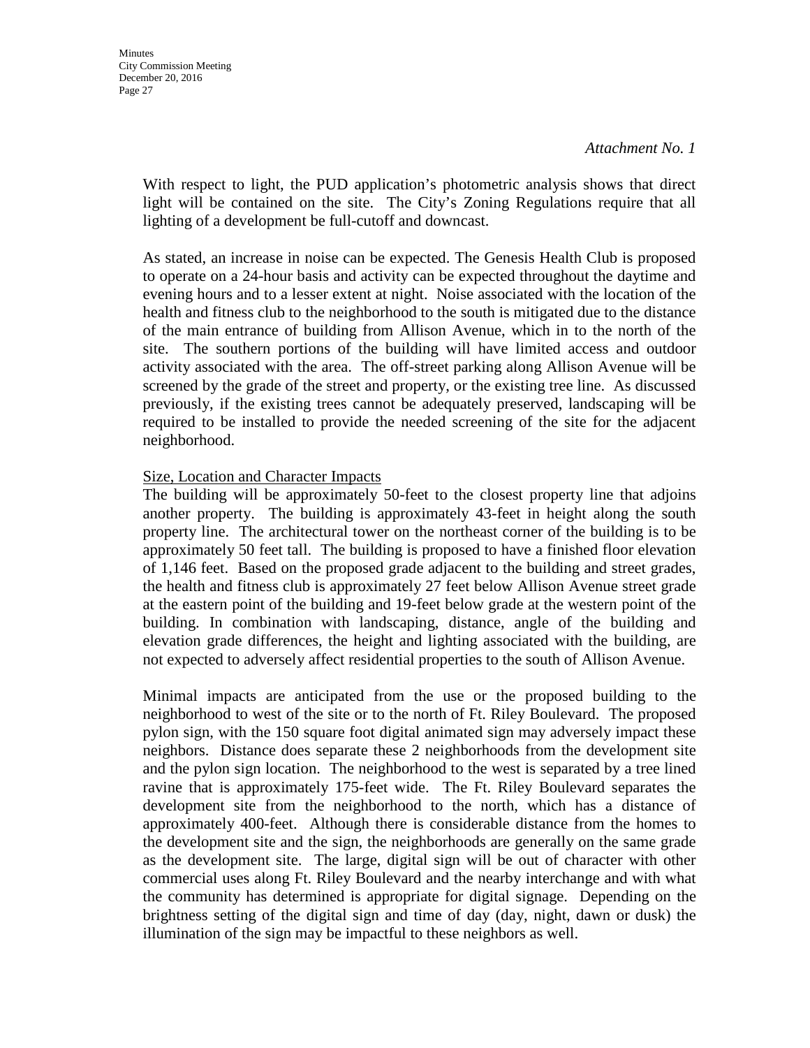*Attachment No. 1*

With respect to light, the PUD application's photometric analysis shows that direct light will be contained on the site. The City's Zoning Regulations require that all lighting of a development be full-cutoff and downcast.

As stated, an increase in noise can be expected. The Genesis Health Club is proposed to operate on a 24-hour basis and activity can be expected throughout the daytime and evening hours and to a lesser extent at night. Noise associated with the location of the health and fitness club to the neighborhood to the south is mitigated due to the distance of the main entrance of building from Allison Avenue, which in to the north of the site. The southern portions of the building will have limited access and outdoor activity associated with the area. The off-street parking along Allison Avenue will be screened by the grade of the street and property, or the existing tree line. As discussed previously, if the existing trees cannot be adequately preserved, landscaping will be required to be installed to provide the needed screening of the site for the adjacent neighborhood.

Size, Location and Character Impacts

The building will be approximately 50-feet to the closest property line that adjoins another property. The building is approximately 43-feet in height along the south property line. The architectural tower on the northeast corner of the building is to be approximately 50 feet tall. The building is proposed to have a finished floor elevation of 1,146 feet. Based on the proposed grade adjacent to the building and street grades, the health and fitness club is approximately 27 feet below Allison Avenue street grade at the eastern point of the building and 19-feet below grade at the western point of the building. In combination with landscaping, distance, angle of the building and elevation grade differences, the height and lighting associated with the building, are not expected to adversely affect residential properties to the south of Allison Avenue.

Minimal impacts are anticipated from the use or the proposed building to the neighborhood to west of the site or to the north of Ft. Riley Boulevard. The proposed pylon sign, with the 150 square foot digital animated sign may adversely impact these neighbors. Distance does separate these 2 neighborhoods from the development site and the pylon sign location. The neighborhood to the west is separated by a tree lined ravine that is approximately 175-feet wide. The Ft. Riley Boulevard separates the development site from the neighborhood to the north, which has a distance of approximately 400-feet. Although there is considerable distance from the homes to the development site and the sign, the neighborhoods are generally on the same grade as the development site. The large, digital sign will be out of character with other commercial uses along Ft. Riley Boulevard and the nearby interchange and with what the community has determined is appropriate for digital signage. Depending on the brightness setting of the digital sign and time of day (day, night, dawn or dusk) the illumination of the sign may be impactful to these neighbors as well.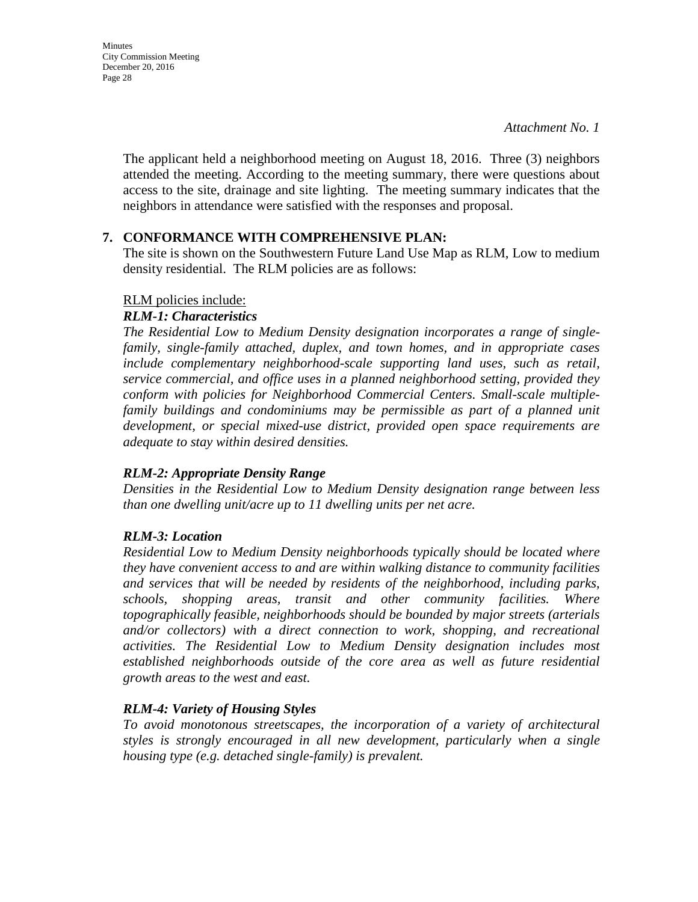*Attachment No. 1*

The applicant held a neighborhood meeting on August 18, 2016. Three (3) neighbors attended the meeting. According to the meeting summary, there were questions about access to the site, drainage and site lighting. The meeting summary indicates that the neighbors in attendance were satisfied with the responses and proposal.

**7. CONFORMANCE WITH COMPREHENSIVE PLAN:**

The site is shown on the Southwestern Future Land Use Map as RLM, Low to medium density residential. The RLM policies are as follows:

RLM policies include:

***RLM-1: Characteristics***

*The Residential Low to Medium Density designation incorporates a range of single-family, single-family attached, duplex, and town homes, and in appropriate cases include complementary neighborhood-scale supporting land uses, such as retail, service commercial, and office uses in a planned neighborhood setting, provided they conform with policies for Neighborhood Commercial Centers. Small-scale multiple-family buildings and condominiums may be permissible as part of a planned unit development, or special mixed-use district, provided open space requirements are adequate to stay within desired densities.*

***RLM-2: Appropriate Density Range***

*Densities in the Residential Low to Medium Density designation range between less than one dwelling unit/acre up to 11 dwelling units per net acre.*

***RLM-3: Location***

*Residential Low to Medium Density neighborhoods typically should be located where they have convenient access to and are within walking distance to community facilities and services that will be needed by residents of the neighborhood, including parks, schools, shopping areas, transit and other community facilities. Where topographically feasible, neighborhoods should be bounded by major streets (arterials and/or collectors) with a direct connection to work, shopping, and recreational activities. The Residential Low to Medium Density designation includes most established neighborhoods outside of the core area as well as future residential growth areas to the west and east.*

***RLM-4: Variety of Housing Styles***

*To avoid monotonous streetscapes, the incorporation of a variety of architectural styles is strongly encouraged in all new development, particularly when a single housing type (e.g. detached single-family) is prevalent.*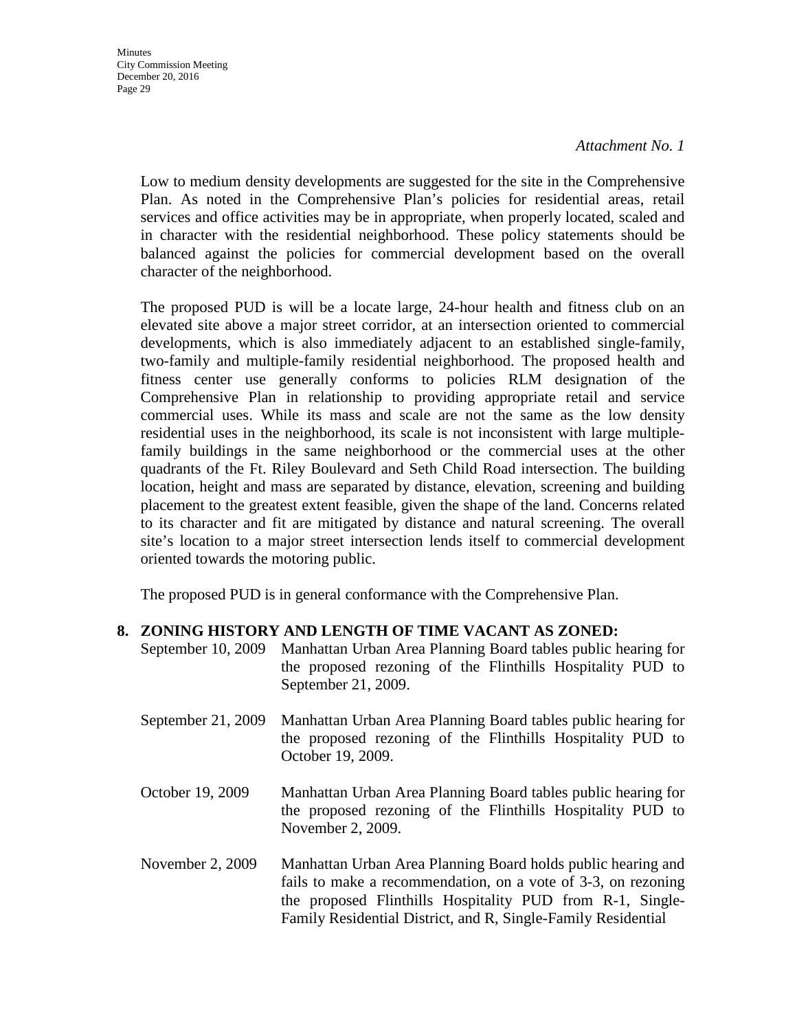*Attachment No. 1*

Low to medium density developments are suggested for the site in the Comprehensive Plan. As noted in the Comprehensive Plan's policies for residential areas, retail services and office activities may be in appropriate, when properly located, scaled and in character with the residential neighborhood. These policy statements should be balanced against the policies for commercial development based on the overall character of the neighborhood.

The proposed PUD is will be a locate large, 24-hour health and fitness club on an elevated site above a major street corridor, at an intersection oriented to commercial developments, which is also immediately adjacent to an established single-family, two-family and multiple-family residential neighborhood. The proposed health and fitness center use generally conforms to policies RLM designation of the Comprehensive Plan in relationship to providing appropriate retail and service commercial uses. While its mass and scale are not the same as the low density residential uses in the neighborhood, its scale is not inconsistent with large multiple-family buildings in the same neighborhood or the commercial uses at the other quadrants of the Ft. Riley Boulevard and Seth Child Road intersection. The building location, height and mass are separated by distance, elevation, screening and building placement to the greatest extent feasible, given the shape of the land. Concerns related to its character and fit are mitigated by distance and natural screening. The overall site's location to a major street intersection lends itself to commercial development oriented towards the motoring public.

The proposed PUD is in general conformance with the Comprehensive Plan.

**8. ZONING HISTORY AND LENGTH OF TIME VACANT AS ZONED:**

September 10, 2009 Manhattan Urban Area Planning Board tables public hearing for the proposed rezoning of the Flinthills Hospitality PUD to September 21, 2009.

September 21, 2009 Manhattan Urban Area Planning Board tables public hearing for the proposed rezoning of the Flinthills Hospitality PUD to October 19, 2009.

October 19, 2009 Manhattan Urban Area Planning Board tables public hearing for the proposed rezoning of the Flinthills Hospitality PUD to November 2, 2009.

November 2, 2009 Manhattan Urban Area Planning Board holds public hearing and fails to make a recommendation, on a vote of 3-3, on rezoning the proposed Flinthills Hospitality PUD from R-1, Single-Family Residential District, and R, Single-Family Residential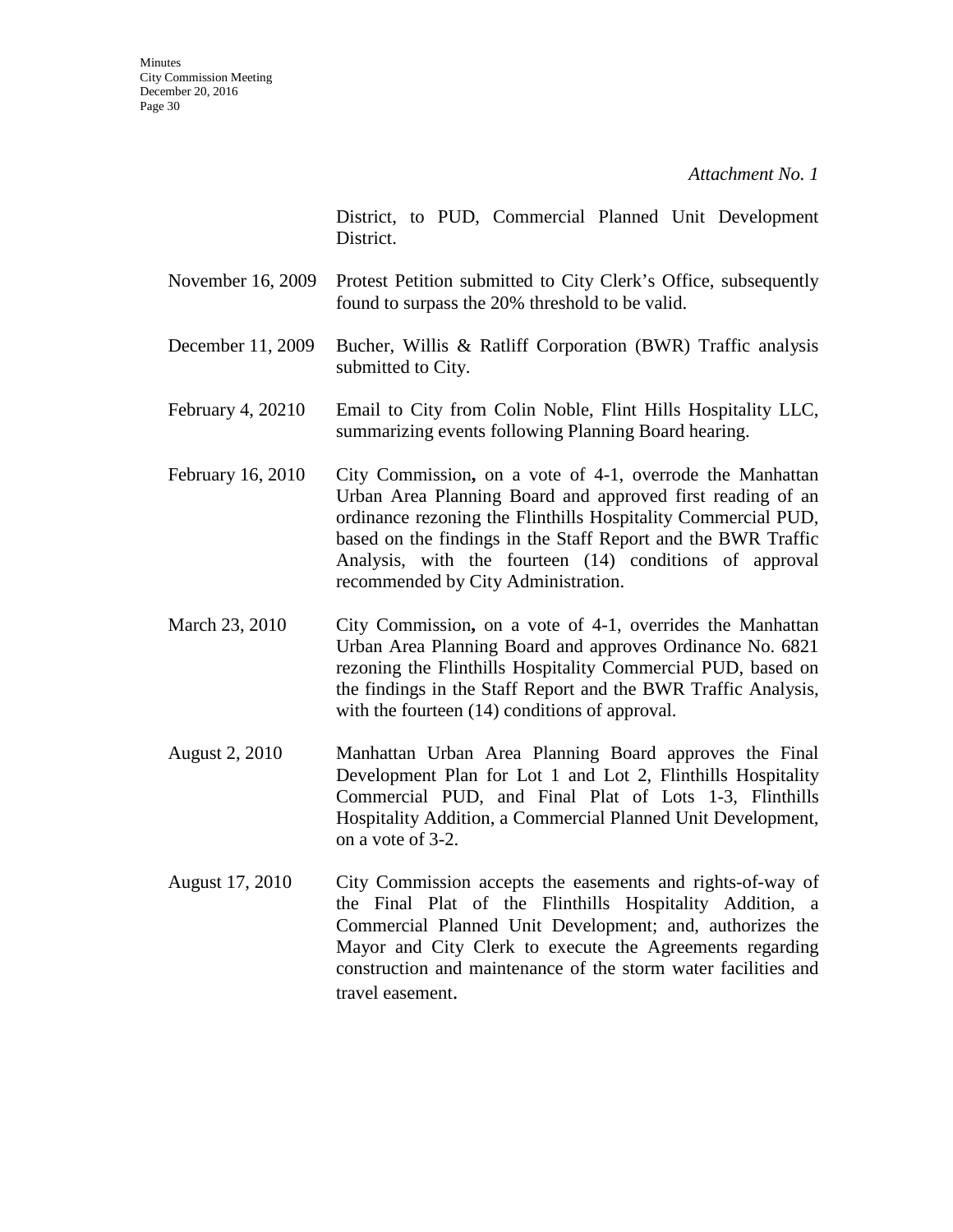*Attachment No. 1*

District, to PUD, Commercial Planned Unit Development District.

| | |
|---|---|
| November 16, 2009 | Protest Petition submitted to City Clerk's Office, subsequently found to surpass the 20% threshold to be valid. |
| December 11, 2009 | Bucher, Willis & Ratliff Corporation (BWR) Traffic analysis submitted to City. |
| February 4, 20210 | Email to City from Colin Noble, Flint Hills Hospitality LLC, summarizing events following Planning Board hearing. |
| February 16, 2010 | City Commission**,** on a vote of 4-1, overrode the Manhattan Urban Area Planning Board and approved first reading of an ordinance rezoning the Flinthills Hospitality Commercial PUD, based on the findings in the Staff Report and the BWR Traffic Analysis, with the fourteen (14) conditions of approval recommended by City Administration. |
| March 23, 2010 | City Commission**,** on a vote of 4-1, overrides the Manhattan Urban Area Planning Board and approves Ordinance No. 6821 rezoning the Flinthills Hospitality Commercial PUD, based on the findings in the Staff Report and the BWR Traffic Analysis, with the fourteen (14) conditions of approval. |
| August 2, 2010 | Manhattan Urban Area Planning Board approves the Final Development Plan for Lot 1 and Lot 2, Flinthills Hospitality Commercial PUD, and Final Plat of Lots 1-3, Flinthills Hospitality Addition, a Commercial Planned Unit Development, on a vote of 3-2. |
| August 17, 2010 | City Commission accepts the easements and rights-of-way of the Final Plat of the Flinthills Hospitality Addition, a Commercial Planned Unit Development; and, authorizes the Mayor and City Clerk to execute the Agreements regarding construction and maintenance of the storm water facilities and travel easement. |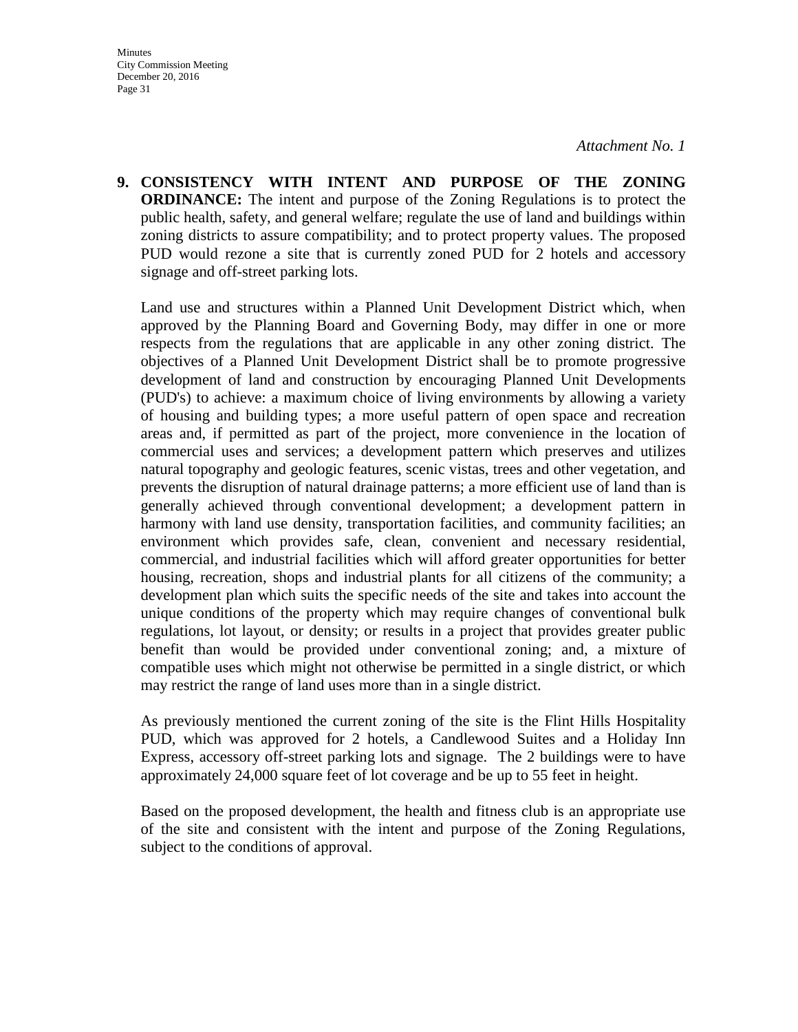*Attachment No. 1*

**9. CONSISTENCY WITH INTENT AND PURPOSE OF THE ZONING ORDINANCE:** The intent and purpose of the Zoning Regulations is to protect the public health, safety, and general welfare; regulate the use of land and buildings within zoning districts to assure compatibility; and to protect property values. The proposed PUD would rezone a site that is currently zoned PUD for 2 hotels and accessory signage and off-street parking lots.

Land use and structures within a Planned Unit Development District which, when approved by the Planning Board and Governing Body, may differ in one or more respects from the regulations that are applicable in any other zoning district. The objectives of a Planned Unit Development District shall be to promote progressive development of land and construction by encouraging Planned Unit Developments (PUD's) to achieve: a maximum choice of living environments by allowing a variety of housing and building types; a more useful pattern of open space and recreation areas and, if permitted as part of the project, more convenience in the location of commercial uses and services; a development pattern which preserves and utilizes natural topography and geologic features, scenic vistas, trees and other vegetation, and prevents the disruption of natural drainage patterns; a more efficient use of land than is generally achieved through conventional development; a development pattern in harmony with land use density, transportation facilities, and community facilities; an environment which provides safe, clean, convenient and necessary residential, commercial, and industrial facilities which will afford greater opportunities for better housing, recreation, shops and industrial plants for all citizens of the community; a development plan which suits the specific needs of the site and takes into account the unique conditions of the property which may require changes of conventional bulk regulations, lot layout, or density; or results in a project that provides greater public benefit than would be provided under conventional zoning; and, a mixture of compatible uses which might not otherwise be permitted in a single district, or which may restrict the range of land uses more than in a single district.

As previously mentioned the current zoning of the site is the Flint Hills Hospitality PUD, which was approved for 2 hotels, a Candlewood Suites and a Holiday Inn Express, accessory off-street parking lots and signage. The 2 buildings were to have approximately 24,000 square feet of lot coverage and be up to 55 feet in height.

Based on the proposed development, the health and fitness club is an appropriate use of the site and consistent with the intent and purpose of the Zoning Regulations, subject to the conditions of approval.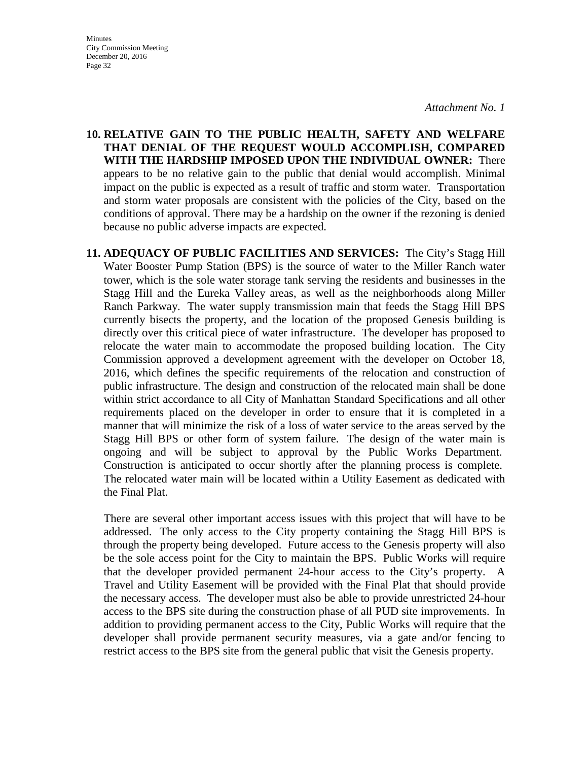*Attachment No. 1*

**10. RELATIVE GAIN TO THE PUBLIC HEALTH, SAFETY AND WELFARE THAT DENIAL OF THE REQUEST WOULD ACCOMPLISH, COMPARED WITH THE HARDSHIP IMPOSED UPON THE INDIVIDUAL OWNER:** There appears to be no relative gain to the public that denial would accomplish. Minimal impact on the public is expected as a result of traffic and storm water. Transportation and storm water proposals are consistent with the policies of the City, based on the conditions of approval. There may be a hardship on the owner if the rezoning is denied because no public adverse impacts are expected.

**11. ADEQUACY OF PUBLIC FACILITIES AND SERVICES:** The City's Stagg Hill Water Booster Pump Station (BPS) is the source of water to the Miller Ranch water tower, which is the sole water storage tank serving the residents and businesses in the Stagg Hill and the Eureka Valley areas, as well as the neighborhoods along Miller Ranch Parkway. The water supply transmission main that feeds the Stagg Hill BPS currently bisects the property, and the location of the proposed Genesis building is directly over this critical piece of water infrastructure. The developer has proposed to relocate the water main to accommodate the proposed building location. The City Commission approved a development agreement with the developer on October 18, 2016, which defines the specific requirements of the relocation and construction of public infrastructure. The design and construction of the relocated main shall be done within strict accordance to all City of Manhattan Standard Specifications and all other requirements placed on the developer in order to ensure that it is completed in a manner that will minimize the risk of a loss of water service to the areas served by the Stagg Hill BPS or other form of system failure. The design of the water main is ongoing and will be subject to approval by the Public Works Department. Construction is anticipated to occur shortly after the planning process is complete. The relocated water main will be located within a Utility Easement as dedicated with the Final Plat.

There are several other important access issues with this project that will have to be addressed. The only access to the City property containing the Stagg Hill BPS is through the property being developed. Future access to the Genesis property will also be the sole access point for the City to maintain the BPS. Public Works will require that the developer provided permanent 24-hour access to the City's property. A Travel and Utility Easement will be provided with the Final Plat that should provide the necessary access. The developer must also be able to provide unrestricted 24-hour access to the BPS site during the construction phase of all PUD site improvements. In addition to providing permanent access to the City, Public Works will require that the developer shall provide permanent security measures, via a gate and/or fencing to restrict access to the BPS site from the general public that visit the Genesis property.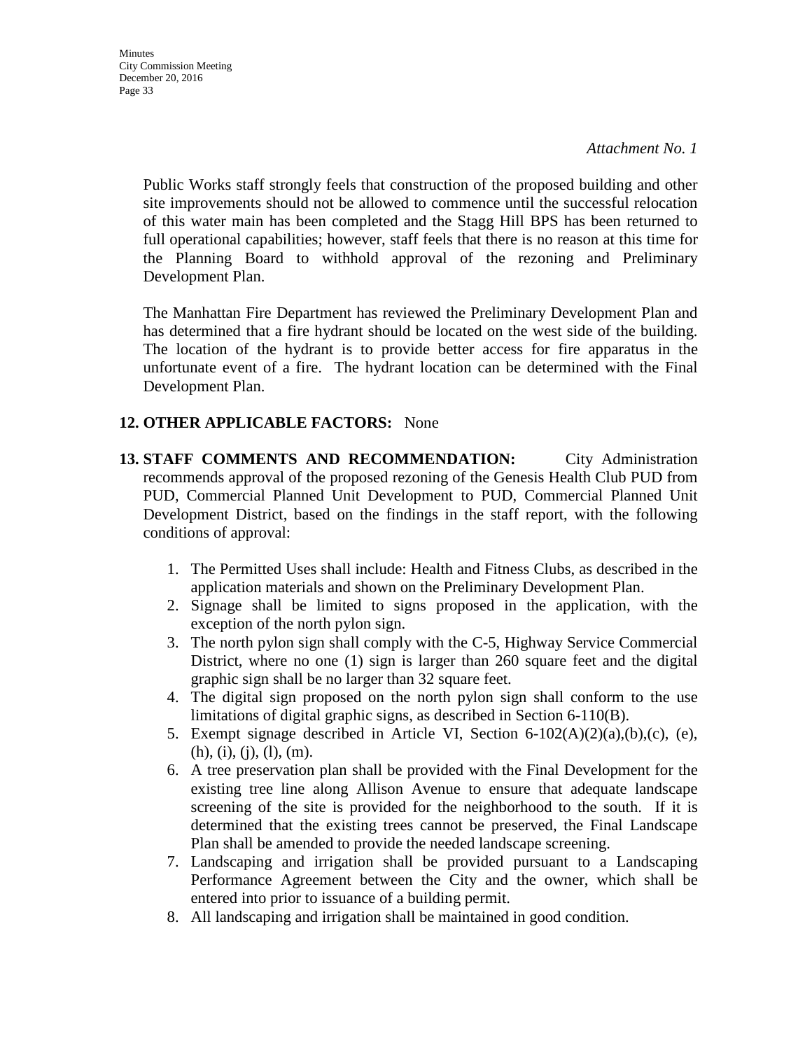*Attachment No. 1*

Public Works staff strongly feels that construction of the proposed building and other site improvements should not be allowed to commence until the successful relocation of this water main has been completed and the Stagg Hill BPS has been returned to full operational capabilities; however, staff feels that there is no reason at this time for the Planning Board to withhold approval of the rezoning and Preliminary Development Plan.

The Manhattan Fire Department has reviewed the Preliminary Development Plan and has determined that a fire hydrant should be located on the west side of the building. The location of the hydrant is to provide better access for fire apparatus in the unfortunate event of a fire. The hydrant location can be determined with the Final Development Plan.

**12. OTHER APPLICABLE FACTORS:** None

**13. STAFF COMMENTS AND RECOMMENDATION:** City Administration recommends approval of the proposed rezoning of the Genesis Health Club PUD from PUD, Commercial Planned Unit Development to PUD, Commercial Planned Unit Development District, based on the findings in the staff report, with the following conditions of approval:

1. The Permitted Uses shall include: Health and Fitness Clubs, as described in the application materials and shown on the Preliminary Development Plan.
2. Signage shall be limited to signs proposed in the application, with the exception of the north pylon sign.
3. The north pylon sign shall comply with the C-5, Highway Service Commercial District, where no one (1) sign is larger than 260 square feet and the digital graphic sign shall be no larger than 32 square feet.
4. The digital sign proposed on the north pylon sign shall conform to the use limitations of digital graphic signs, as described in Section 6-110(B).
5. Exempt signage described in Article VI, Section 6-102(A)(2)(a),(b),(c), (e), (h), (i), (j), (l), (m).
6. A tree preservation plan shall be provided with the Final Development for the existing tree line along Allison Avenue to ensure that adequate landscape screening of the site is provided for the neighborhood to the south. If it is determined that the existing trees cannot be preserved, the Final Landscape Plan shall be amended to provide the needed landscape screening.
7. Landscaping and irrigation shall be provided pursuant to a Landscaping Performance Agreement between the City and the owner, which shall be entered into prior to issuance of a building permit.
8. All landscaping and irrigation shall be maintained in good condition.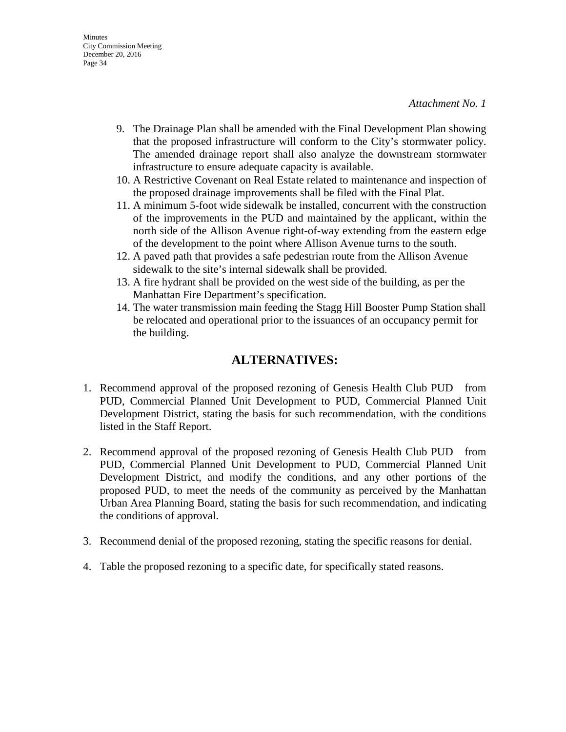*Attachment No. 1*

9. The Drainage Plan shall be amended with the Final Development Plan showing that the proposed infrastructure will conform to the City's stormwater policy. The amended drainage report shall also analyze the downstream stormwater infrastructure to ensure adequate capacity is available.
10. A Restrictive Covenant on Real Estate related to maintenance and inspection of the proposed drainage improvements shall be filed with the Final Plat.
11. A minimum 5-foot wide sidewalk be installed, concurrent with the construction of the improvements in the PUD and maintained by the applicant, within the north side of the Allison Avenue right-of-way extending from the eastern edge of the development to the point where Allison Avenue turns to the south.
12. A paved path that provides a safe pedestrian route from the Allison Avenue sidewalk to the site's internal sidewalk shall be provided.
13. A fire hydrant shall be provided on the west side of the building, as per the Manhattan Fire Department's specification.
14. The water transmission main feeding the Stagg Hill Booster Pump Station shall be relocated and operational prior to the issuances of an occupancy permit for the building.

## ALTERNATIVES:

1. Recommend approval of the proposed rezoning of Genesis Health Club PUD from PUD, Commercial Planned Unit Development to PUD, Commercial Planned Unit Development District, stating the basis for such recommendation, with the conditions listed in the Staff Report.

2. Recommend approval of the proposed rezoning of Genesis Health Club PUD from PUD, Commercial Planned Unit Development to PUD, Commercial Planned Unit Development District, and modify the conditions, and any other portions of the proposed PUD, to meet the needs of the community as perceived by the Manhattan Urban Area Planning Board, stating the basis for such recommendation, and indicating the conditions of approval.

3. Recommend denial of the proposed rezoning, stating the specific reasons for denial.

4. Table the proposed rezoning to a specific date, for specifically stated reasons.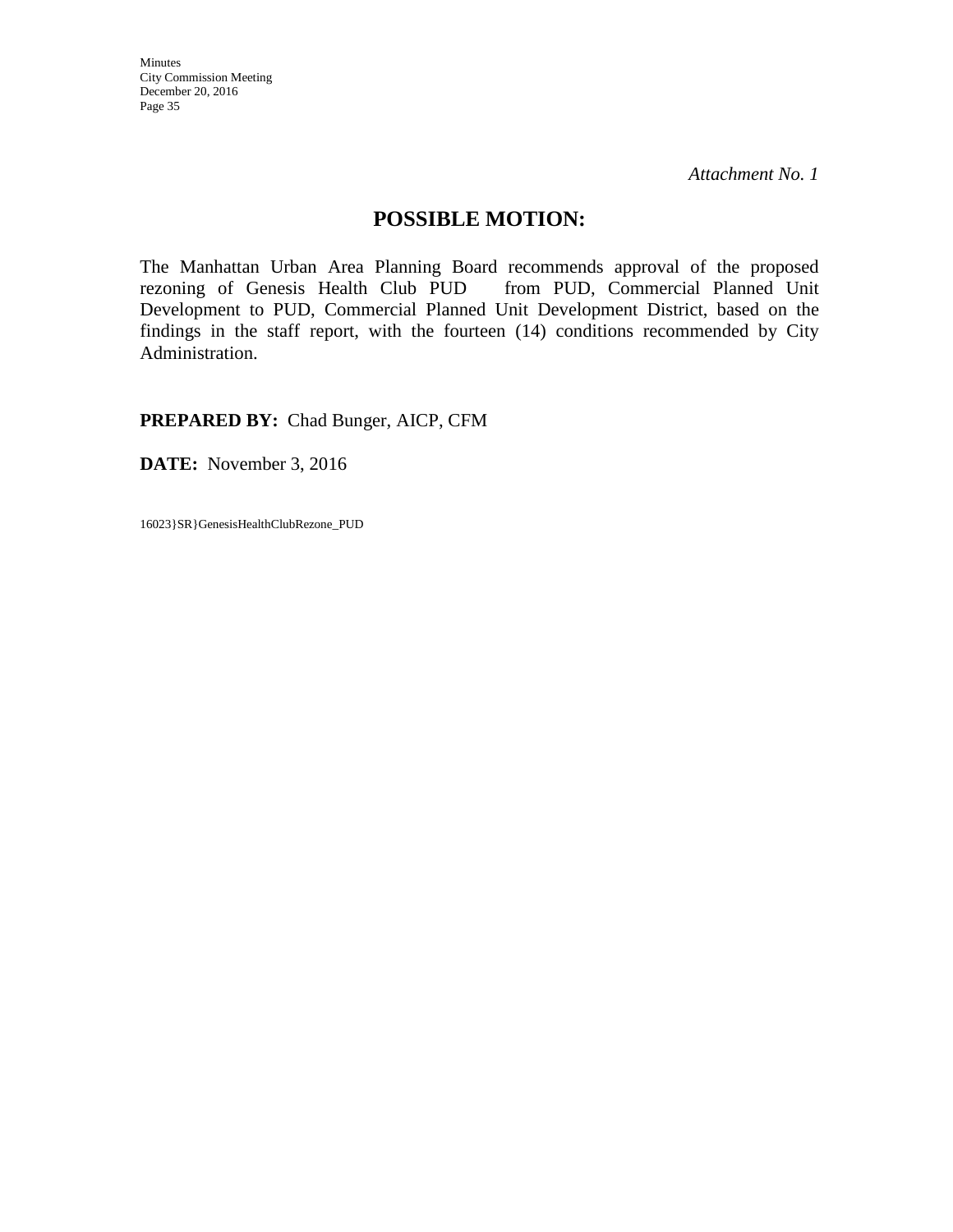*Attachment No. 1*

## POSSIBLE MOTION:

The Manhattan Urban Area Planning Board recommends approval of the proposed rezoning of Genesis Health Club PUD from PUD, Commercial Planned Unit Development to PUD, Commercial Planned Unit Development District, based on the findings in the staff report, with the fourteen (14) conditions recommended by City Administration.

**PREPARED BY:** Chad Bunger, AICP, CFM

**DATE:** November 3, 2016

16023}SR}GenesisHealthClubRezone_PUD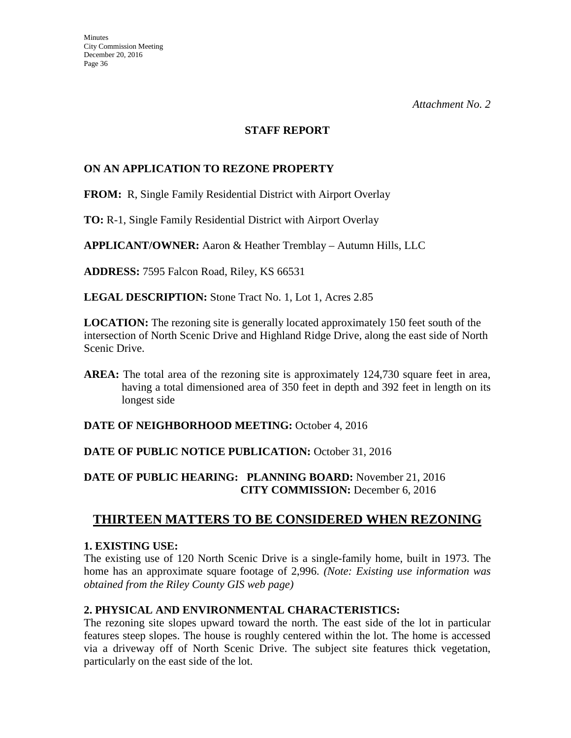*Attachment No. 2*

**STAFF REPORT**

**ON AN APPLICATION TO REZONE PROPERTY**

**FROM:** R, Single Family Residential District with Airport Overlay

**TO:** R-1, Single Family Residential District with Airport Overlay

**APPLICANT/OWNER:** Aaron & Heather Tremblay – Autumn Hills, LLC

**ADDRESS:** 7595 Falcon Road, Riley, KS 66531

**LEGAL DESCRIPTION:** Stone Tract No. 1, Lot 1, Acres 2.85

**LOCATION:** The rezoning site is generally located approximately 150 feet south of the intersection of North Scenic Drive and Highland Ridge Drive, along the east side of North Scenic Drive.

**AREA:** The total area of the rezoning site is approximately 124,730 square feet in area, having a total dimensioned area of 350 feet in depth and 392 feet in length on its longest side

**DATE OF NEIGHBORHOOD MEETING:** October 4, 2016

**DATE OF PUBLIC NOTICE PUBLICATION:** October 31, 2016

**DATE OF PUBLIC HEARING:** **PLANNING BOARD:** November 21, 2016
**CITY COMMISSION:** December 6, 2016

## THIRTEEN MATTERS TO BE CONSIDERED WHEN REZONING

**1. EXISTING USE:**
The existing use of 120 North Scenic Drive is a single-family home, built in 1973. The home has an approximate square footage of 2,996. *(Note: Existing use information was obtained from the Riley County GIS web page)*

**2. PHYSICAL AND ENVIRONMENTAL CHARACTERISTICS:**
The rezoning site slopes upward toward the north. The east side of the lot in particular features steep slopes. The house is roughly centered within the lot. The home is accessed via a driveway off of North Scenic Drive. The subject site features thick vegetation, particularly on the east side of the lot.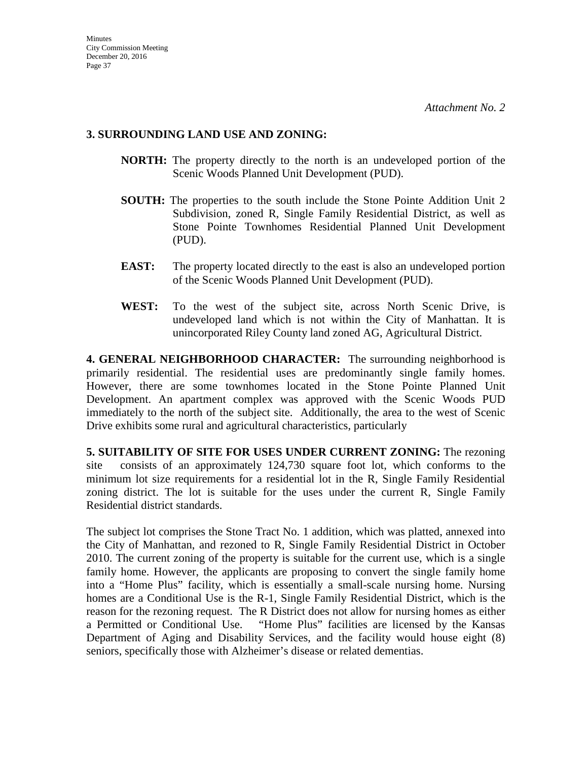*Attachment No. 2*

**3. SURROUNDING LAND USE AND ZONING:**

**NORTH:** The property directly to the north is an undeveloped portion of the Scenic Woods Planned Unit Development (PUD).

**SOUTH:** The properties to the south include the Stone Pointe Addition Unit 2 Subdivision, zoned R, Single Family Residential District, as well as Stone Pointe Townhomes Residential Planned Unit Development (PUD).

**EAST:** The property located directly to the east is also an undeveloped portion of the Scenic Woods Planned Unit Development (PUD).

**WEST:** To the west of the subject site, across North Scenic Drive, is undeveloped land which is not within the City of Manhattan. It is unincorporated Riley County land zoned AG, Agricultural District.

**4. GENERAL NEIGHBORHOOD CHARACTER:** The surrounding neighborhood is primarily residential. The residential uses are predominantly single family homes. However, there are some townhomes located in the Stone Pointe Planned Unit Development. An apartment complex was approved with the Scenic Woods PUD immediately to the north of the subject site. Additionally, the area to the west of Scenic Drive exhibits some rural and agricultural characteristics, particularly

**5. SUITABILITY OF SITE FOR USES UNDER CURRENT ZONING:** The rezoning site consists of an approximately 124,730 square foot lot, which conforms to the minimum lot size requirements for a residential lot in the R, Single Family Residential zoning district. The lot is suitable for the uses under the current R, Single Family Residential district standards.

The subject lot comprises the Stone Tract No. 1 addition, which was platted, annexed into the City of Manhattan, and rezoned to R, Single Family Residential District in October 2010. The current zoning of the property is suitable for the current use, which is a single family home. However, the applicants are proposing to convert the single family home into a "Home Plus" facility, which is essentially a small-scale nursing home. Nursing homes are a Conditional Use is the R-1, Single Family Residential District, which is the reason for the rezoning request. The R District does not allow for nursing homes as either a Permitted or Conditional Use. "Home Plus" facilities are licensed by the Kansas Department of Aging and Disability Services, and the facility would house eight (8) seniors, specifically those with Alzheimer's disease or related dementias.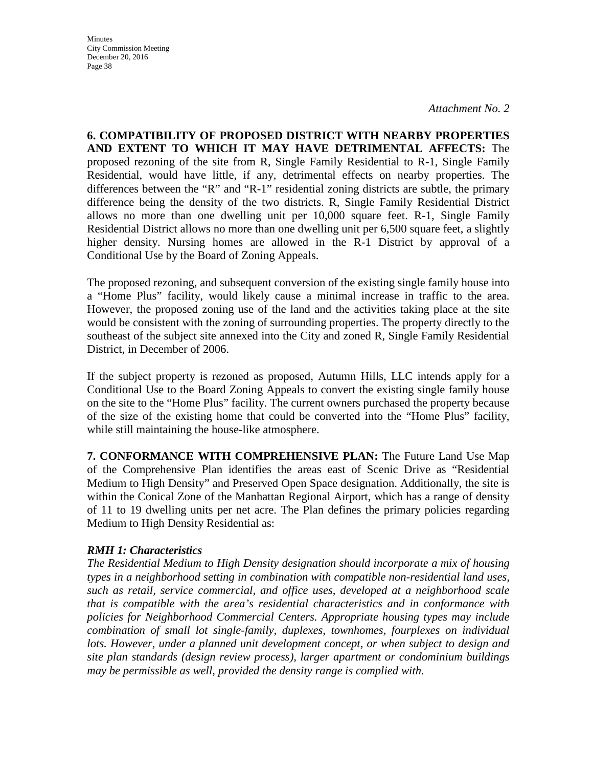*Attachment No. 2*

**6. COMPATIBILITY OF PROPOSED DISTRICT WITH NEARBY PROPERTIES AND EXTENT TO WHICH IT MAY HAVE DETRIMENTAL AFFECTS:** The proposed rezoning of the site from R, Single Family Residential to R-1, Single Family Residential, would have little, if any, detrimental effects on nearby properties. The differences between the "R" and "R-1" residential zoning districts are subtle, the primary difference being the density of the two districts. R, Single Family Residential District allows no more than one dwelling unit per 10,000 square feet. R-1, Single Family Residential District allows no more than one dwelling unit per 6,500 square feet, a slightly higher density. Nursing homes are allowed in the R-1 District by approval of a Conditional Use by the Board of Zoning Appeals.

The proposed rezoning, and subsequent conversion of the existing single family house into a "Home Plus" facility, would likely cause a minimal increase in traffic to the area. However, the proposed zoning use of the land and the activities taking place at the site would be consistent with the zoning of surrounding properties. The property directly to the southeast of the subject site annexed into the City and zoned R, Single Family Residential District, in December of 2006.

If the subject property is rezoned as proposed, Autumn Hills, LLC intends apply for a Conditional Use to the Board Zoning Appeals to convert the existing single family house on the site to the "Home Plus" facility. The current owners purchased the property because of the size of the existing home that could be converted into the "Home Plus" facility, while still maintaining the house-like atmosphere.

**7. CONFORMANCE WITH COMPREHENSIVE PLAN:** The Future Land Use Map of the Comprehensive Plan identifies the areas east of Scenic Drive as "Residential Medium to High Density" and Preserved Open Space designation. Additionally, the site is within the Conical Zone of the Manhattan Regional Airport, which has a range of density of 11 to 19 dwelling units per net acre. The Plan defines the primary policies regarding Medium to High Density Residential as:

***RMH 1: Characteristics***

*The Residential Medium to High Density designation should incorporate a mix of housing types in a neighborhood setting in combination with compatible non-residential land uses, such as retail, service commercial, and office uses, developed at a neighborhood scale that is compatible with the area's residential characteristics and in conformance with policies for Neighborhood Commercial Centers. Appropriate housing types may include combination of small lot single-family, duplexes, townhomes, fourplexes on individual lots. However, under a planned unit development concept, or when subject to design and site plan standards (design review process), larger apartment or condominium buildings may be permissible as well, provided the density range is complied with.*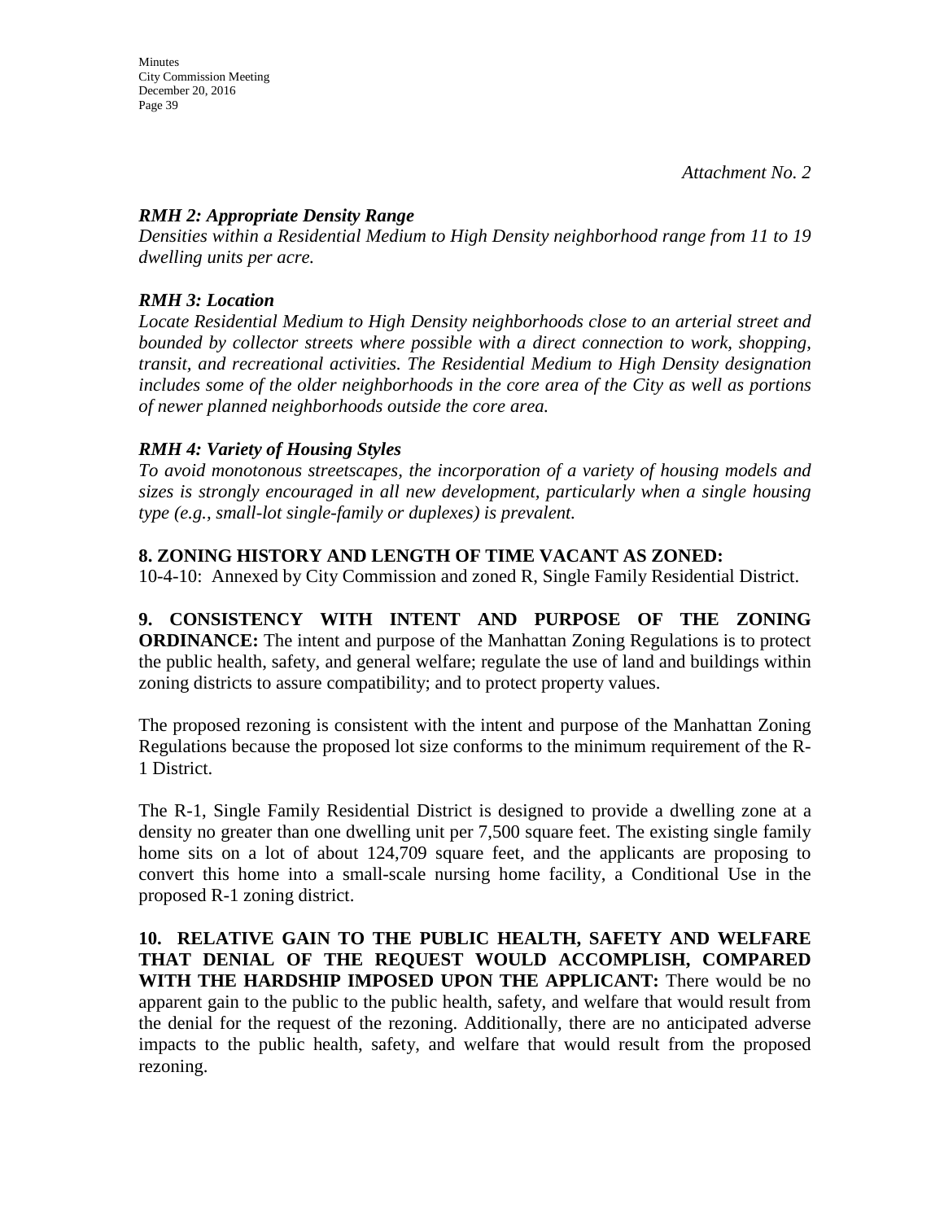*Attachment No. 2*

***RMH 2: Appropriate Density Range***
*Densities within a Residential Medium to High Density neighborhood range from 11 to 19 dwelling units per acre.*

***RMH 3: Location***
*Locate Residential Medium to High Density neighborhoods close to an arterial street and bounded by collector streets where possible with a direct connection to work, shopping, transit, and recreational activities. The Residential Medium to High Density designation includes some of the older neighborhoods in the core area of the City as well as portions of newer planned neighborhoods outside the core area.*

***RMH 4: Variety of Housing Styles***
*To avoid monotonous streetscapes, the incorporation of a variety of housing models and sizes is strongly encouraged in all new development, particularly when a single housing type (e.g., small-lot single-family or duplexes) is prevalent.*

**8. ZONING HISTORY AND LENGTH OF TIME VACANT AS ZONED:**
10-4-10: Annexed by City Commission and zoned R, Single Family Residential District.

**9. CONSISTENCY WITH INTENT AND PURPOSE OF THE ZONING ORDINANCE:** The intent and purpose of the Manhattan Zoning Regulations is to protect the public health, safety, and general welfare; regulate the use of land and buildings within zoning districts to assure compatibility; and to protect property values.

The proposed rezoning is consistent with the intent and purpose of the Manhattan Zoning Regulations because the proposed lot size conforms to the minimum requirement of the R-1 District.

The R-1, Single Family Residential District is designed to provide a dwelling zone at a density no greater than one dwelling unit per 7,500 square feet. The existing single family home sits on a lot of about 124,709 square feet, and the applicants are proposing to convert this home into a small-scale nursing home facility, a Conditional Use in the proposed R-1 zoning district.

**10. RELATIVE GAIN TO THE PUBLIC HEALTH, SAFETY AND WELFARE THAT DENIAL OF THE REQUEST WOULD ACCOMPLISH, COMPARED WITH THE HARDSHIP IMPOSED UPON THE APPLICANT:** There would be no apparent gain to the public to the public health, safety, and welfare that would result from the denial for the request of the rezoning. Additionally, there are no anticipated adverse impacts to the public health, safety, and welfare that would result from the proposed rezoning.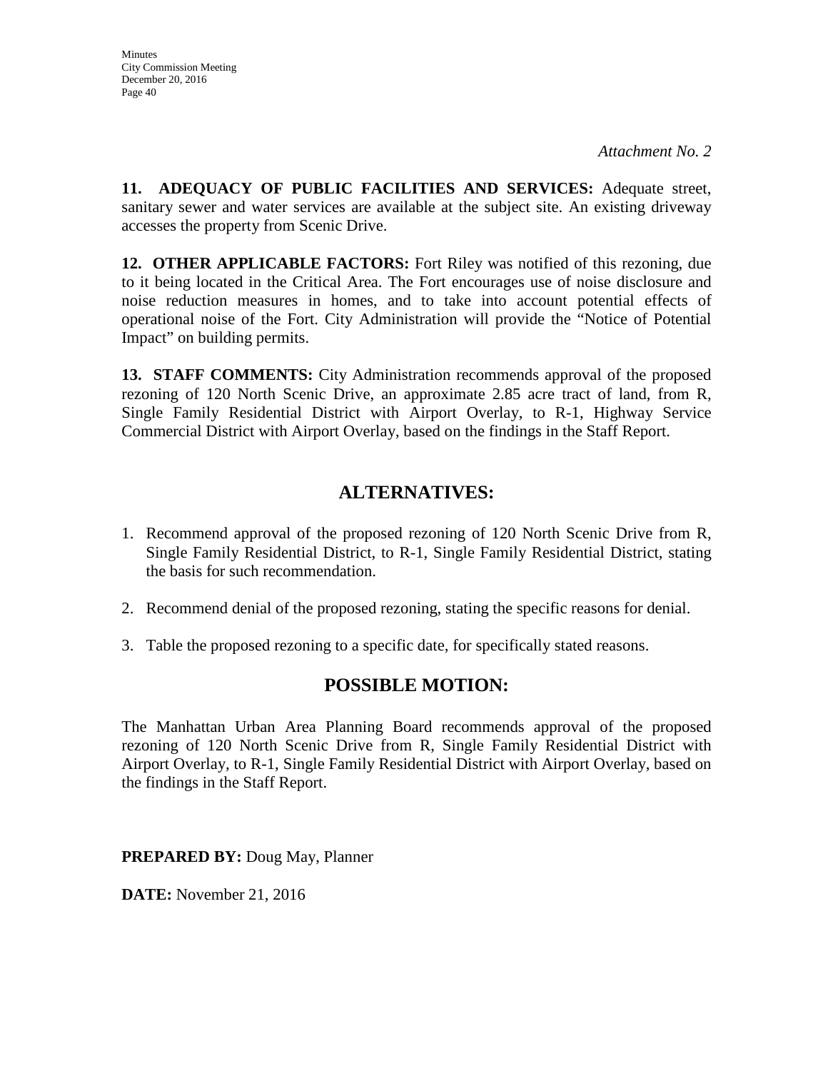*Attachment No. 2*

**11. ADEQUACY OF PUBLIC FACILITIES AND SERVICES:** Adequate street, sanitary sewer and water services are available at the subject site. An existing driveway accesses the property from Scenic Drive.

**12. OTHER APPLICABLE FACTORS:** Fort Riley was notified of this rezoning, due to it being located in the Critical Area. The Fort encourages use of noise disclosure and noise reduction measures in homes, and to take into account potential effects of operational noise of the Fort. City Administration will provide the "Notice of Potential Impact" on building permits.

**13. STAFF COMMENTS:** City Administration recommends approval of the proposed rezoning of 120 North Scenic Drive, an approximate 2.85 acre tract of land, from R, Single Family Residential District with Airport Overlay, to R-1, Highway Service Commercial District with Airport Overlay, based on the findings in the Staff Report.

## ALTERNATIVES:

1. Recommend approval of the proposed rezoning of 120 North Scenic Drive from R, Single Family Residential District, to R-1, Single Family Residential District, stating the basis for such recommendation.

2. Recommend denial of the proposed rezoning, stating the specific reasons for denial.

3. Table the proposed rezoning to a specific date, for specifically stated reasons.

## POSSIBLE MOTION:

The Manhattan Urban Area Planning Board recommends approval of the proposed rezoning of 120 North Scenic Drive from R, Single Family Residential District with Airport Overlay, to R-1, Single Family Residential District with Airport Overlay, based on the findings in the Staff Report.

**PREPARED BY:** Doug May, Planner

**DATE:** November 21, 2016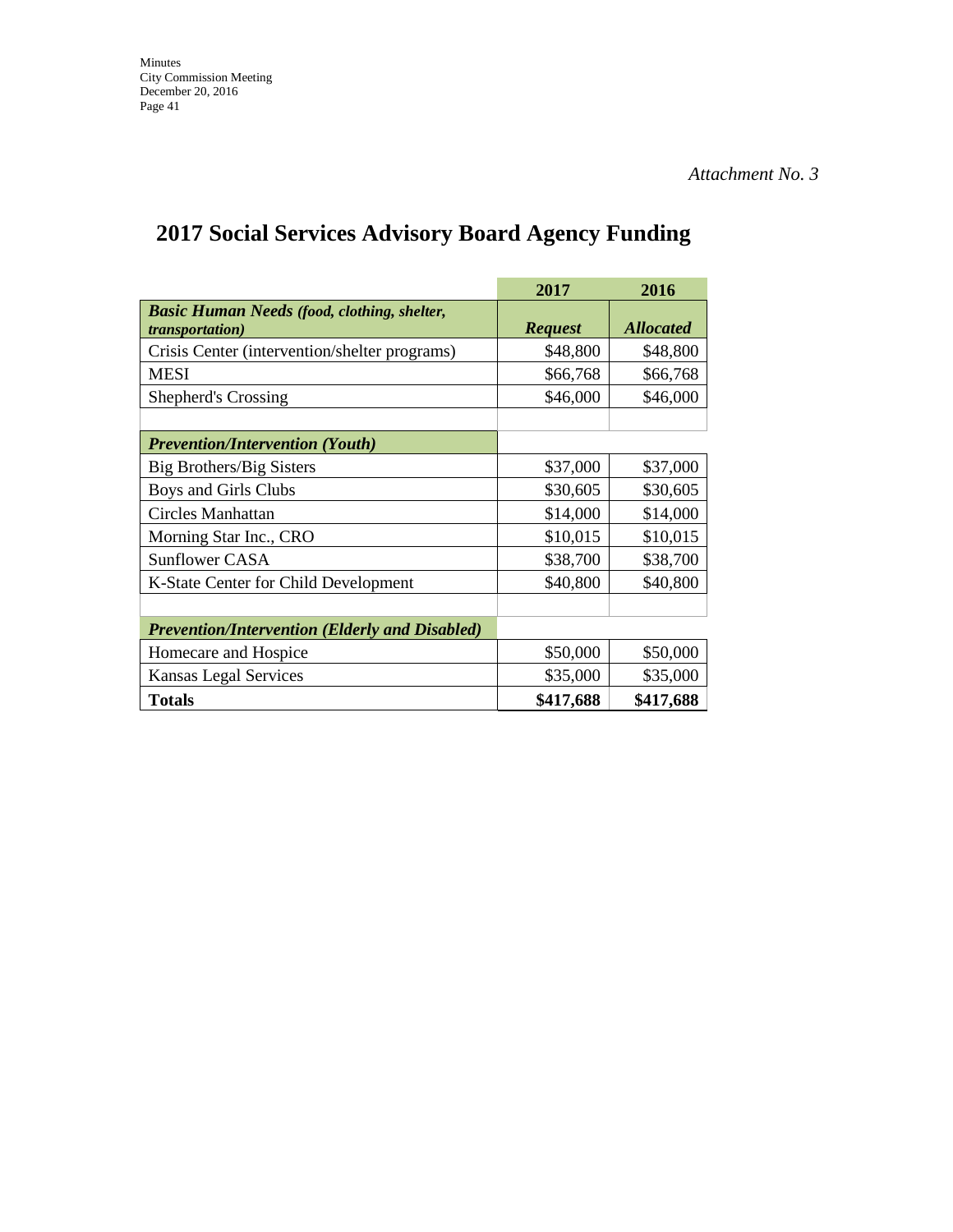*Attachment No. 3*

# 2017 Social Services Advisory Board Agency Funding

| | 2017 | 2016 |
|---|---|---|
| ***Basic Human Needs (food, clothing, shelter, transportation)*** | ***Request*** | ***Allocated*** |
| Crisis Center (intervention/shelter programs) | $48,800 | $48,800 |
| MESI | $66,768 | $66,768 |
| Shepherd's Crossing | $46,000 | $46,000 |
| | | |
| ***Prevention/Intervention (Youth)*** | | |
| Big Brothers/Big Sisters | $37,000 | $37,000 |
| Boys and Girls Clubs | $30,605 | $30,605 |
| Circles Manhattan | $14,000 | $14,000 |
| Morning Star Inc., CRO | $10,015 | $10,015 |
| Sunflower CASA | $38,700 | $38,700 |
| K-State Center for Child Development | $40,800 | $40,800 |
| | | |
| ***Prevention/Intervention (Elderly and Disabled)*** | | |
| Homecare and Hospice | $50,000 | $50,000 |
| Kansas Legal Services | $35,000 | $35,000 |
| **Totals** | **$417,688** | **$417,688** |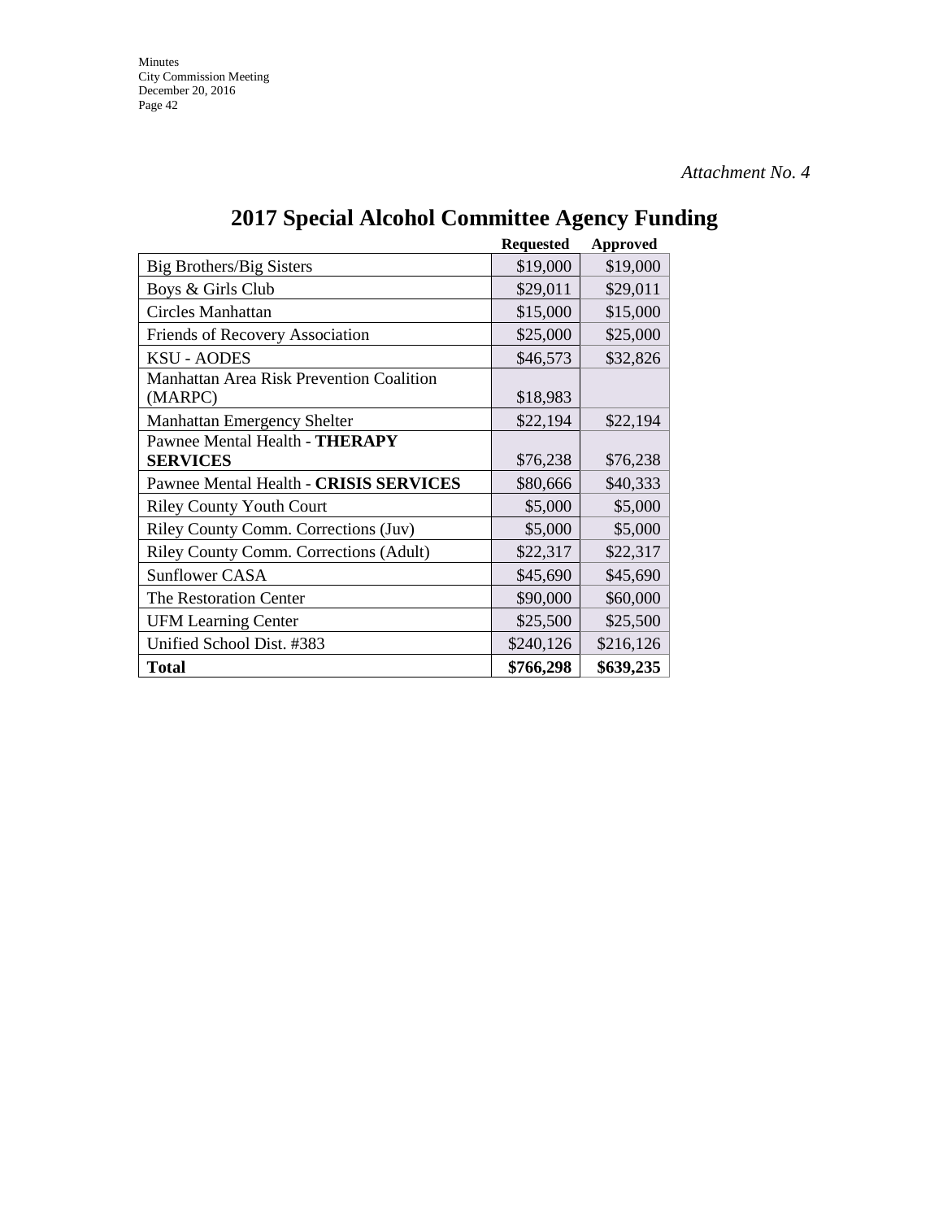*Attachment No. 4*

# 2017 Special Alcohol Committee Agency Funding

| | Requested | Approved |
|---|---|---|
| Big Brothers/Big Sisters | $19,000 | $19,000 |
| Boys & Girls Club | $29,011 | $29,011 |
| Circles Manhattan | $15,000 | $15,000 |
| Friends of Recovery Association | $25,000 | $25,000 |
| KSU - AODES | $46,573 | $32,826 |
| Manhattan Area Risk Prevention Coalition (MARPC) | $18,983 | |
| Manhattan Emergency Shelter | $22,194 | $22,194 |
| Pawnee Mental Health - **THERAPY SERVICES** | $76,238 | $76,238 |
| Pawnee Mental Health - **CRISIS SERVICES** | $80,666 | $40,333 |
| Riley County Youth Court | $5,000 | $5,000 |
| Riley County Comm. Corrections (Juv) | $5,000 | $5,000 |
| Riley County Comm. Corrections (Adult) | $22,317 | $22,317 |
| Sunflower CASA | $45,690 | $45,690 |
| The Restoration Center | $90,000 | $60,000 |
| UFM Learning Center | $25,500 | $25,500 |
| Unified School Dist. #383 | $240,126 | $216,126 |
| **Total** | **$766,298** | **$639,235** |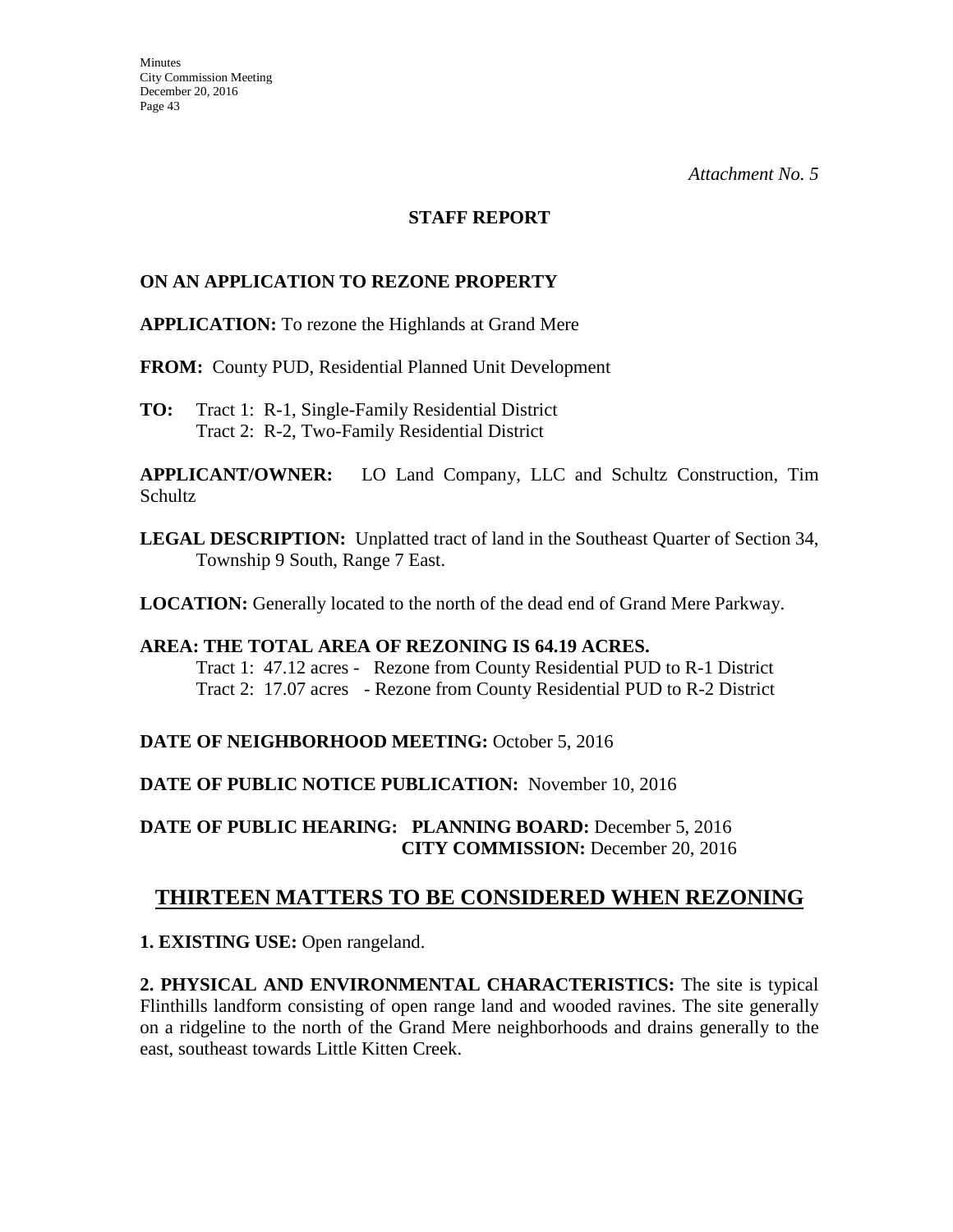*Attachment No. 5*

**STAFF REPORT**

**ON AN APPLICATION TO REZONE PROPERTY**

**APPLICATION:** To rezone the Highlands at Grand Mere

**FROM:** County PUD, Residential Planned Unit Development

**TO:** Tract 1: R-1, Single-Family Residential District
Tract 2: R-2, Two-Family Residential District

**APPLICANT/OWNER:** LO Land Company, LLC and Schultz Construction, Tim Schultz

**LEGAL DESCRIPTION:** Unplatted tract of land in the Southeast Quarter of Section 34, Township 9 South, Range 7 East.

**LOCATION:** Generally located to the north of the dead end of Grand Mere Parkway.

**AREA: THE TOTAL AREA OF REZONING IS 64.19 ACRES.**
Tract 1: 47.12 acres - Rezone from County Residential PUD to R-1 District
Tract 2: 17.07 acres - Rezone from County Residential PUD to R-2 District

**DATE OF NEIGHBORHOOD MEETING:** October 5, 2016

**DATE OF PUBLIC NOTICE PUBLICATION:** November 10, 2016

**DATE OF PUBLIC HEARING: PLANNING BOARD:** December 5, 2016
**CITY COMMISSION:** December 20, 2016

## THIRTEEN MATTERS TO BE CONSIDERED WHEN REZONING

**1. EXISTING USE:** Open rangeland.

**2. PHYSICAL AND ENVIRONMENTAL CHARACTERISTICS:** The site is typical Flinthills landform consisting of open range land and wooded ravines. The site generally on a ridgeline to the north of the Grand Mere neighborhoods and drains generally to the east, southeast towards Little Kitten Creek.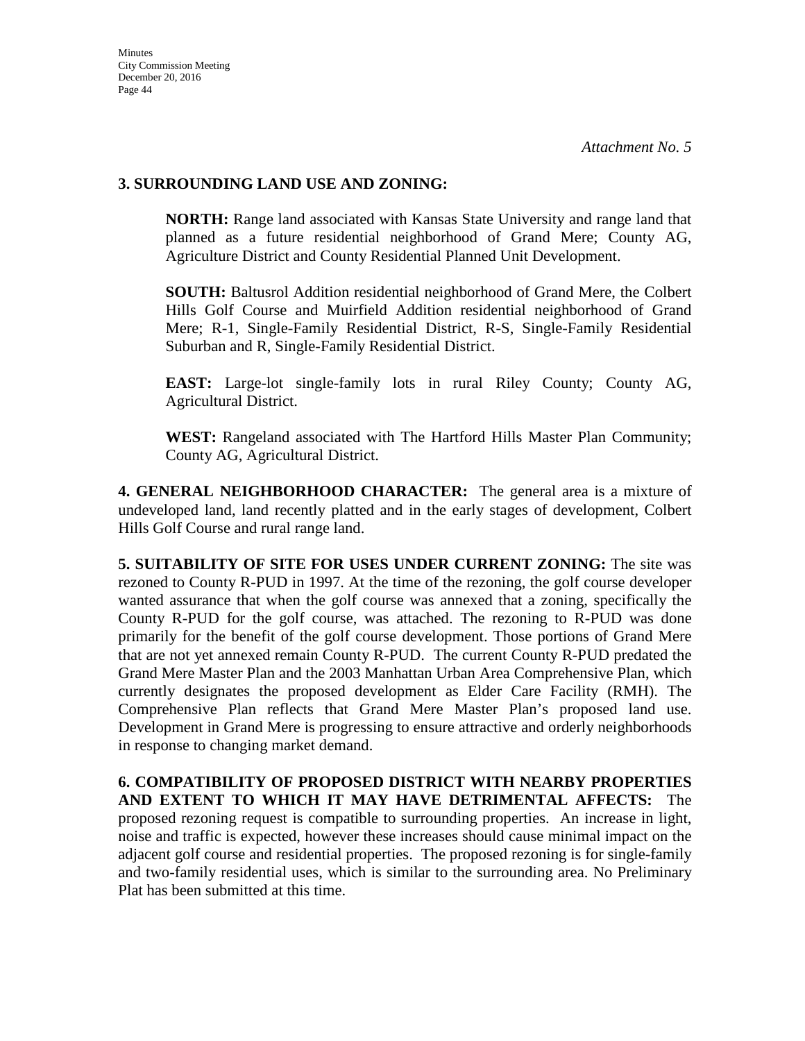*Attachment No. 5*

**3. SURROUNDING LAND USE AND ZONING:**

**NORTH:** Range land associated with Kansas State University and range land that planned as a future residential neighborhood of Grand Mere; County AG, Agriculture District and County Residential Planned Unit Development.

**SOUTH:** Baltusrol Addition residential neighborhood of Grand Mere, the Colbert Hills Golf Course and Muirfield Addition residential neighborhood of Grand Mere; R-1, Single-Family Residential District, R-S, Single-Family Residential Suburban and R, Single-Family Residential District.

**EAST:** Large-lot single-family lots in rural Riley County; County AG, Agricultural District.

**WEST:** Rangeland associated with The Hartford Hills Master Plan Community; County AG, Agricultural District.

**4. GENERAL NEIGHBORHOOD CHARACTER:** The general area is a mixture of undeveloped land, land recently platted and in the early stages of development, Colbert Hills Golf Course and rural range land.

**5. SUITABILITY OF SITE FOR USES UNDER CURRENT ZONING:** The site was rezoned to County R-PUD in 1997. At the time of the rezoning, the golf course developer wanted assurance that when the golf course was annexed that a zoning, specifically the County R-PUD for the golf course, was attached. The rezoning to R-PUD was done primarily for the benefit of the golf course development. Those portions of Grand Mere that are not yet annexed remain County R-PUD. The current County R-PUD predated the Grand Mere Master Plan and the 2003 Manhattan Urban Area Comprehensive Plan, which currently designates the proposed development as Elder Care Facility (RMH). The Comprehensive Plan reflects that Grand Mere Master Plan's proposed land use. Development in Grand Mere is progressing to ensure attractive and orderly neighborhoods in response to changing market demand.

**6. COMPATIBILITY OF PROPOSED DISTRICT WITH NEARBY PROPERTIES AND EXTENT TO WHICH IT MAY HAVE DETRIMENTAL AFFECTS:** The proposed rezoning request is compatible to surrounding properties. An increase in light, noise and traffic is expected, however these increases should cause minimal impact on the adjacent golf course and residential properties. The proposed rezoning is for single-family and two-family residential uses, which is similar to the surrounding area. No Preliminary Plat has been submitted at this time.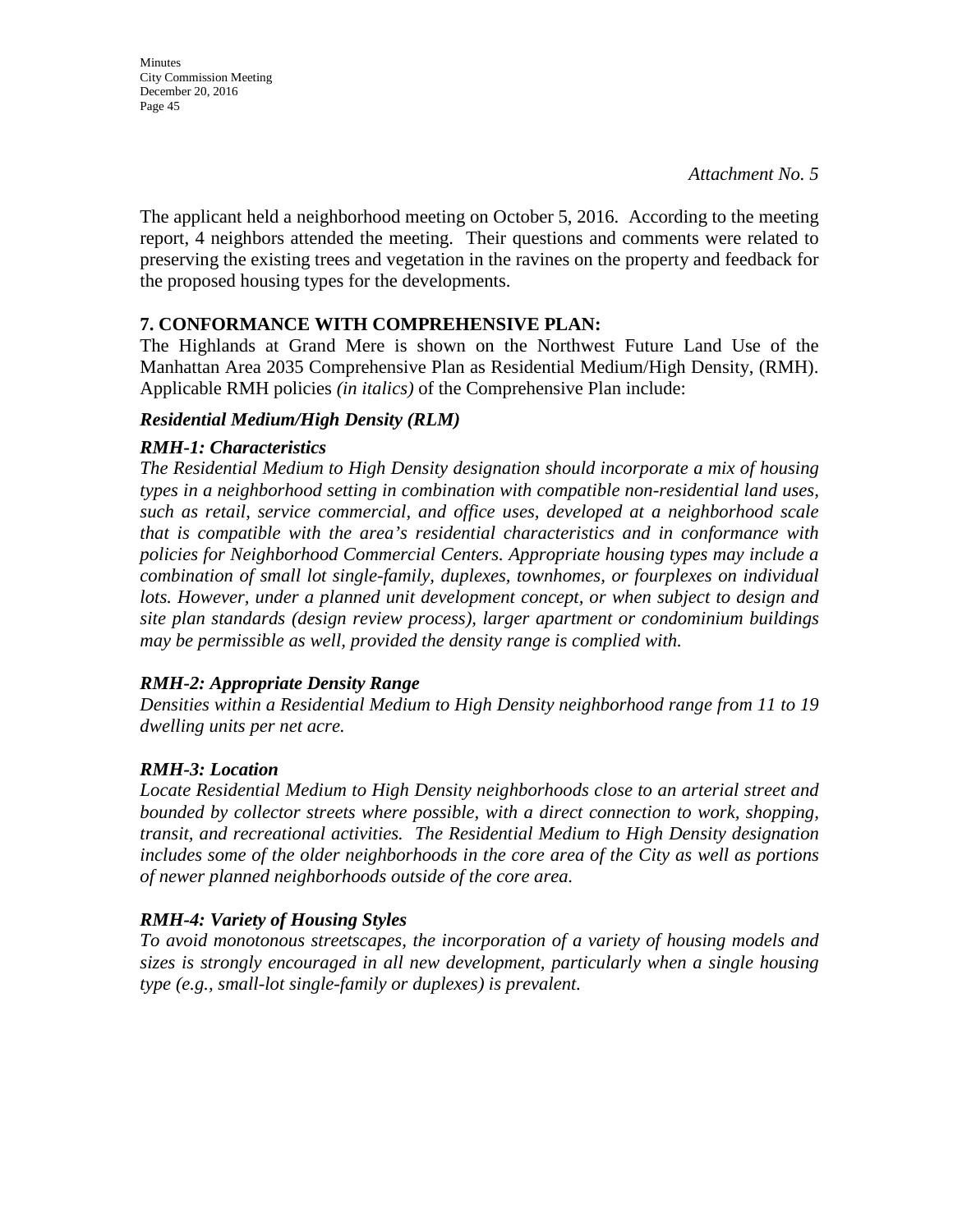*Attachment No. 5*

The applicant held a neighborhood meeting on October 5, 2016. According to the meeting report, 4 neighbors attended the meeting. Their questions and comments were related to preserving the existing trees and vegetation in the ravines on the property and feedback for the proposed housing types for the developments.

**7. CONFORMANCE WITH COMPREHENSIVE PLAN:**

The Highlands at Grand Mere is shown on the Northwest Future Land Use of the Manhattan Area 2035 Comprehensive Plan as Residential Medium/High Density, (RMH). Applicable RMH policies *(in italics)* of the Comprehensive Plan include:

***Residential Medium/High Density (RLM)***

***RMH-1: Characteristics***

*The Residential Medium to High Density designation should incorporate a mix of housing types in a neighborhood setting in combination with compatible non-residential land uses, such as retail, service commercial, and office uses, developed at a neighborhood scale that is compatible with the area's residential characteristics and in conformance with policies for Neighborhood Commercial Centers. Appropriate housing types may include a combination of small lot single-family, duplexes, townhomes, or fourplexes on individual lots. However, under a planned unit development concept, or when subject to design and site plan standards (design review process), larger apartment or condominium buildings may be permissible as well, provided the density range is complied with.*

***RMH-2: Appropriate Density Range***

*Densities within a Residential Medium to High Density neighborhood range from 11 to 19 dwelling units per net acre.*

***RMH-3: Location***

*Locate Residential Medium to High Density neighborhoods close to an arterial street and bounded by collector streets where possible, with a direct connection to work, shopping, transit, and recreational activities. The Residential Medium to High Density designation includes some of the older neighborhoods in the core area of the City as well as portions of newer planned neighborhoods outside of the core area.*

***RMH-4: Variety of Housing Styles***

*To avoid monotonous streetscapes, the incorporation of a variety of housing models and sizes is strongly encouraged in all new development, particularly when a single housing type (e.g., small-lot single-family or duplexes) is prevalent.*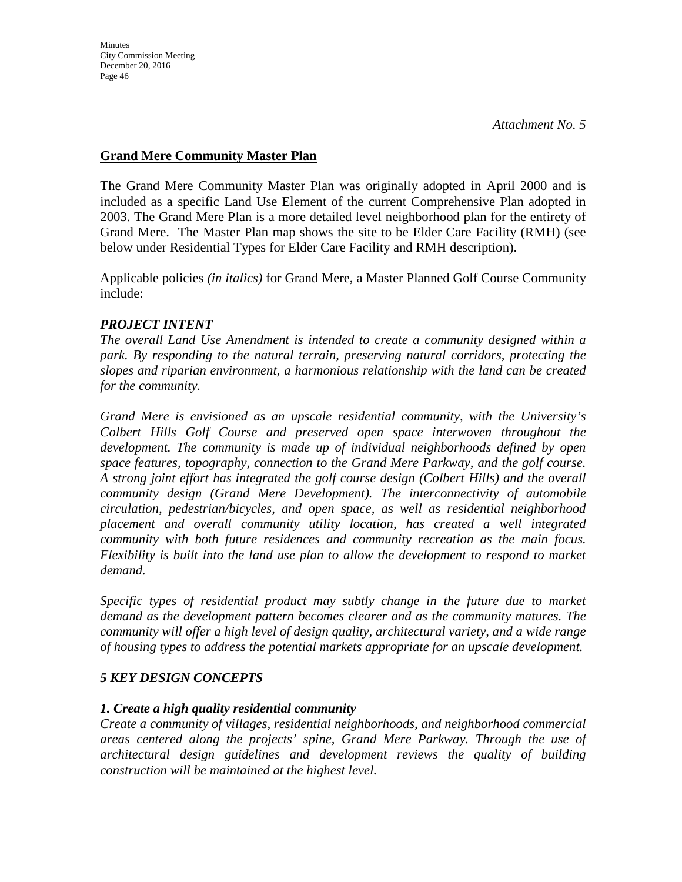*Attachment No. 5*

## Grand Mere Community Master Plan

The Grand Mere Community Master Plan was originally adopted in April 2000 and is included as a specific Land Use Element of the current Comprehensive Plan adopted in 2003. The Grand Mere Plan is a more detailed level neighborhood plan for the entirety of Grand Mere. The Master Plan map shows the site to be Elder Care Facility (RMH) (see below under Residential Types for Elder Care Facility and RMH description).

Applicable policies *(in italics)* for Grand Mere, a Master Planned Golf Course Community include:

### *PROJECT INTENT*

*The overall Land Use Amendment is intended to create a community designed within a park. By responding to the natural terrain, preserving natural corridors, protecting the slopes and riparian environment, a harmonious relationship with the land can be created for the community.*

*Grand Mere is envisioned as an upscale residential community, with the University's Colbert Hills Golf Course and preserved open space interwoven throughout the development. The community is made up of individual neighborhoods defined by open space features, topography, connection to the Grand Mere Parkway, and the golf course. A strong joint effort has integrated the golf course design (Colbert Hills) and the overall community design (Grand Mere Development). The interconnectivity of automobile circulation, pedestrian/bicycles, and open space, as well as residential neighborhood placement and overall community utility location, has created a well integrated community with both future residences and community recreation as the main focus. Flexibility is built into the land use plan to allow the development to respond to market demand.*

*Specific types of residential product may subtly change in the future due to market demand as the development pattern becomes clearer and as the community matures. The community will offer a high level of design quality, architectural variety, and a wide range of housing types to address the potential markets appropriate for an upscale development.*

### *5 KEY DESIGN CONCEPTS*

***1. Create a high quality residential community***
*Create a community of villages, residential neighborhoods, and neighborhood commercial areas centered along the projects' spine, Grand Mere Parkway. Through the use of architectural design guidelines and development reviews the quality of building construction will be maintained at the highest level.*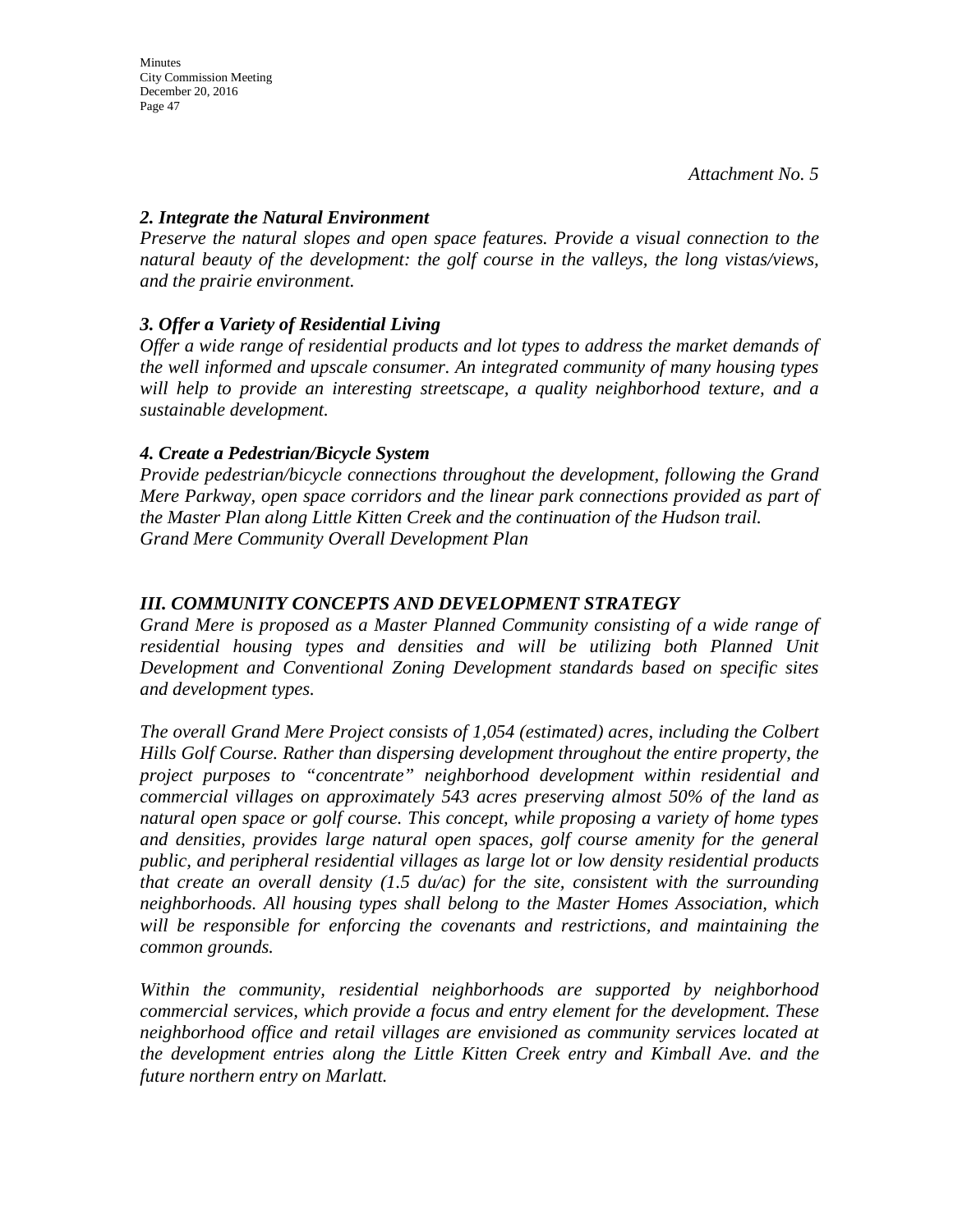*Attachment No. 5*

***2. Integrate the Natural Environment***

*Preserve the natural slopes and open space features. Provide a visual connection to the natural beauty of the development: the golf course in the valleys, the long vistas/views, and the prairie environment.*

***3. Offer a Variety of Residential Living***

*Offer a wide range of residential products and lot types to address the market demands of the well informed and upscale consumer. An integrated community of many housing types will help to provide an interesting streetscape, a quality neighborhood texture, and a sustainable development.*

***4. Create a Pedestrian/Bicycle System***

*Provide pedestrian/bicycle connections throughout the development, following the Grand Mere Parkway, open space corridors and the linear park connections provided as part of the Master Plan along Little Kitten Creek and the continuation of the Hudson trail.*
*Grand Mere Community Overall Development Plan*

***III. COMMUNITY CONCEPTS AND DEVELOPMENT STRATEGY***

*Grand Mere is proposed as a Master Planned Community consisting of a wide range of residential housing types and densities and will be utilizing both Planned Unit Development and Conventional Zoning Development standards based on specific sites and development types.*

*The overall Grand Mere Project consists of 1,054 (estimated) acres, including the Colbert Hills Golf Course. Rather than dispersing development throughout the entire property, the project purposes to "concentrate" neighborhood development within residential and commercial villages on approximately 543 acres preserving almost 50% of the land as natural open space or golf course. This concept, while proposing a variety of home types and densities, provides large natural open spaces, golf course amenity for the general public, and peripheral residential villages as large lot or low density residential products that create an overall density (1.5 du/ac) for the site, consistent with the surrounding neighborhoods. All housing types shall belong to the Master Homes Association, which will be responsible for enforcing the covenants and restrictions, and maintaining the common grounds.*

*Within the community, residential neighborhoods are supported by neighborhood commercial services, which provide a focus and entry element for the development. These neighborhood office and retail villages are envisioned as community services located at the development entries along the Little Kitten Creek entry and Kimball Ave. and the future northern entry on Marlatt.*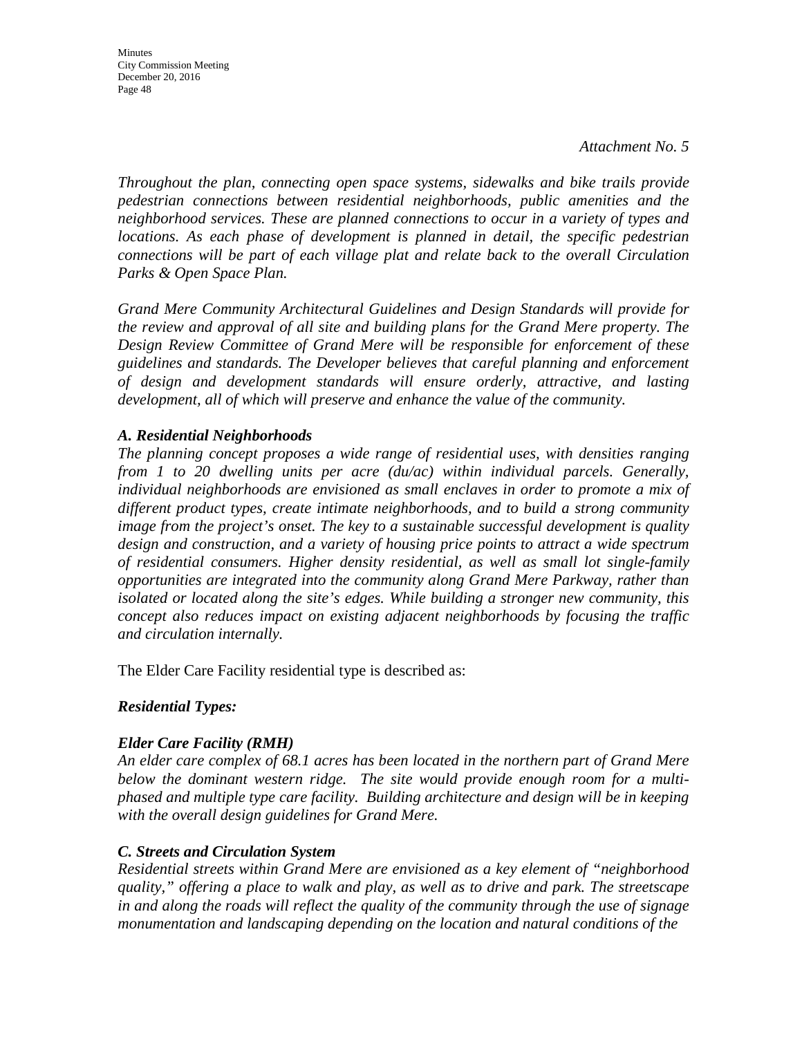*Attachment No. 5*

*Throughout the plan, connecting open space systems, sidewalks and bike trails provide pedestrian connections between residential neighborhoods, public amenities and the neighborhood services. These are planned connections to occur in a variety of types and locations. As each phase of development is planned in detail, the specific pedestrian connections will be part of each village plat and relate back to the overall Circulation Parks & Open Space Plan.*

*Grand Mere Community Architectural Guidelines and Design Standards will provide for the review and approval of all site and building plans for the Grand Mere property. The Design Review Committee of Grand Mere will be responsible for enforcement of these guidelines and standards. The Developer believes that careful planning and enforcement of design and development standards will ensure orderly, attractive, and lasting development, all of which will preserve and enhance the value of the community.*

***A. Residential Neighborhoods***

*The planning concept proposes a wide range of residential uses, with densities ranging from 1 to 20 dwelling units per acre (du/ac) within individual parcels. Generally, individual neighborhoods are envisioned as small enclaves in order to promote a mix of different product types, create intimate neighborhoods, and to build a strong community image from the project's onset. The key to a sustainable successful development is quality design and construction, and a variety of housing price points to attract a wide spectrum of residential consumers. Higher density residential, as well as small lot single-family opportunities are integrated into the community along Grand Mere Parkway, rather than isolated or located along the site's edges. While building a stronger new community, this concept also reduces impact on existing adjacent neighborhoods by focusing the traffic and circulation internally.*

The Elder Care Facility residential type is described as:

***Residential Types:***

***Elder Care Facility (RMH)***

*An elder care complex of 68.1 acres has been located in the northern part of Grand Mere below the dominant western ridge. The site would provide enough room for a multi-phased and multiple type care facility. Building architecture and design will be in keeping with the overall design guidelines for Grand Mere.*

***C. Streets and Circulation System***

*Residential streets within Grand Mere are envisioned as a key element of "neighborhood quality," offering a place to walk and play, as well as to drive and park. The streetscape in and along the roads will reflect the quality of the community through the use of signage monumentation and landscaping depending on the location and natural conditions of the*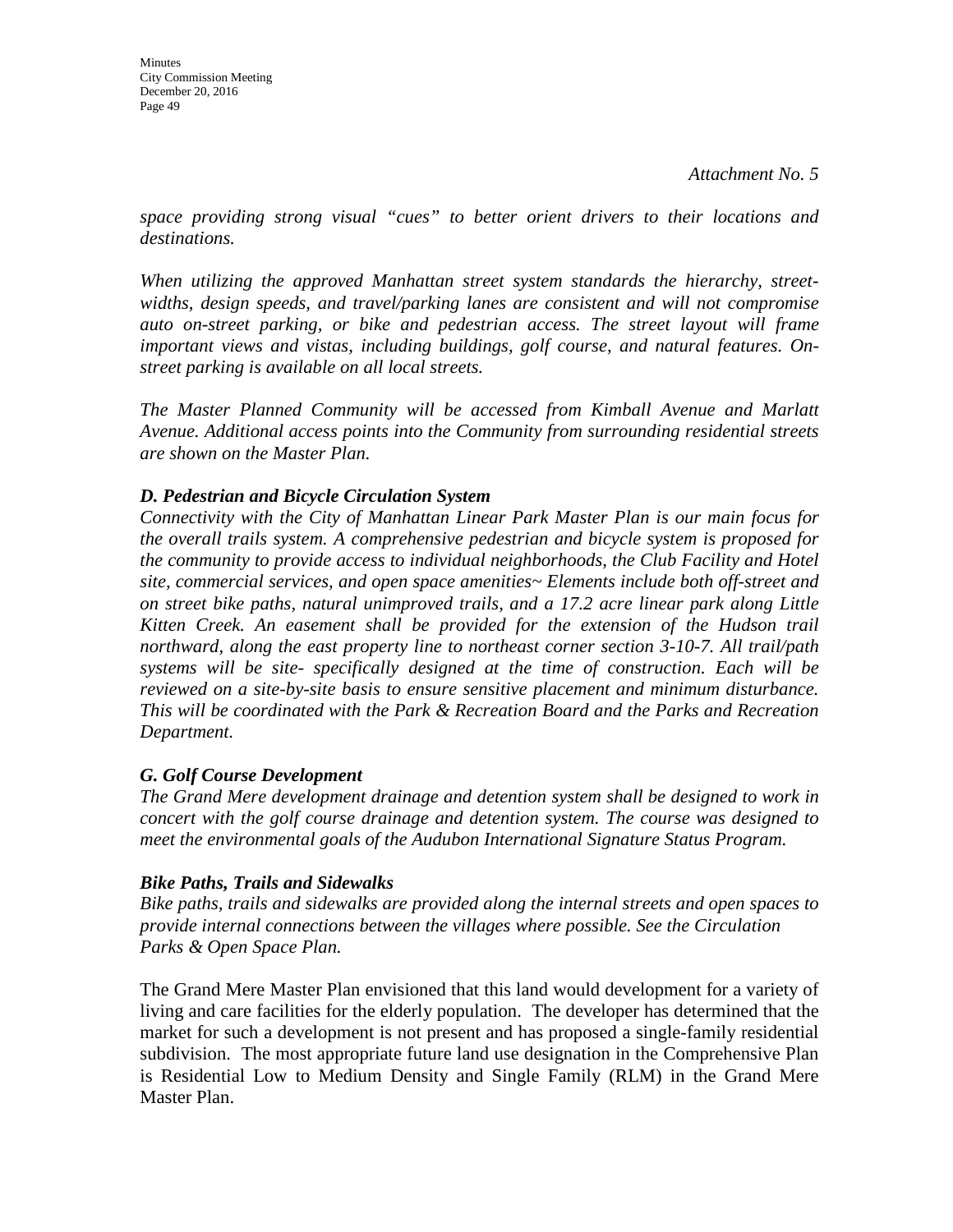*Attachment No. 5*

*space providing strong visual "cues" to better orient drivers to their locations and destinations.*

*When utilizing the approved Manhattan street system standards the hierarchy, street-widths, design speeds, and travel/parking lanes are consistent and will not compromise auto on-street parking, or bike and pedestrian access. The street layout will frame important views and vistas, including buildings, golf course, and natural features. On-street parking is available on all local streets.*

*The Master Planned Community will be accessed from Kimball Avenue and Marlatt Avenue. Additional access points into the Community from surrounding residential streets are shown on the Master Plan.*

***D. Pedestrian and Bicycle Circulation System***

*Connectivity with the City of Manhattan Linear Park Master Plan is our main focus for the overall trails system. A comprehensive pedestrian and bicycle system is proposed for the community to provide access to individual neighborhoods, the Club Facility and Hotel site, commercial services, and open space amenities~ Elements include both off-street and on street bike paths, natural unimproved trails, and a 17.2 acre linear park along Little Kitten Creek. An easement shall be provided for the extension of the Hudson trail northward, along the east property line to northeast corner section 3-10-7. All trail/path systems will be site- specifically designed at the time of construction. Each will be reviewed on a site-by-site basis to ensure sensitive placement and minimum disturbance. This will be coordinated with the Park & Recreation Board and the Parks and Recreation Department.*

***G. Golf Course Development***

*The Grand Mere development drainage and detention system shall be designed to work in concert with the golf course drainage and detention system. The course was designed to meet the environmental goals of the Audubon International Signature Status Program.*

***Bike Paths, Trails and Sidewalks***

*Bike paths, trails and sidewalks are provided along the internal streets and open spaces to provide internal connections between the villages where possible. See the Circulation Parks & Open Space Plan.*

The Grand Mere Master Plan envisioned that this land would development for a variety of living and care facilities for the elderly population. The developer has determined that the market for such a development is not present and has proposed a single-family residential subdivision. The most appropriate future land use designation in the Comprehensive Plan is Residential Low to Medium Density and Single Family (RLM) in the Grand Mere Master Plan.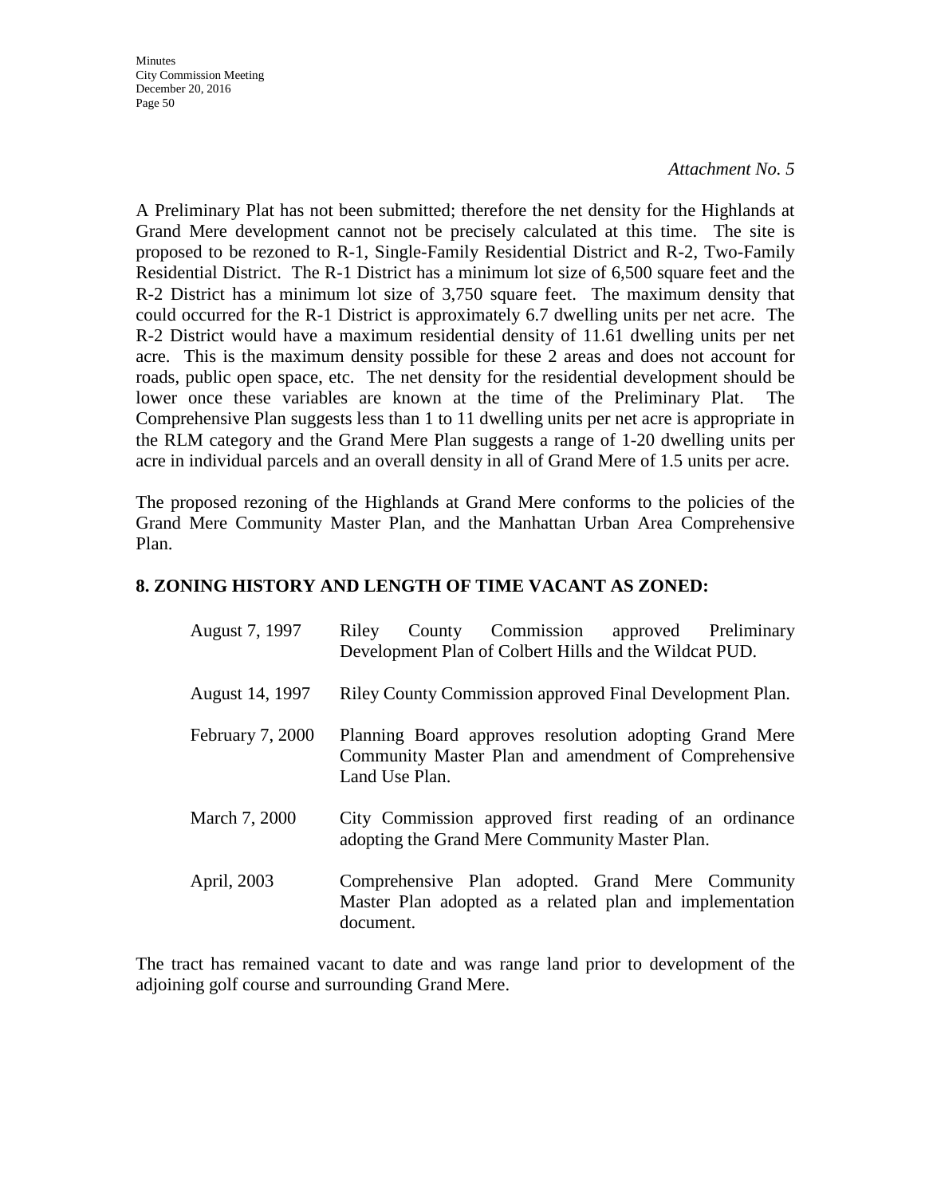*Attachment No. 5*

A Preliminary Plat has not been submitted; therefore the net density for the Highlands at Grand Mere development cannot not be precisely calculated at this time. The site is proposed to be rezoned to R-1, Single-Family Residential District and R-2, Two-Family Residential District. The R-1 District has a minimum lot size of 6,500 square feet and the R-2 District has a minimum lot size of 3,750 square feet. The maximum density that could occurred for the R-1 District is approximately 6.7 dwelling units per net acre. The R-2 District would have a maximum residential density of 11.61 dwelling units per net acre. This is the maximum density possible for these 2 areas and does not account for roads, public open space, etc. The net density for the residential development should be lower once these variables are known at the time of the Preliminary Plat. The Comprehensive Plan suggests less than 1 to 11 dwelling units per net acre is appropriate in the RLM category and the Grand Mere Plan suggests a range of 1-20 dwelling units per acre in individual parcels and an overall density in all of Grand Mere of 1.5 units per acre.

The proposed rezoning of the Highlands at Grand Mere conforms to the policies of the Grand Mere Community Master Plan, and the Manhattan Urban Area Comprehensive Plan.

**8. ZONING HISTORY AND LENGTH OF TIME VACANT AS ZONED:**

| | |
|---|---|
| August 7, 1997 | Riley County Commission approved Preliminary Development Plan of Colbert Hills and the Wildcat PUD. |
| August 14, 1997 | Riley County Commission approved Final Development Plan. |
| February 7, 2000 | Planning Board approves resolution adopting Grand Mere Community Master Plan and amendment of Comprehensive Land Use Plan. |
| March 7, 2000 | City Commission approved first reading of an ordinance adopting the Grand Mere Community Master Plan. |
| April, 2003 | Comprehensive Plan adopted. Grand Mere Community Master Plan adopted as a related plan and implementation document. |

The tract has remained vacant to date and was range land prior to development of the adjoining golf course and surrounding Grand Mere.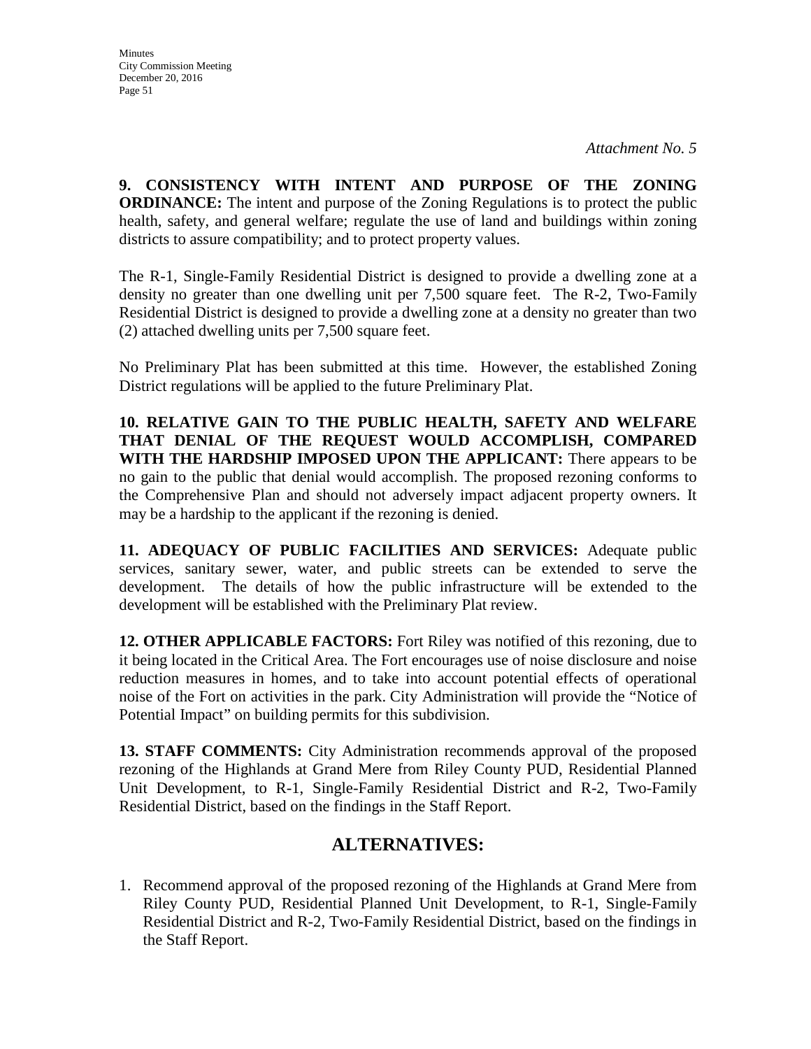*Attachment No. 5*

**9. CONSISTENCY WITH INTENT AND PURPOSE OF THE ZONING ORDINANCE:** The intent and purpose of the Zoning Regulations is to protect the public health, safety, and general welfare; regulate the use of land and buildings within zoning districts to assure compatibility; and to protect property values.

The R-1, Single-Family Residential District is designed to provide a dwelling zone at a density no greater than one dwelling unit per 7,500 square feet. The R-2, Two-Family Residential District is designed to provide a dwelling zone at a density no greater than two (2) attached dwelling units per 7,500 square feet.

No Preliminary Plat has been submitted at this time. However, the established Zoning District regulations will be applied to the future Preliminary Plat.

**10. RELATIVE GAIN TO THE PUBLIC HEALTH, SAFETY AND WELFARE THAT DENIAL OF THE REQUEST WOULD ACCOMPLISH, COMPARED WITH THE HARDSHIP IMPOSED UPON THE APPLICANT:** There appears to be no gain to the public that denial would accomplish. The proposed rezoning conforms to the Comprehensive Plan and should not adversely impact adjacent property owners. It may be a hardship to the applicant if the rezoning is denied.

**11. ADEQUACY OF PUBLIC FACILITIES AND SERVICES:** Adequate public services, sanitary sewer, water, and public streets can be extended to serve the development. The details of how the public infrastructure will be extended to the development will be established with the Preliminary Plat review.

**12. OTHER APPLICABLE FACTORS:** Fort Riley was notified of this rezoning, due to it being located in the Critical Area. The Fort encourages use of noise disclosure and noise reduction measures in homes, and to take into account potential effects of operational noise of the Fort on activities in the park. City Administration will provide the "Notice of Potential Impact" on building permits for this subdivision.

**13. STAFF COMMENTS:** City Administration recommends approval of the proposed rezoning of the Highlands at Grand Mere from Riley County PUD, Residential Planned Unit Development, to R-1, Single-Family Residential District and R-2, Two-Family Residential District, based on the findings in the Staff Report.

## ALTERNATIVES:

1. Recommend approval of the proposed rezoning of the Highlands at Grand Mere from Riley County PUD, Residential Planned Unit Development, to R-1, Single-Family Residential District and R-2, Two-Family Residential District, based on the findings in the Staff Report.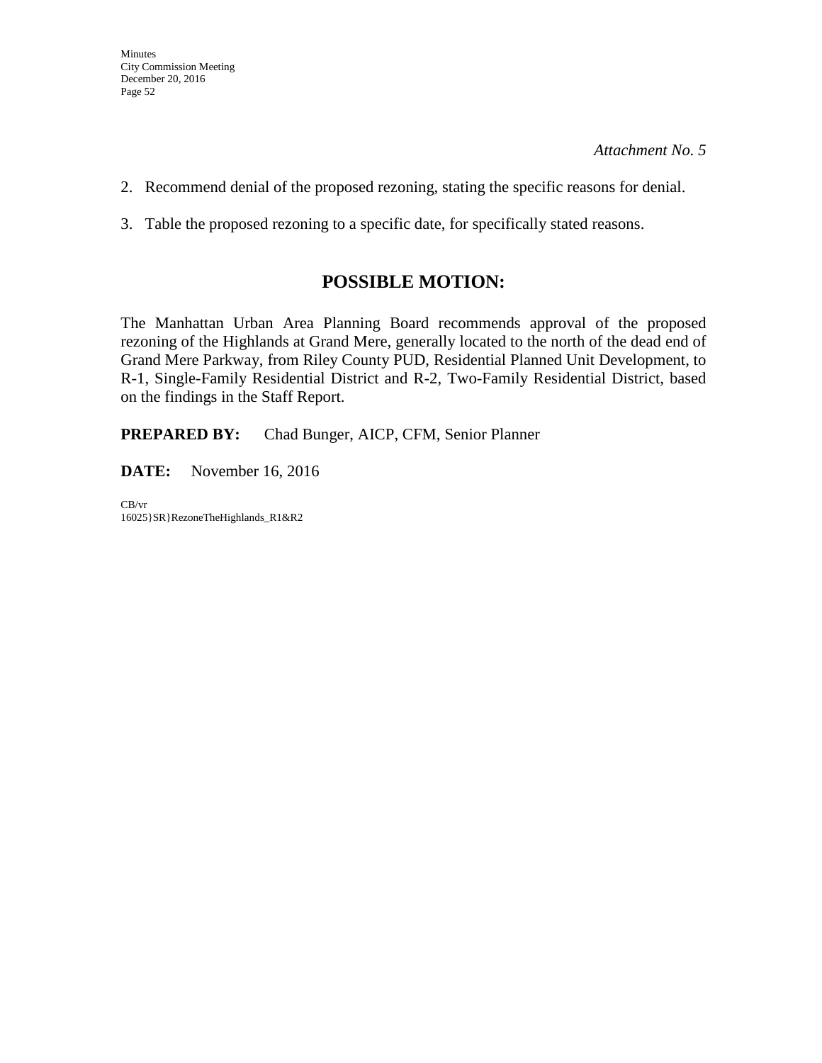*Attachment No. 5*

2. Recommend denial of the proposed rezoning, stating the specific reasons for denial.

3. Table the proposed rezoning to a specific date, for specifically stated reasons.

## POSSIBLE MOTION:

The Manhattan Urban Area Planning Board recommends approval of the proposed rezoning of the Highlands at Grand Mere, generally located to the north of the dead end of Grand Mere Parkway, from Riley County PUD, Residential Planned Unit Development, to R-1, Single-Family Residential District and R-2, Two-Family Residential District, based on the findings in the Staff Report.

**PREPARED BY:** Chad Bunger, AICP, CFM, Senior Planner

**DATE:** November 16, 2016

CB/vr
16025}SR}RezoneTheHighlands_R1&R2